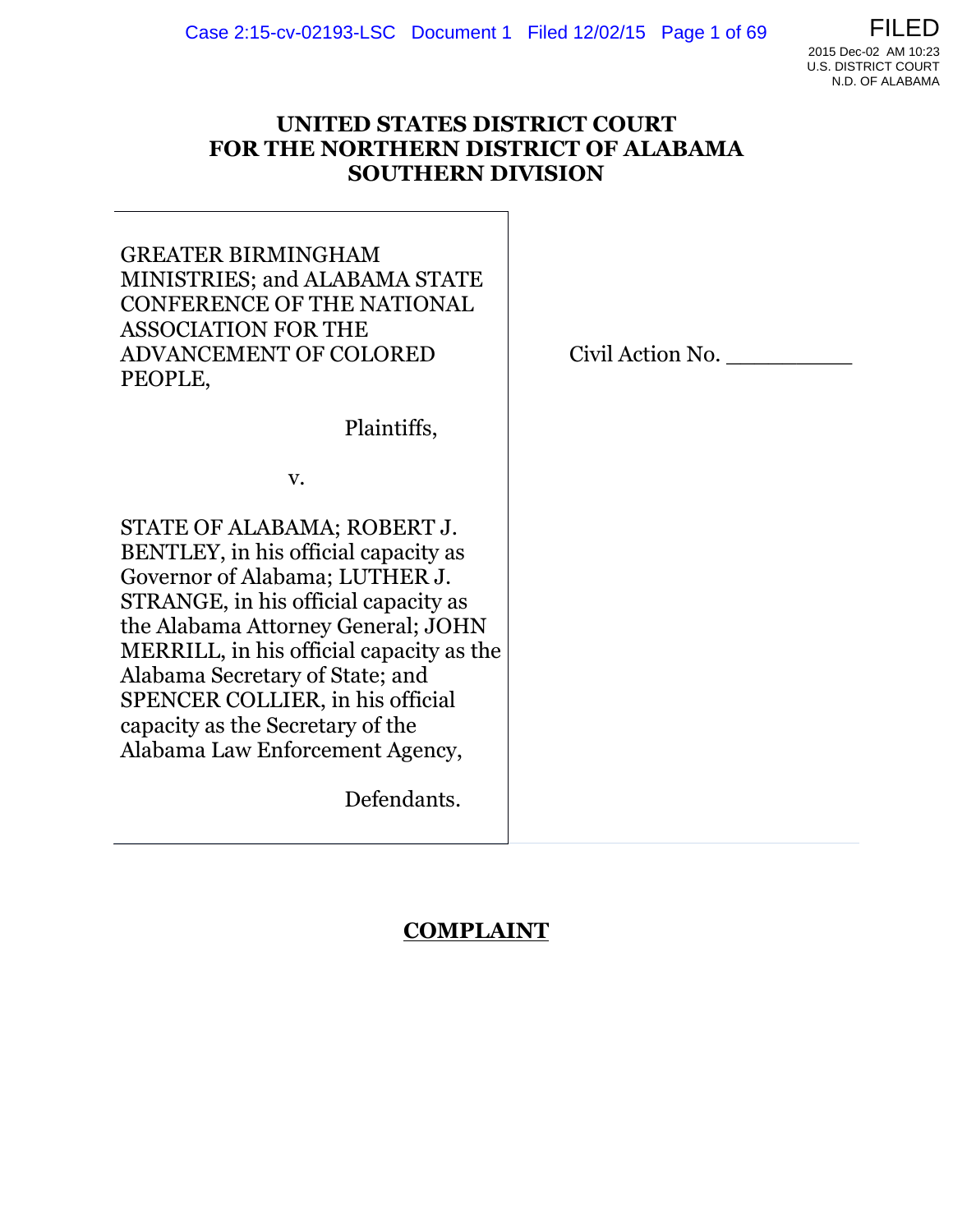**UNITED STATES DISTRICT COURT**
**FOR THE NORTHERN DISTRICT OF ALABAMA**
**SOUTHERN DIVISION**

| | |
|---|---|
| GREATER BIRMINGHAM MINISTRIES; and ALABAMA STATE CONFERENCE OF THE NATIONAL ASSOCIATION FOR THE ADVANCEMENT OF COLORED PEOPLE,<br><br>Plaintiffs,<br><br>v.<br><br>STATE OF ALABAMA; ROBERT J. BENTLEY, in his official capacity as Governor of Alabama; LUTHER J. STRANGE, in his official capacity as the Alabama Attorney General; JOHN MERRILL, in his official capacity as the Alabama Secretary of State; and SPENCER COLLIER, in his official capacity as the Secretary of the Alabama Law Enforcement Agency,<br><br>Defendants. | Civil Action No. __________ |

**COMPLAINT**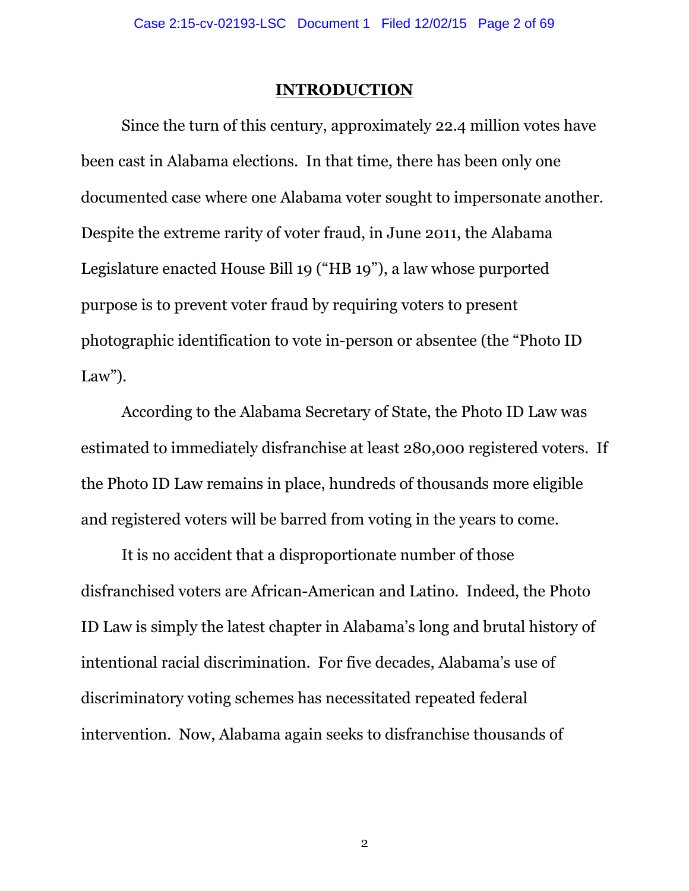## INTRODUCTION

Since the turn of this century, approximately 22.4 million votes have been cast in Alabama elections. In that time, there has been only one documented case where one Alabama voter sought to impersonate another. Despite the extreme rarity of voter fraud, in June 2011, the Alabama Legislature enacted House Bill 19 ("HB 19"), a law whose purported purpose is to prevent voter fraud by requiring voters to present photographic identification to vote in-person or absentee (the "Photo ID Law").

According to the Alabama Secretary of State, the Photo ID Law was estimated to immediately disfranchise at least 280,000 registered voters. If the Photo ID Law remains in place, hundreds of thousands more eligible and registered voters will be barred from voting in the years to come.

It is no accident that a disproportionate number of those disfranchised voters are African-American and Latino. Indeed, the Photo ID Law is simply the latest chapter in Alabama's long and brutal history of intentional racial discrimination. For five decades, Alabama's use of discriminatory voting schemes has necessitated repeated federal intervention. Now, Alabama again seeks to disfranchise thousands of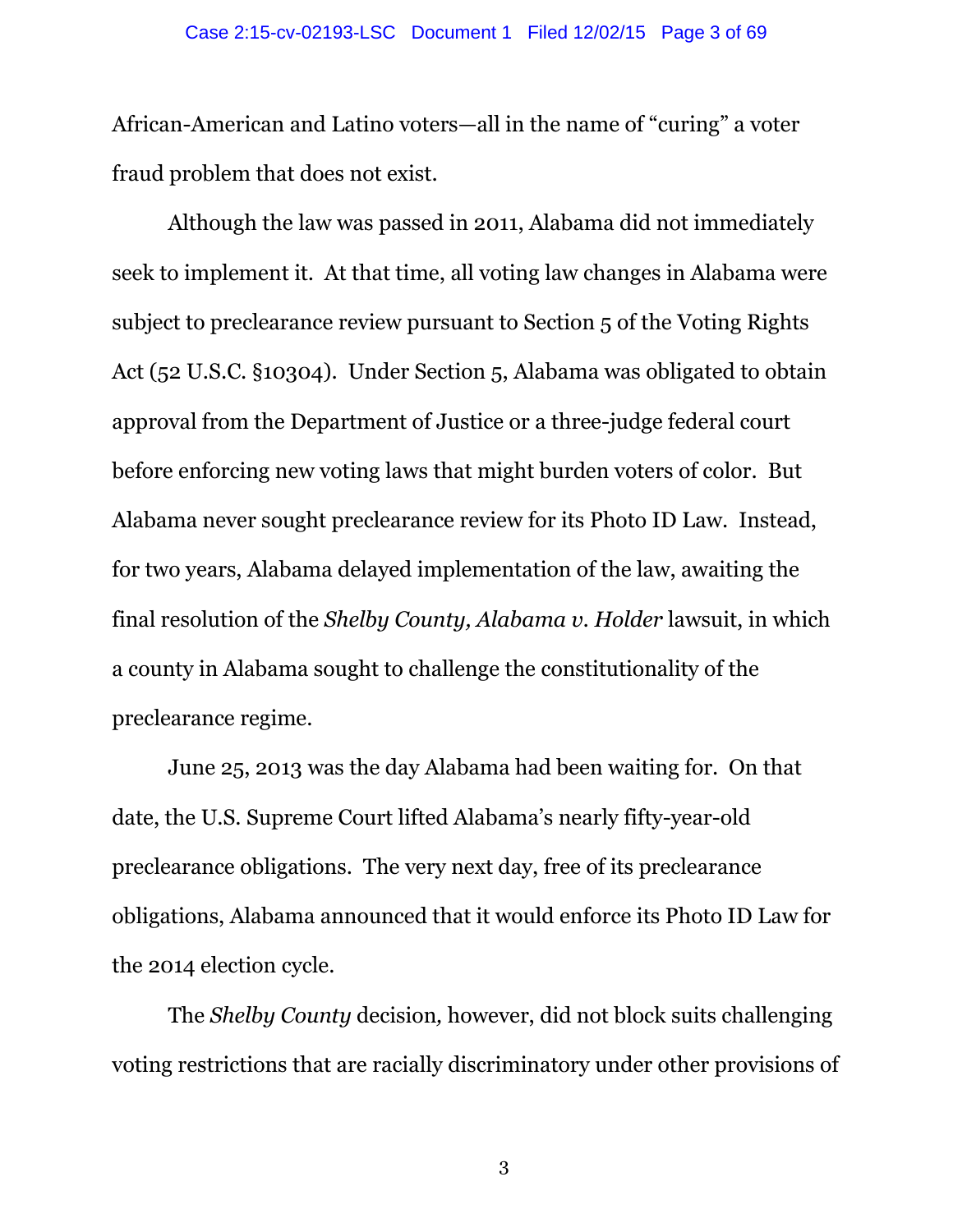African-American and Latino voters—all in the name of "curing" a voter fraud problem that does not exist.

Although the law was passed in 2011, Alabama did not immediately seek to implement it. At that time, all voting law changes in Alabama were subject to preclearance review pursuant to Section 5 of the Voting Rights Act (52 U.S.C. §10304). Under Section 5, Alabama was obligated to obtain approval from the Department of Justice or a three-judge federal court before enforcing new voting laws that might burden voters of color. But Alabama never sought preclearance review for its Photo ID Law. Instead, for two years, Alabama delayed implementation of the law, awaiting the final resolution of the *Shelby County, Alabama v. Holder* lawsuit, in which a county in Alabama sought to challenge the constitutionality of the preclearance regime.

June 25, 2013 was the day Alabama had been waiting for. On that date, the U.S. Supreme Court lifted Alabama's nearly fifty-year-old preclearance obligations. The very next day, free of its preclearance obligations, Alabama announced that it would enforce its Photo ID Law for the 2014 election cycle.

The *Shelby County* decision*,* however, did not block suits challenging voting restrictions that are racially discriminatory under other provisions of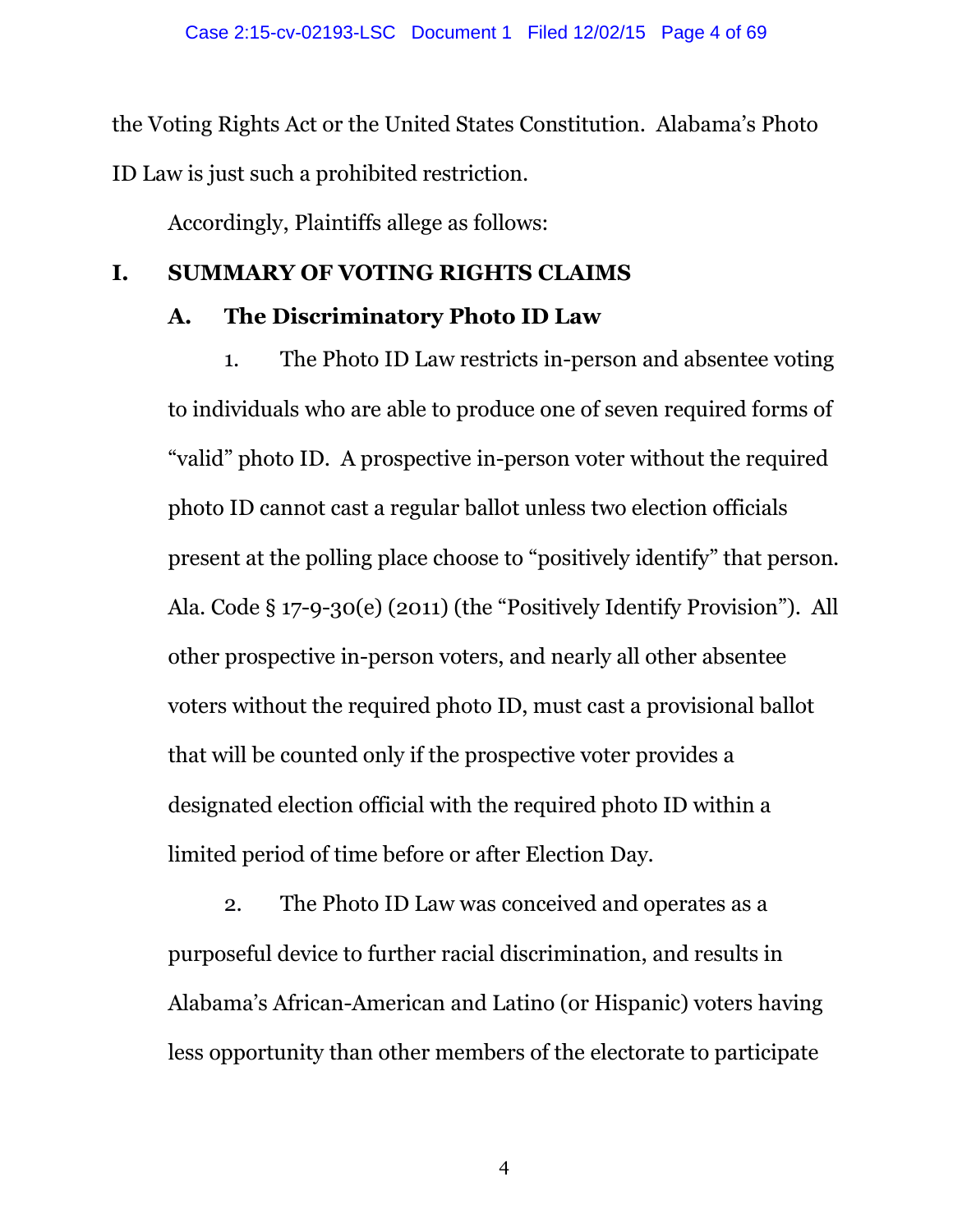the Voting Rights Act or the United States Constitution. Alabama's Photo ID Law is just such a prohibited restriction.

Accordingly, Plaintiffs allege as follows:

# I. SUMMARY OF VOTING RIGHTS CLAIMS

## A. The Discriminatory Photo ID Law

1. The Photo ID Law restricts in-person and absentee voting to individuals who are able to produce one of seven required forms of "valid" photo ID. A prospective in-person voter without the required photo ID cannot cast a regular ballot unless two election officials present at the polling place choose to "positively identify" that person. Ala. Code § 17-9-30(e) (2011) (the "Positively Identify Provision"). All other prospective in-person voters, and nearly all other absentee voters without the required photo ID, must cast a provisional ballot that will be counted only if the prospective voter provides a designated election official with the required photo ID within a limited period of time before or after Election Day.

2. The Photo ID Law was conceived and operates as a purposeful device to further racial discrimination, and results in Alabama's African-American and Latino (or Hispanic) voters having less opportunity than other members of the electorate to participate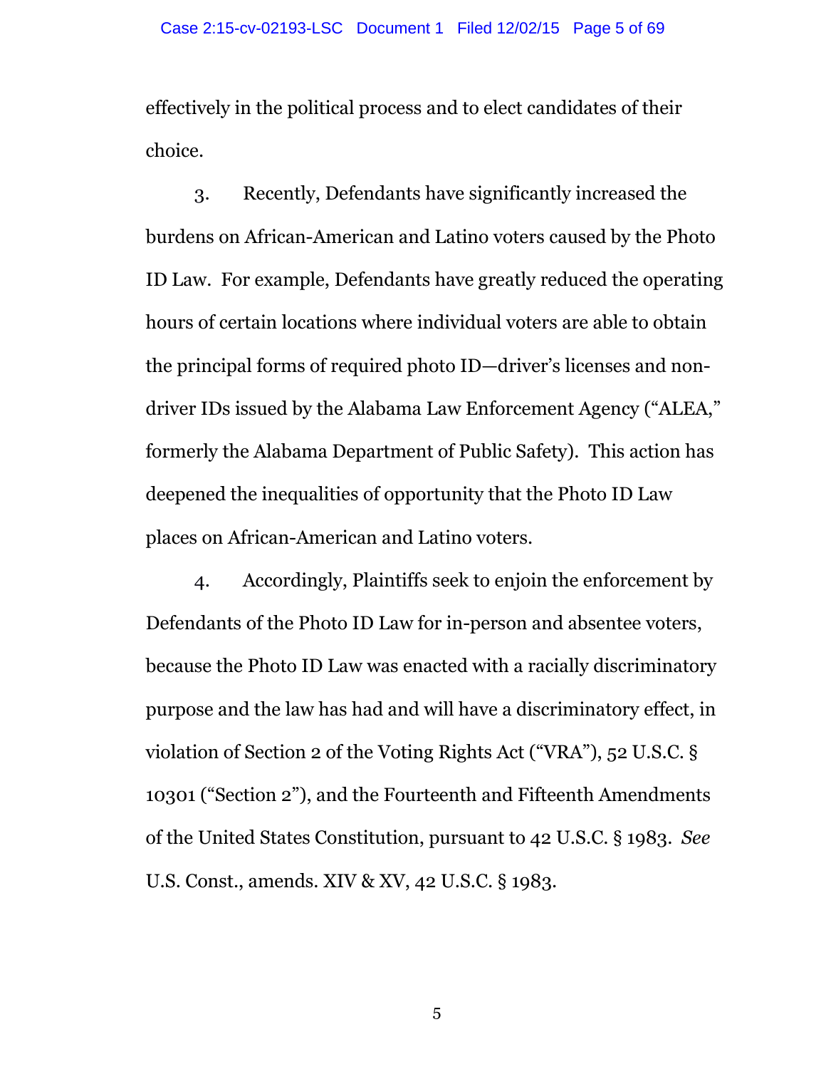effectively in the political process and to elect candidates of their choice.

3. Recently, Defendants have significantly increased the burdens on African-American and Latino voters caused by the Photo ID Law. For example, Defendants have greatly reduced the operating hours of certain locations where individual voters are able to obtain the principal forms of required photo ID—driver's licenses and non-driver IDs issued by the Alabama Law Enforcement Agency ("ALEA," formerly the Alabama Department of Public Safety). This action has deepened the inequalities of opportunity that the Photo ID Law places on African-American and Latino voters.

4. Accordingly, Plaintiffs seek to enjoin the enforcement by Defendants of the Photo ID Law for in-person and absentee voters, because the Photo ID Law was enacted with a racially discriminatory purpose and the law has had and will have a discriminatory effect, in violation of Section 2 of the Voting Rights Act ("VRA"), 52 U.S.C. § 10301 ("Section 2"), and the Fourteenth and Fifteenth Amendments of the United States Constitution, pursuant to 42 U.S.C. § 1983. *See* U.S. Const., amends. XIV & XV, 42 U.S.C. § 1983.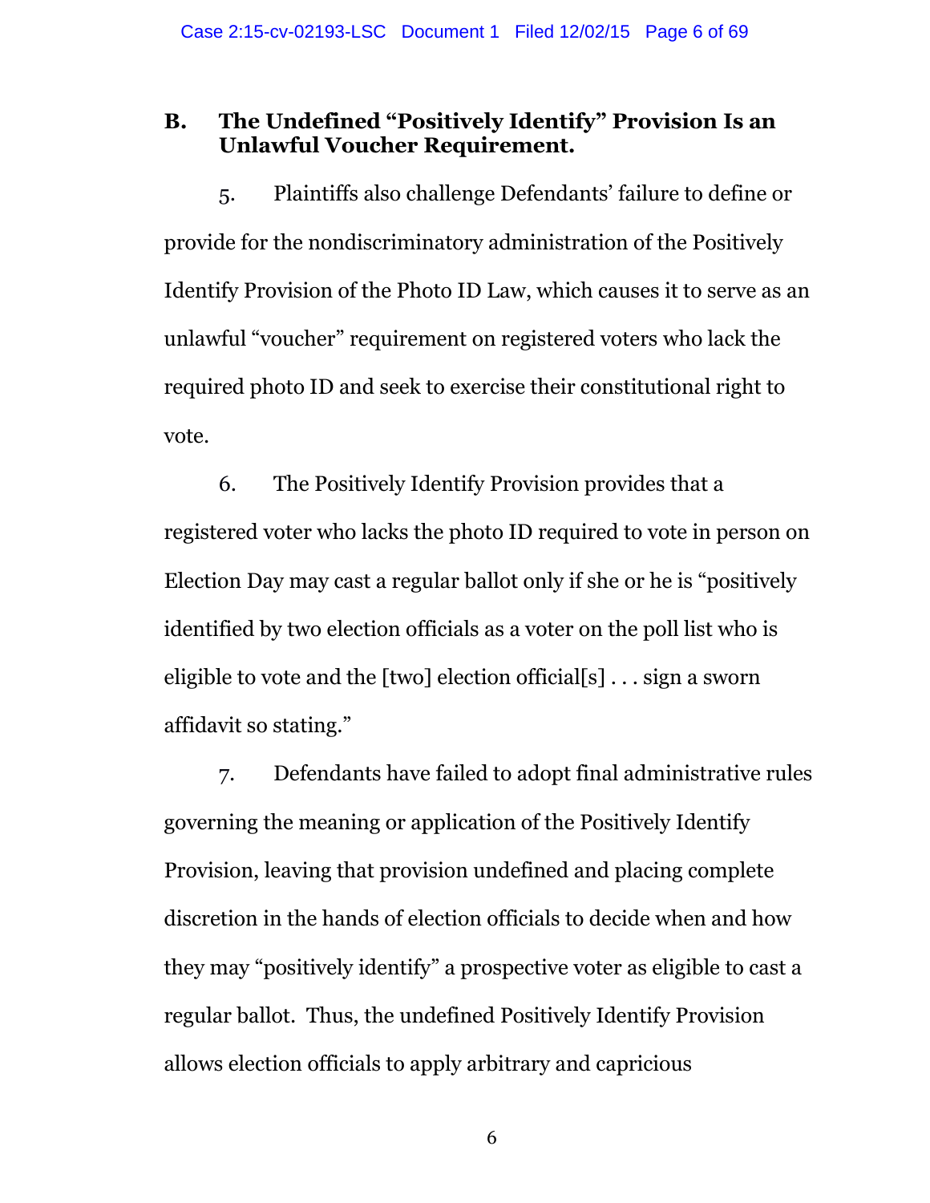## B. The Undefined "Positively Identify" Provision Is an Unlawful Voucher Requirement.

5. Plaintiffs also challenge Defendants' failure to define or provide for the nondiscriminatory administration of the Positively Identify Provision of the Photo ID Law, which causes it to serve as an unlawful "voucher" requirement on registered voters who lack the required photo ID and seek to exercise their constitutional right to vote.

6. The Positively Identify Provision provides that a registered voter who lacks the photo ID required to vote in person on Election Day may cast a regular ballot only if she or he is "positively identified by two election officials as a voter on the poll list who is eligible to vote and the [two] election official[s] . . . sign a sworn affidavit so stating."

7. Defendants have failed to adopt final administrative rules governing the meaning or application of the Positively Identify Provision, leaving that provision undefined and placing complete discretion in the hands of election officials to decide when and how they may "positively identify" a prospective voter as eligible to cast a regular ballot. Thus, the undefined Positively Identify Provision allows election officials to apply arbitrary and capricious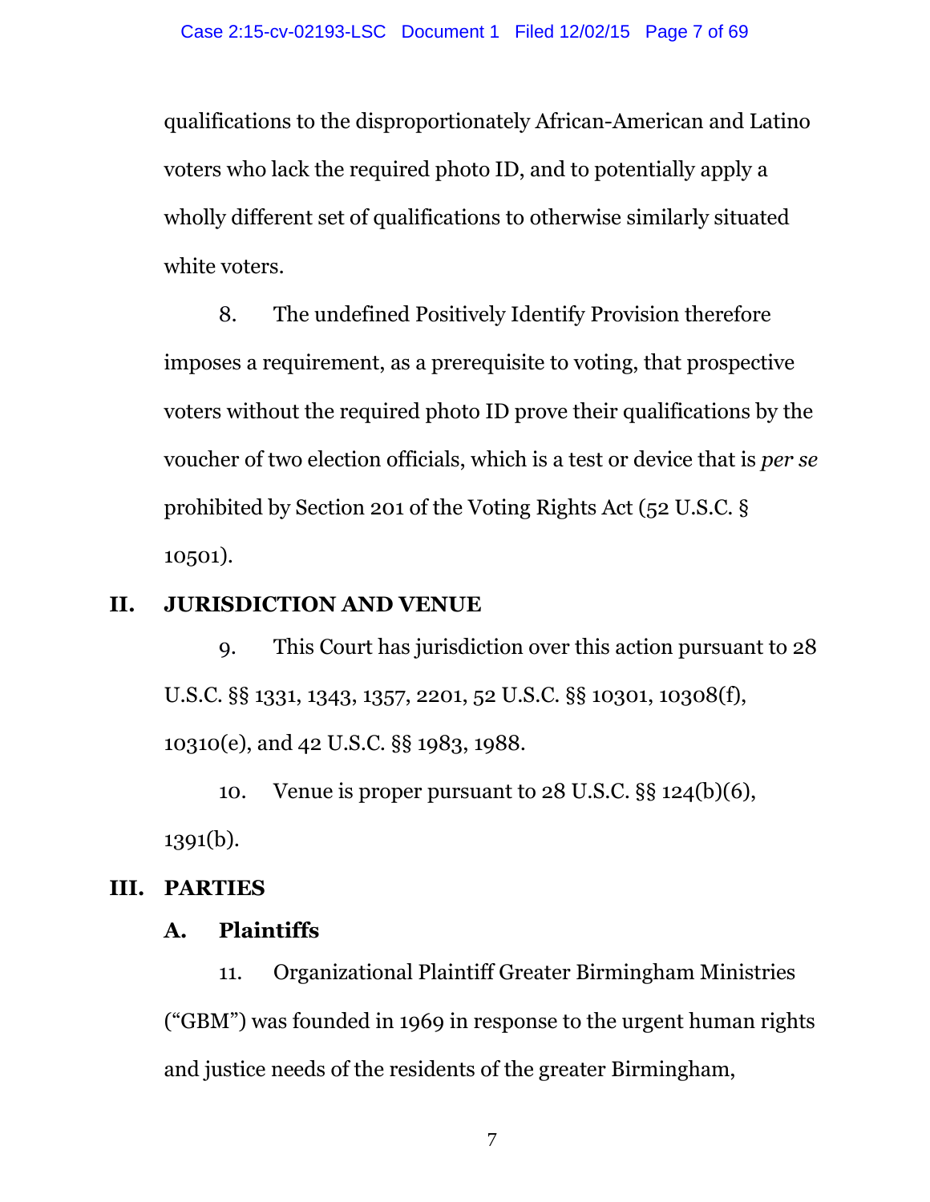qualifications to the disproportionately African-American and Latino voters who lack the required photo ID, and to potentially apply a wholly different set of qualifications to otherwise similarly situated white voters.

8. The undefined Positively Identify Provision therefore imposes a requirement, as a prerequisite to voting, that prospective voters without the required photo ID prove their qualifications by the voucher of two election officials, which is a test or device that is *per se* prohibited by Section 201 of the Voting Rights Act (52 U.S.C. § 10501).

## II. JURISDICTION AND VENUE

9. This Court has jurisdiction over this action pursuant to 28 U.S.C. §§ 1331, 1343, 1357, 2201, 52 U.S.C. §§ 10301, 10308(f), 10310(e), and 42 U.S.C. §§ 1983, 1988.

10. Venue is proper pursuant to 28 U.S.C. §§ 124(b)(6), 1391(b).

## III. PARTIES

### A. Plaintiffs

11. Organizational Plaintiff Greater Birmingham Ministries ("GBM") was founded in 1969 in response to the urgent human rights and justice needs of the residents of the greater Birmingham,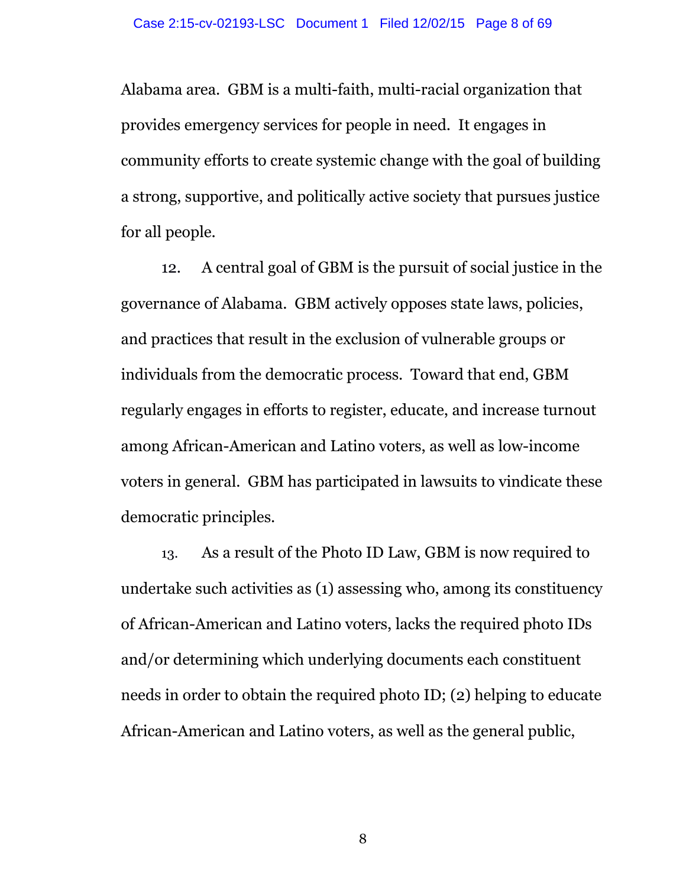Alabama area. GBM is a multi-faith, multi-racial organization that provides emergency services for people in need. It engages in community efforts to create systemic change with the goal of building a strong, supportive, and politically active society that pursues justice for all people.

12. A central goal of GBM is the pursuit of social justice in the governance of Alabama. GBM actively opposes state laws, policies, and practices that result in the exclusion of vulnerable groups or individuals from the democratic process. Toward that end, GBM regularly engages in efforts to register, educate, and increase turnout among African-American and Latino voters, as well as low-income voters in general. GBM has participated in lawsuits to vindicate these democratic principles.

13. As a result of the Photo ID Law, GBM is now required to undertake such activities as (1) assessing who, among its constituency of African-American and Latino voters, lacks the required photo IDs and/or determining which underlying documents each constituent needs in order to obtain the required photo ID; (2) helping to educate African-American and Latino voters, as well as the general public,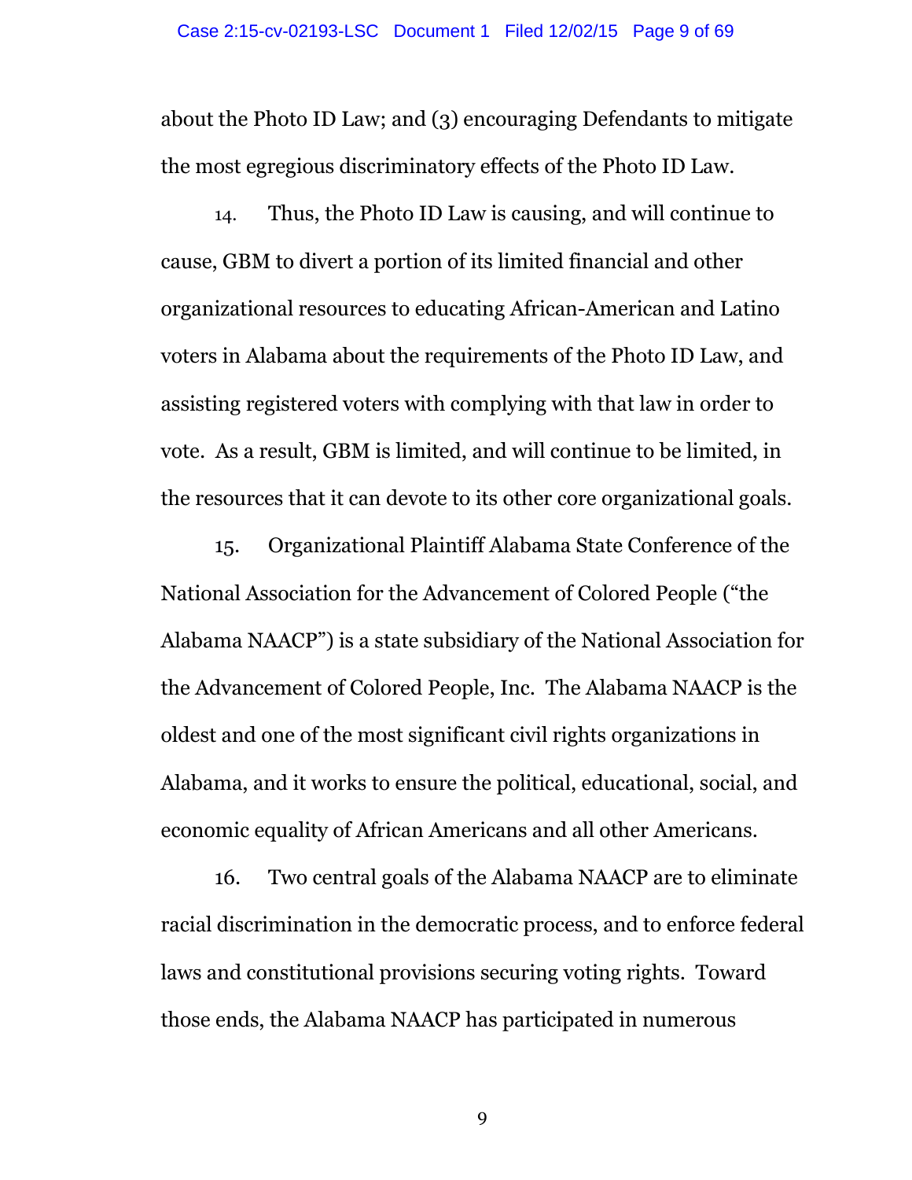about the Photo ID Law; and (3) encouraging Defendants to mitigate the most egregious discriminatory effects of the Photo ID Law.

14. Thus, the Photo ID Law is causing, and will continue to cause, GBM to divert a portion of its limited financial and other organizational resources to educating African-American and Latino voters in Alabama about the requirements of the Photo ID Law, and assisting registered voters with complying with that law in order to vote. As a result, GBM is limited, and will continue to be limited, in the resources that it can devote to its other core organizational goals.

15. Organizational Plaintiff Alabama State Conference of the National Association for the Advancement of Colored People ("the Alabama NAACP") is a state subsidiary of the National Association for the Advancement of Colored People, Inc. The Alabama NAACP is the oldest and one of the most significant civil rights organizations in Alabama, and it works to ensure the political, educational, social, and economic equality of African Americans and all other Americans.

16. Two central goals of the Alabama NAACP are to eliminate racial discrimination in the democratic process, and to enforce federal laws and constitutional provisions securing voting rights. Toward those ends, the Alabama NAACP has participated in numerous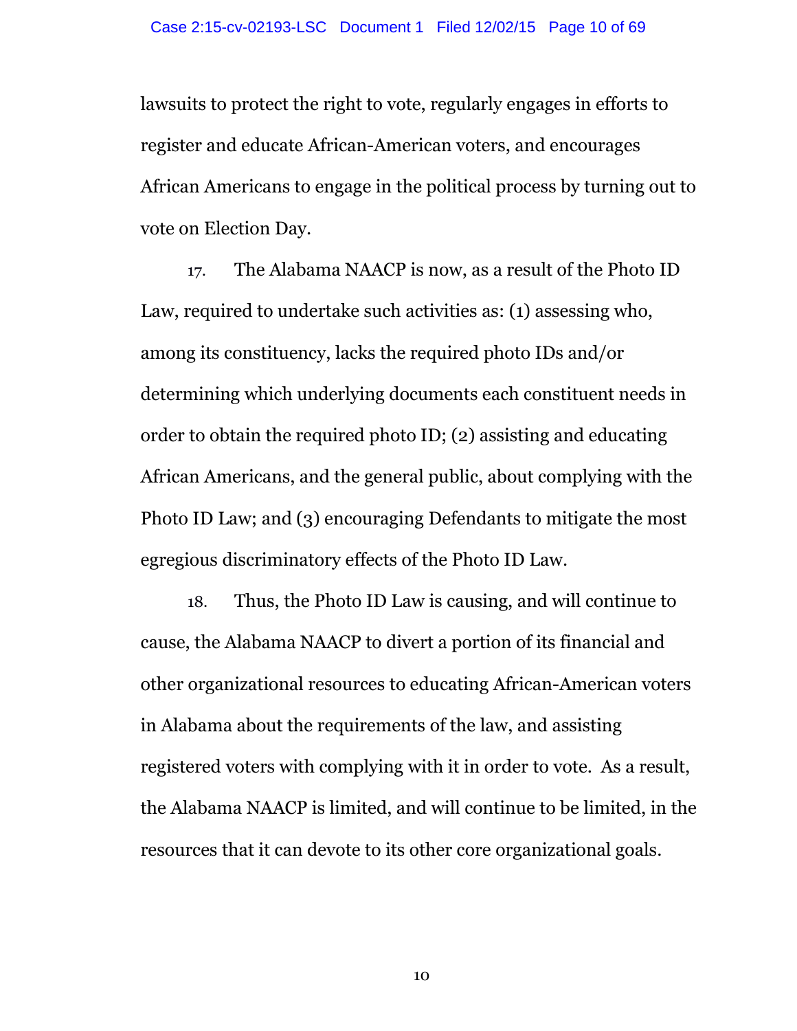lawsuits to protect the right to vote, regularly engages in efforts to register and educate African-American voters, and encourages African Americans to engage in the political process by turning out to vote on Election Day.

17. The Alabama NAACP is now, as a result of the Photo ID Law, required to undertake such activities as: (1) assessing who, among its constituency, lacks the required photo IDs and/or determining which underlying documents each constituent needs in order to obtain the required photo ID; (2) assisting and educating African Americans, and the general public, about complying with the Photo ID Law; and (3) encouraging Defendants to mitigate the most egregious discriminatory effects of the Photo ID Law.

18. Thus, the Photo ID Law is causing, and will continue to cause, the Alabama NAACP to divert a portion of its financial and other organizational resources to educating African-American voters in Alabama about the requirements of the law, and assisting registered voters with complying with it in order to vote. As a result, the Alabama NAACP is limited, and will continue to be limited, in the resources that it can devote to its other core organizational goals.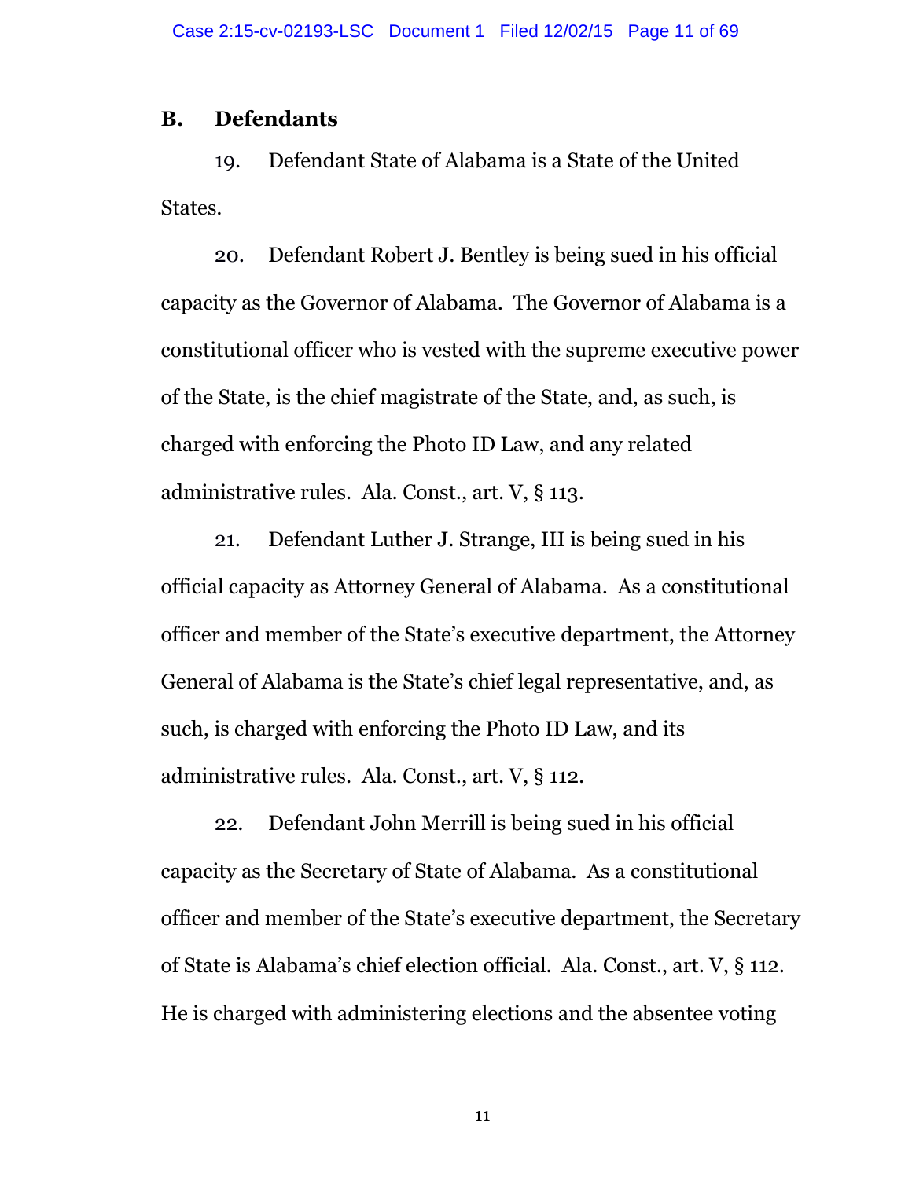## B. Defendants

19. Defendant State of Alabama is a State of the United States.

20. Defendant Robert J. Bentley is being sued in his official capacity as the Governor of Alabama. The Governor of Alabama is a constitutional officer who is vested with the supreme executive power of the State, is the chief magistrate of the State, and, as such, is charged with enforcing the Photo ID Law, and any related administrative rules. Ala. Const., art. V, § 113.

21. Defendant Luther J. Strange, III is being sued in his official capacity as Attorney General of Alabama. As a constitutional officer and member of the State's executive department, the Attorney General of Alabama is the State's chief legal representative, and, as such, is charged with enforcing the Photo ID Law, and its administrative rules. Ala. Const., art. V, § 112.

22. Defendant John Merrill is being sued in his official capacity as the Secretary of State of Alabama. As a constitutional officer and member of the State's executive department, the Secretary of State is Alabama's chief election official. Ala. Const., art. V, § 112. He is charged with administering elections and the absentee voting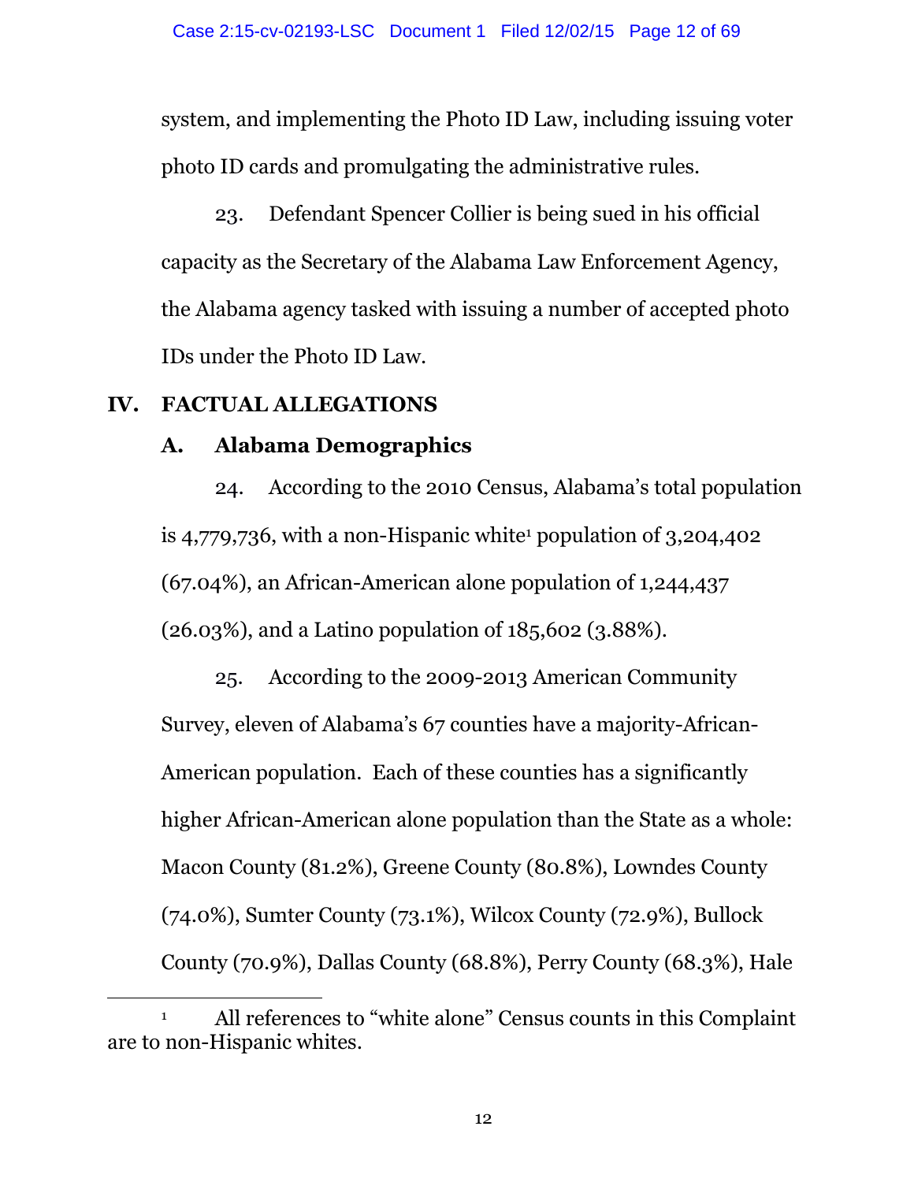system, and implementing the Photo ID Law, including issuing voter photo ID cards and promulgating the administrative rules.

23. Defendant Spencer Collier is being sued in his official capacity as the Secretary of the Alabama Law Enforcement Agency, the Alabama agency tasked with issuing a number of accepted photo IDs under the Photo ID Law.

## IV. FACTUAL ALLEGATIONS

### A. Alabama Demographics

24. According to the 2010 Census, Alabama's total population is 4,779,736, with a non-Hispanic white[1] population of 3,204,402 (67.04%), an African-American alone population of 1,244,437 (26.03%), and a Latino population of 185,602 (3.88%).

25. According to the 2009-2013 American Community Survey, eleven of Alabama's 67 counties have a majority-African-American population. Each of these counties has a significantly higher African-American alone population than the State as a whole: Macon County (81.2%), Greene County (80.8%), Lowndes County (74.0%), Sumter County (73.1%), Wilcox County (72.9%), Bullock County (70.9%), Dallas County (68.8%), Perry County (68.3%), Hale

---

[1] All references to "white alone" Census counts in this Complaint are to non-Hispanic whites.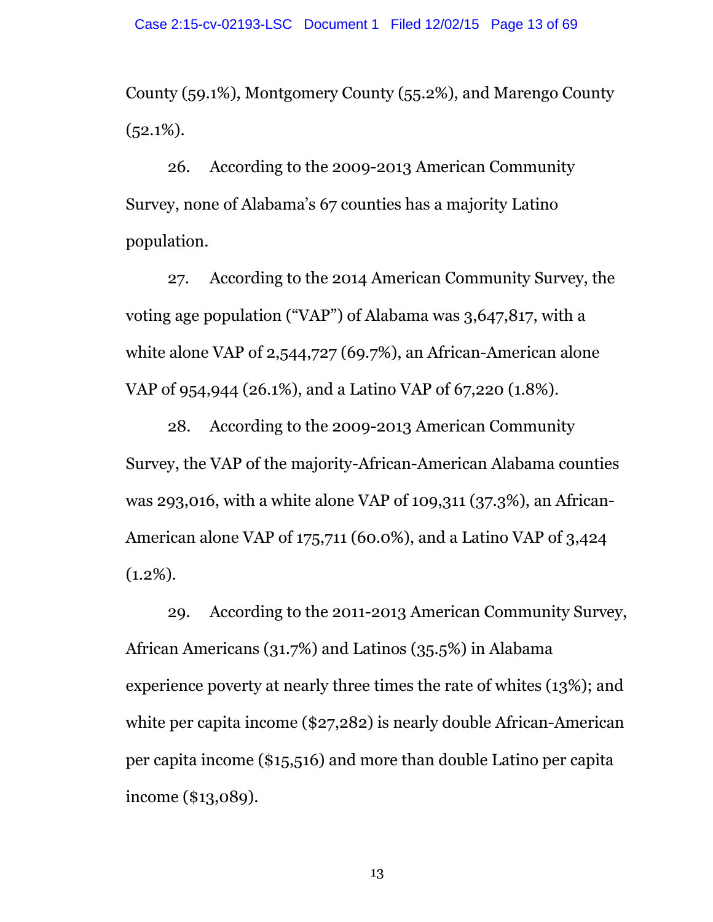County (59.1%), Montgomery County (55.2%), and Marengo County (52.1%).

26. According to the 2009-2013 American Community Survey, none of Alabama's 67 counties has a majority Latino population.

27. According to the 2014 American Community Survey, the voting age population ("VAP") of Alabama was 3,647,817, with a white alone VAP of 2,544,727 (69.7%), an African-American alone VAP of 954,944 (26.1%), and a Latino VAP of 67,220 (1.8%).

28. According to the 2009-2013 American Community Survey, the VAP of the majority-African-American Alabama counties was 293,016, with a white alone VAP of 109,311 (37.3%), an African-American alone VAP of 175,711 (60.0%), and a Latino VAP of 3,424 (1.2%).

29. According to the 2011-2013 American Community Survey, African Americans (31.7%) and Latinos (35.5%) in Alabama experience poverty at nearly three times the rate of whites (13%); and white per capita income ($27,282) is nearly double African-American per capita income ($15,516) and more than double Latino per capita income ($13,089).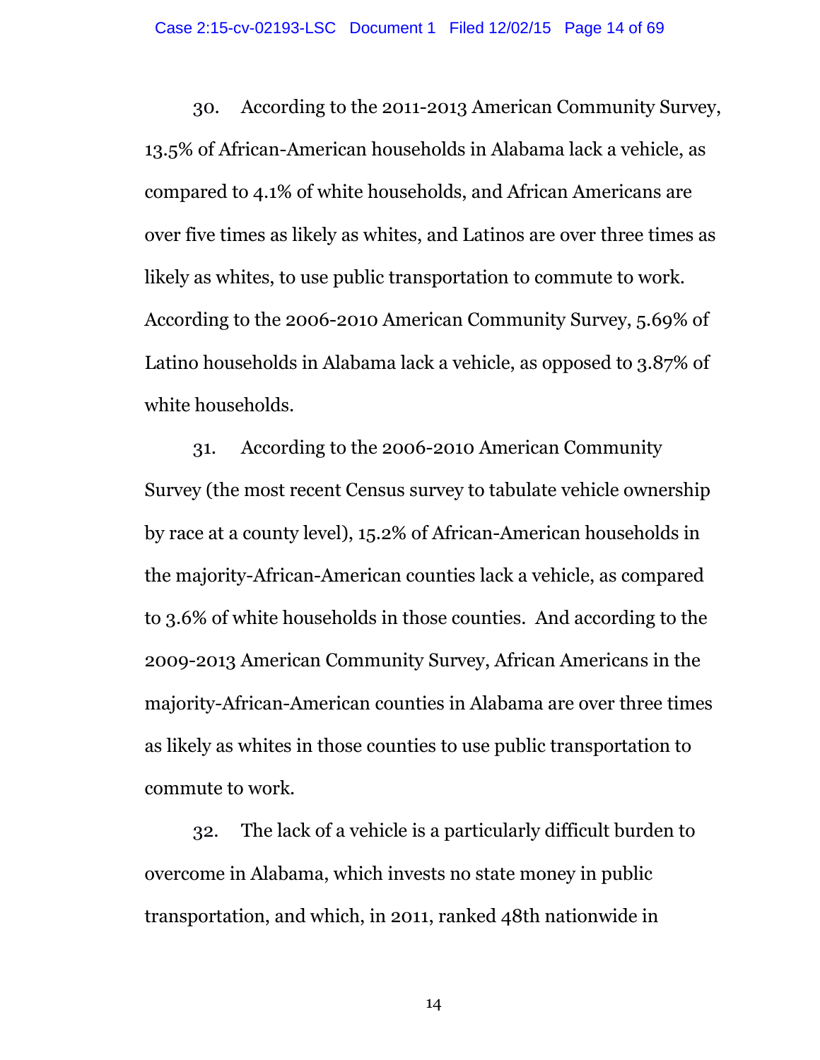30. According to the 2011-2013 American Community Survey, 13.5% of African-American households in Alabama lack a vehicle, as compared to 4.1% of white households, and African Americans are over five times as likely as whites, and Latinos are over three times as likely as whites, to use public transportation to commute to work. According to the 2006-2010 American Community Survey, 5.69% of Latino households in Alabama lack a vehicle, as opposed to 3.87% of white households.

31. According to the 2006-2010 American Community Survey (the most recent Census survey to tabulate vehicle ownership by race at a county level), 15.2% of African-American households in the majority-African-American counties lack a vehicle, as compared to 3.6% of white households in those counties. And according to the 2009-2013 American Community Survey, African Americans in the majority-African-American counties in Alabama are over three times as likely as whites in those counties to use public transportation to commute to work.

32. The lack of a vehicle is a particularly difficult burden to overcome in Alabama, which invests no state money in public transportation, and which, in 2011, ranked 48th nationwide in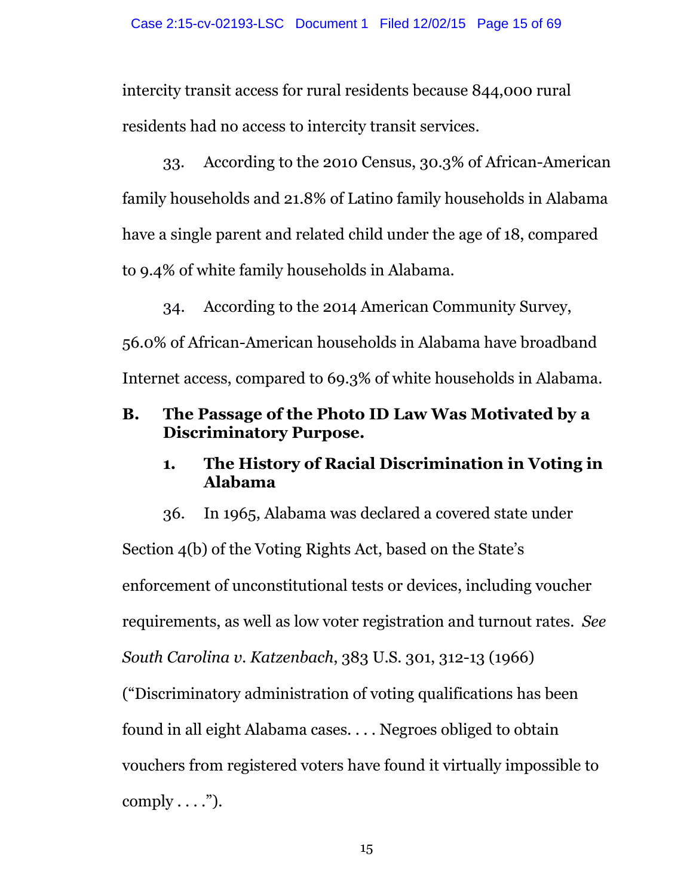intercity transit access for rural residents because 844,000 rural residents had no access to intercity transit services.

33. According to the 2010 Census, 30.3% of African-American family households and 21.8% of Latino family households in Alabama have a single parent and related child under the age of 18, compared to 9.4% of white family households in Alabama.

34. According to the 2014 American Community Survey, 56.0% of African-American households in Alabama have broadband Internet access, compared to 69.3% of white households in Alabama.

## B. The Passage of the Photo ID Law Was Motivated by a Discriminatory Purpose.

### 1. The History of Racial Discrimination in Voting in Alabama

36. In 1965, Alabama was declared a covered state under Section 4(b) of the Voting Rights Act, based on the State's enforcement of unconstitutional tests or devices, including voucher requirements, as well as low voter registration and turnout rates. *See South Carolina v. Katzenbach*, 383 U.S. 301, 312-13 (1966) ("Discriminatory administration of voting qualifications has been found in all eight Alabama cases. . . . Negroes obliged to obtain vouchers from registered voters have found it virtually impossible to comply . . . .").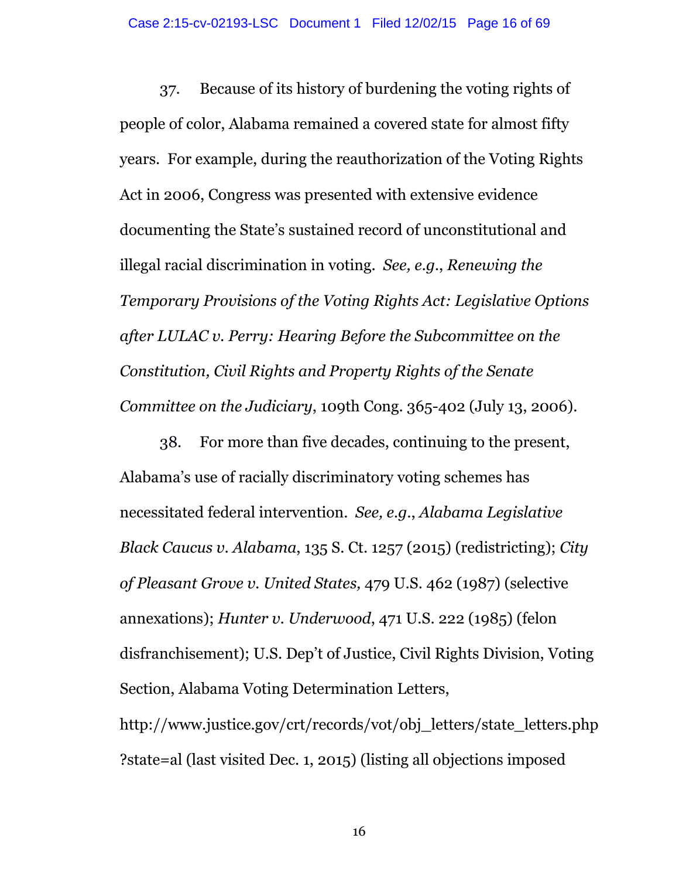37. Because of its history of burdening the voting rights of people of color, Alabama remained a covered state for almost fifty years. For example, during the reauthorization of the Voting Rights Act in 2006, Congress was presented with extensive evidence documenting the State's sustained record of unconstitutional and illegal racial discrimination in voting. *See, e.g.*, *Renewing the Temporary Provisions of the Voting Rights Act: Legislative Options after LULAC v. Perry: Hearing Before the Subcommittee on the Constitution, Civil Rights and Property Rights of the Senate Committee on the Judiciary*, 109th Cong. 365-402 (July 13, 2006).

38. For more than five decades, continuing to the present, Alabama's use of racially discriminatory voting schemes has necessitated federal intervention. *See, e.g.*, *Alabama Legislative Black Caucus v. Alabama*, 135 S. Ct. 1257 (2015) (redistricting); *City of Pleasant Grove v. United States,* 479 U.S. 462 (1987) (selective annexations); *Hunter v. Underwood*, 471 U.S. 222 (1985) (felon disfranchisement); U.S. Dep't of Justice, Civil Rights Division, Voting Section, Alabama Voting Determination Letters, http://www.justice.gov/crt/records/vot/obj_letters/state_letters.php?state=al (last visited Dec. 1, 2015) (listing all objections imposed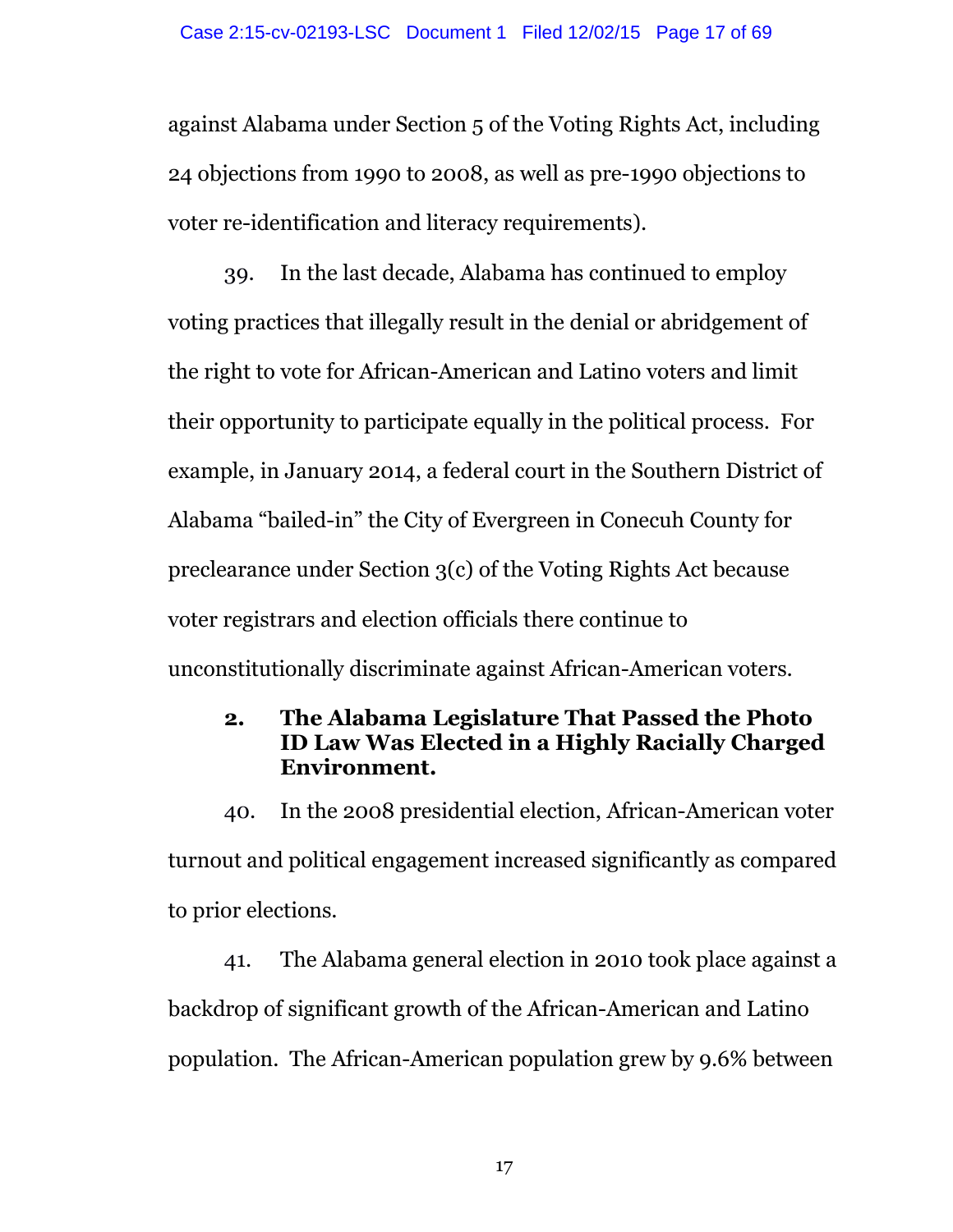against Alabama under Section 5 of the Voting Rights Act, including 24 objections from 1990 to 2008, as well as pre-1990 objections to voter re-identification and literacy requirements).

39. In the last decade, Alabama has continued to employ voting practices that illegally result in the denial or abridgement of the right to vote for African-American and Latino voters and limit their opportunity to participate equally in the political process. For example, in January 2014, a federal court in the Southern District of Alabama "bailed-in" the City of Evergreen in Conecuh County for preclearance under Section 3(c) of the Voting Rights Act because voter registrars and election officials there continue to unconstitutionally discriminate against African-American voters.

**2. The Alabama Legislature That Passed the Photo ID Law Was Elected in a Highly Racially Charged Environment.**

40. In the 2008 presidential election, African-American voter turnout and political engagement increased significantly as compared to prior elections.

41. The Alabama general election in 2010 took place against a backdrop of significant growth of the African-American and Latino population. The African-American population grew by 9.6% between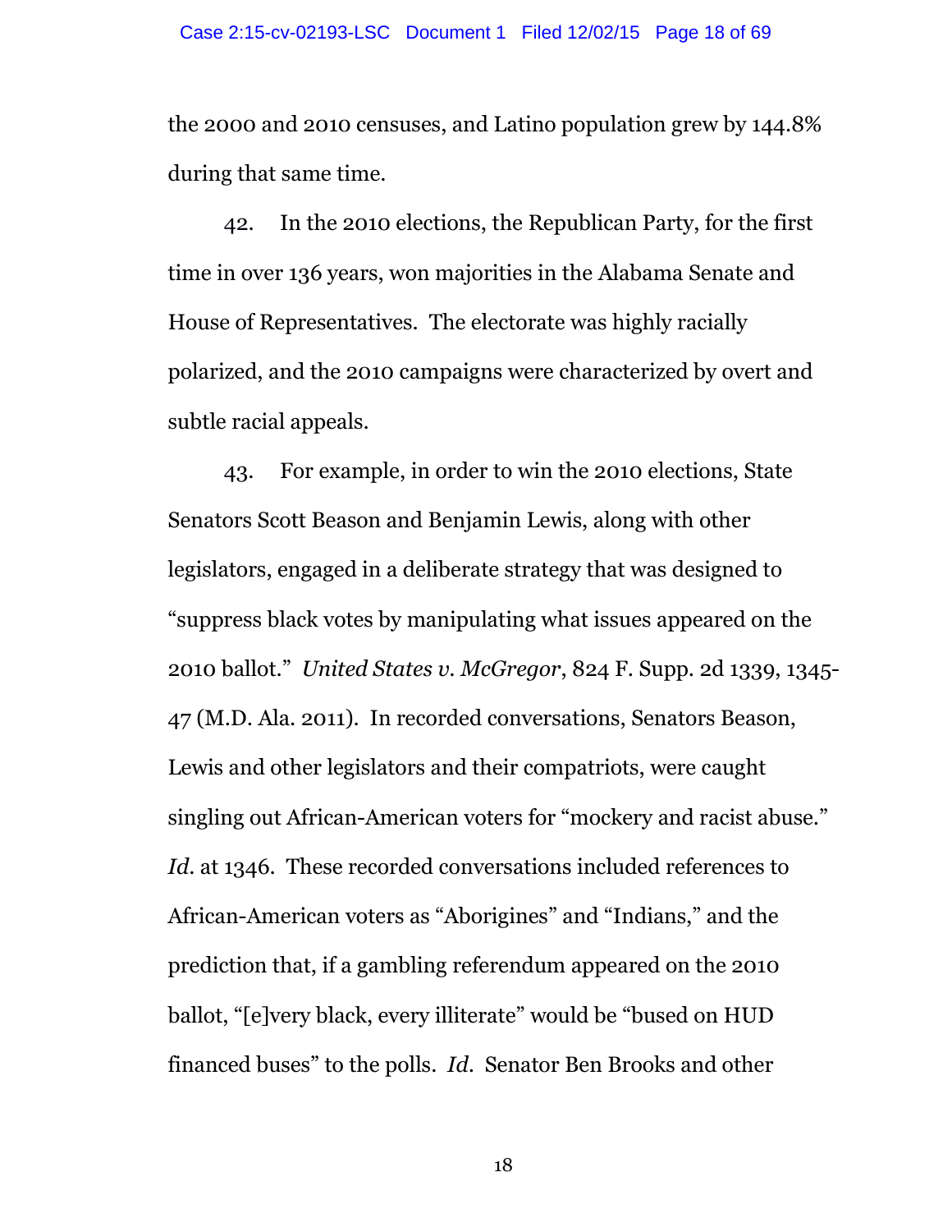the 2000 and 2010 censuses, and Latino population grew by 144.8% during that same time.

42. In the 2010 elections, the Republican Party, for the first time in over 136 years, won majorities in the Alabama Senate and House of Representatives. The electorate was highly racially polarized, and the 2010 campaigns were characterized by overt and subtle racial appeals.

43. For example, in order to win the 2010 elections, State Senators Scott Beason and Benjamin Lewis, along with other legislators, engaged in a deliberate strategy that was designed to "suppress black votes by manipulating what issues appeared on the 2010 ballot." *United States v. McGregor*, 824 F. Supp. 2d 1339, 1345-47 (M.D. Ala. 2011). In recorded conversations, Senators Beason, Lewis and other legislators and their compatriots, were caught singling out African-American voters for "mockery and racist abuse." *Id.* at 1346. These recorded conversations included references to African-American voters as "Aborigines" and "Indians," and the prediction that, if a gambling referendum appeared on the 2010 ballot, "[e]very black, every illiterate" would be "bused on HUD financed buses" to the polls. *Id.* Senator Ben Brooks and other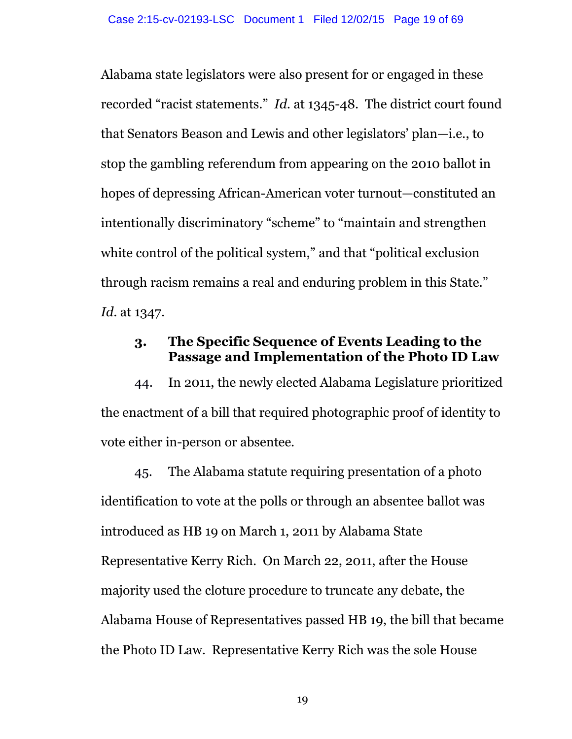Alabama state legislators were also present for or engaged in these recorded "racist statements." *Id.* at 1345-48. The district court found that Senators Beason and Lewis and other legislators' plan—i.e., to stop the gambling referendum from appearing on the 2010 ballot in hopes of depressing African-American voter turnout—constituted an intentionally discriminatory "scheme" to "maintain and strengthen white control of the political system," and that "political exclusion through racism remains a real and enduring problem in this State." *Id.* at 1347.

### 3. The Specific Sequence of Events Leading to the Passage and Implementation of the Photo ID Law

44. In 2011, the newly elected Alabama Legislature prioritized the enactment of a bill that required photographic proof of identity to vote either in-person or absentee.

45. The Alabama statute requiring presentation of a photo identification to vote at the polls or through an absentee ballot was introduced as HB 19 on March 1, 2011 by Alabama State Representative Kerry Rich. On March 22, 2011, after the House majority used the cloture procedure to truncate any debate, the Alabama House of Representatives passed HB 19, the bill that became the Photo ID Law. Representative Kerry Rich was the sole House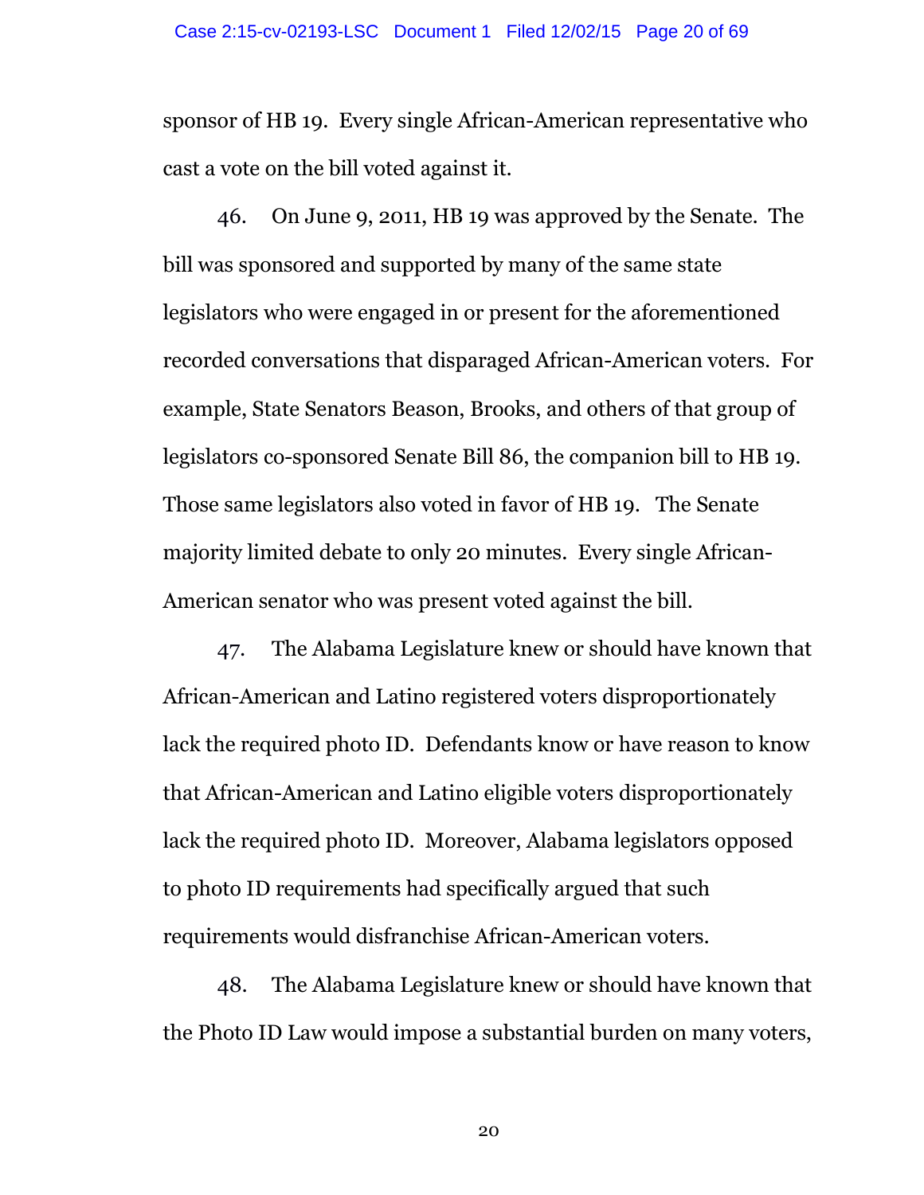sponsor of HB 19. Every single African-American representative who cast a vote on the bill voted against it.

46. On June 9, 2011, HB 19 was approved by the Senate. The bill was sponsored and supported by many of the same state legislators who were engaged in or present for the aforementioned recorded conversations that disparaged African-American voters. For example, State Senators Beason, Brooks, and others of that group of legislators co-sponsored Senate Bill 86, the companion bill to HB 19. Those same legislators also voted in favor of HB 19. The Senate majority limited debate to only 20 minutes. Every single African-American senator who was present voted against the bill.

47. The Alabama Legislature knew or should have known that African-American and Latino registered voters disproportionately lack the required photo ID. Defendants know or have reason to know that African-American and Latino eligible voters disproportionately lack the required photo ID. Moreover, Alabama legislators opposed to photo ID requirements had specifically argued that such requirements would disfranchise African-American voters.

48. The Alabama Legislature knew or should have known that the Photo ID Law would impose a substantial burden on many voters,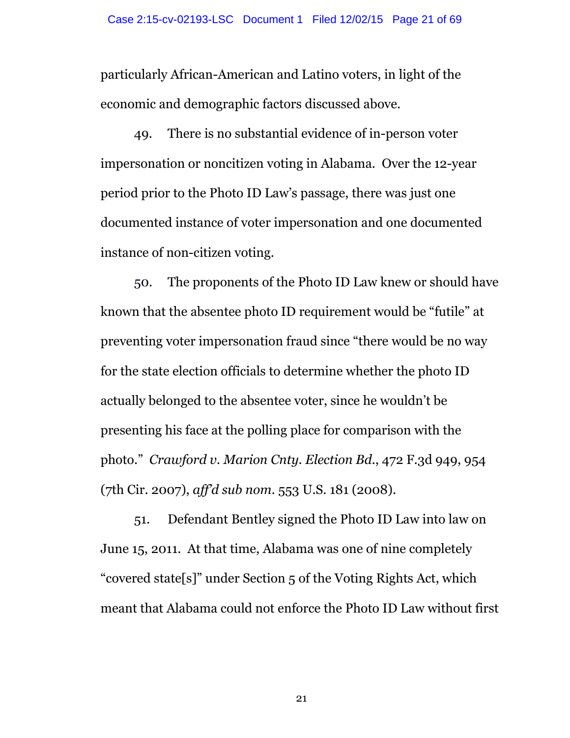particularly African-American and Latino voters, in light of the economic and demographic factors discussed above.

49. There is no substantial evidence of in-person voter impersonation or noncitizen voting in Alabama. Over the 12-year period prior to the Photo ID Law's passage, there was just one documented instance of voter impersonation and one documented instance of non-citizen voting.

50. The proponents of the Photo ID Law knew or should have known that the absentee photo ID requirement would be "futile" at preventing voter impersonation fraud since "there would be no way for the state election officials to determine whether the photo ID actually belonged to the absentee voter, since he wouldn't be presenting his face at the polling place for comparison with the photo." *Crawford v. Marion Cnty. Election Bd.*, 472 F.3d 949, 954 (7th Cir. 2007), *aff'd sub nom.* 553 U.S. 181 (2008).

51. Defendant Bentley signed the Photo ID Law into law on June 15, 2011. At that time, Alabama was one of nine completely "covered state[s]" under Section 5 of the Voting Rights Act, which meant that Alabama could not enforce the Photo ID Law without first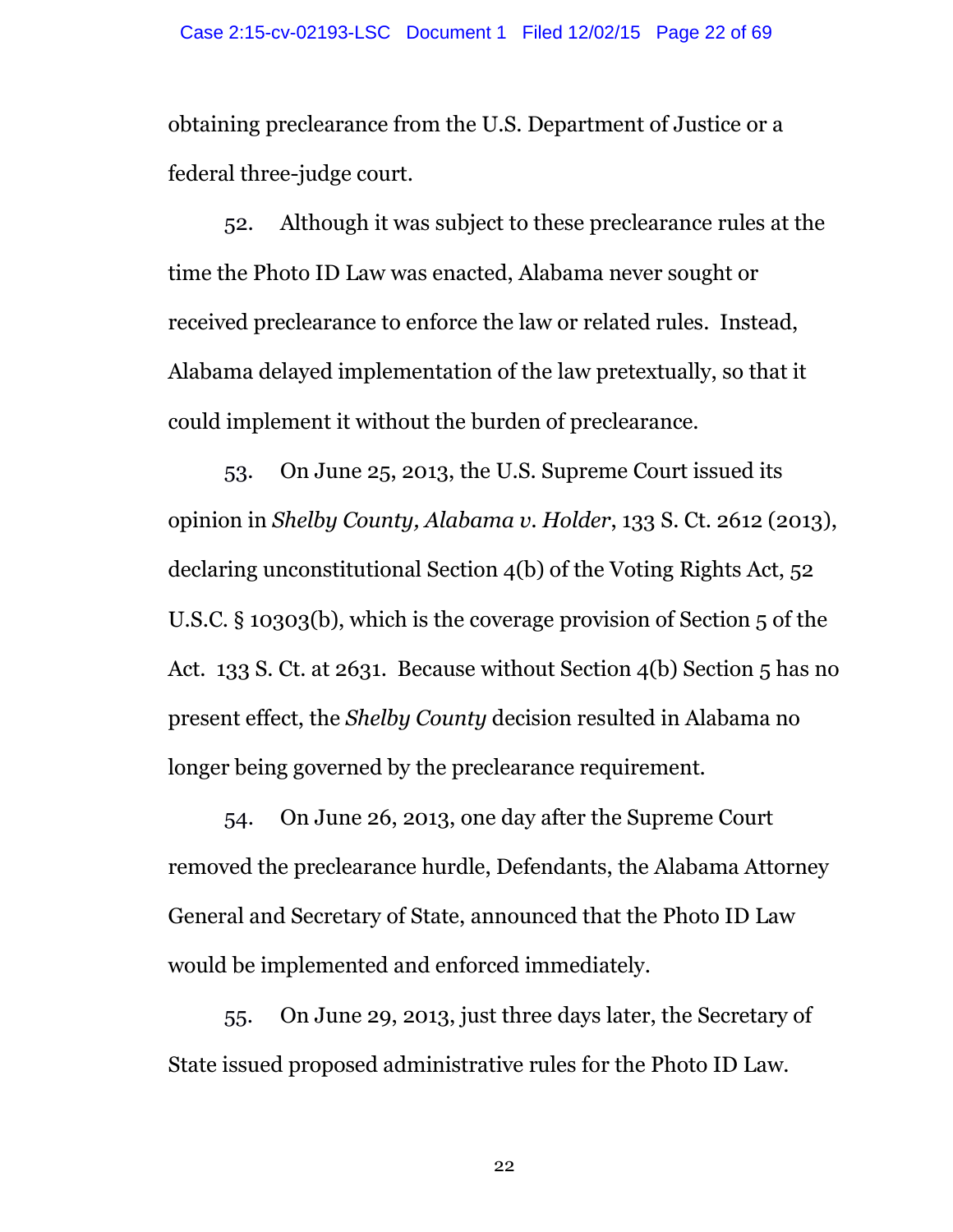obtaining preclearance from the U.S. Department of Justice or a federal three-judge court.

52. Although it was subject to these preclearance rules at the time the Photo ID Law was enacted, Alabama never sought or received preclearance to enforce the law or related rules. Instead, Alabama delayed implementation of the law pretextually, so that it could implement it without the burden of preclearance.

53. On June 25, 2013, the U.S. Supreme Court issued its opinion in *Shelby County, Alabama v. Holder*, 133 S. Ct. 2612 (2013), declaring unconstitutional Section 4(b) of the Voting Rights Act, 52 U.S.C. § 10303(b), which is the coverage provision of Section 5 of the Act. 133 S. Ct. at 2631. Because without Section 4(b) Section 5 has no present effect, the *Shelby County* decision resulted in Alabama no longer being governed by the preclearance requirement.

54. On June 26, 2013, one day after the Supreme Court removed the preclearance hurdle, Defendants, the Alabama Attorney General and Secretary of State, announced that the Photo ID Law would be implemented and enforced immediately.

55. On June 29, 2013, just three days later, the Secretary of State issued proposed administrative rules for the Photo ID Law.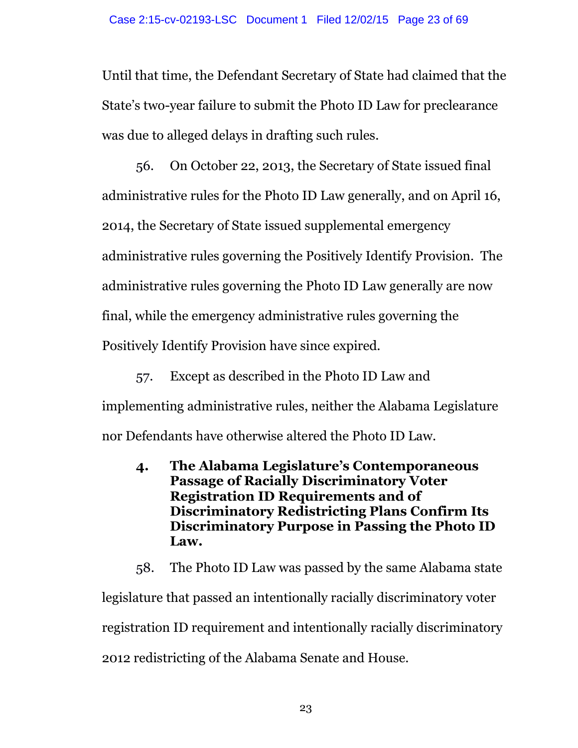Until that time, the Defendant Secretary of State had claimed that the State's two-year failure to submit the Photo ID Law for preclearance was due to alleged delays in drafting such rules.

56. On October 22, 2013, the Secretary of State issued final administrative rules for the Photo ID Law generally, and on April 16, 2014, the Secretary of State issued supplemental emergency administrative rules governing the Positively Identify Provision. The administrative rules governing the Photo ID Law generally are now final, while the emergency administrative rules governing the Positively Identify Provision have since expired.

57. Except as described in the Photo ID Law and implementing administrative rules, neither the Alabama Legislature nor Defendants have otherwise altered the Photo ID Law.

### 4. The Alabama Legislature's Contemporaneous Passage of Racially Discriminatory Voter Registration ID Requirements and of Discriminatory Redistricting Plans Confirm Its Discriminatory Purpose in Passing the Photo ID Law.

58. The Photo ID Law was passed by the same Alabama state legislature that passed an intentionally racially discriminatory voter registration ID requirement and intentionally racially discriminatory 2012 redistricting of the Alabama Senate and House.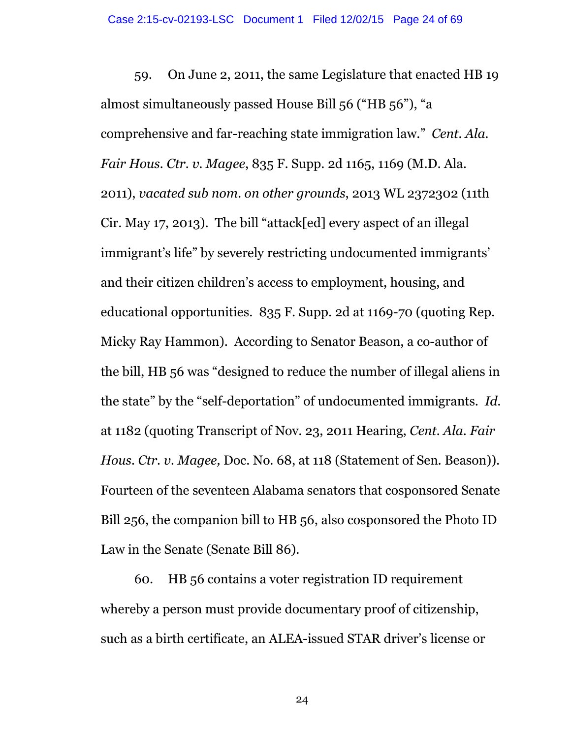59. On June 2, 2011, the same Legislature that enacted HB 19 almost simultaneously passed House Bill 56 ("HB 56"), "a comprehensive and far-reaching state immigration law." *Cent. Ala. Fair Hous. Ctr. v. Magee*, 835 F. Supp. 2d 1165, 1169 (M.D. Ala. 2011), *vacated sub nom. on other grounds*, 2013 WL 2372302 (11th Cir. May 17, 2013). The bill "attack[ed] every aspect of an illegal immigrant's life" by severely restricting undocumented immigrants' and their citizen children's access to employment, housing, and educational opportunities. 835 F. Supp. 2d at 1169-70 (quoting Rep. Micky Ray Hammon). According to Senator Beason, a co-author of the bill, HB 56 was "designed to reduce the number of illegal aliens in the state" by the "self-deportation" of undocumented immigrants. *Id.* at 1182 (quoting Transcript of Nov. 23, 2011 Hearing, *Cent. Ala. Fair Hous. Ctr. v. Magee,* Doc. No. 68, at 118 (Statement of Sen. Beason)). Fourteen of the seventeen Alabama senators that cosponsored Senate Bill 256, the companion bill to HB 56, also cosponsored the Photo ID Law in the Senate (Senate Bill 86).

60. HB 56 contains a voter registration ID requirement whereby a person must provide documentary proof of citizenship, such as a birth certificate, an ALEA-issued STAR driver's license or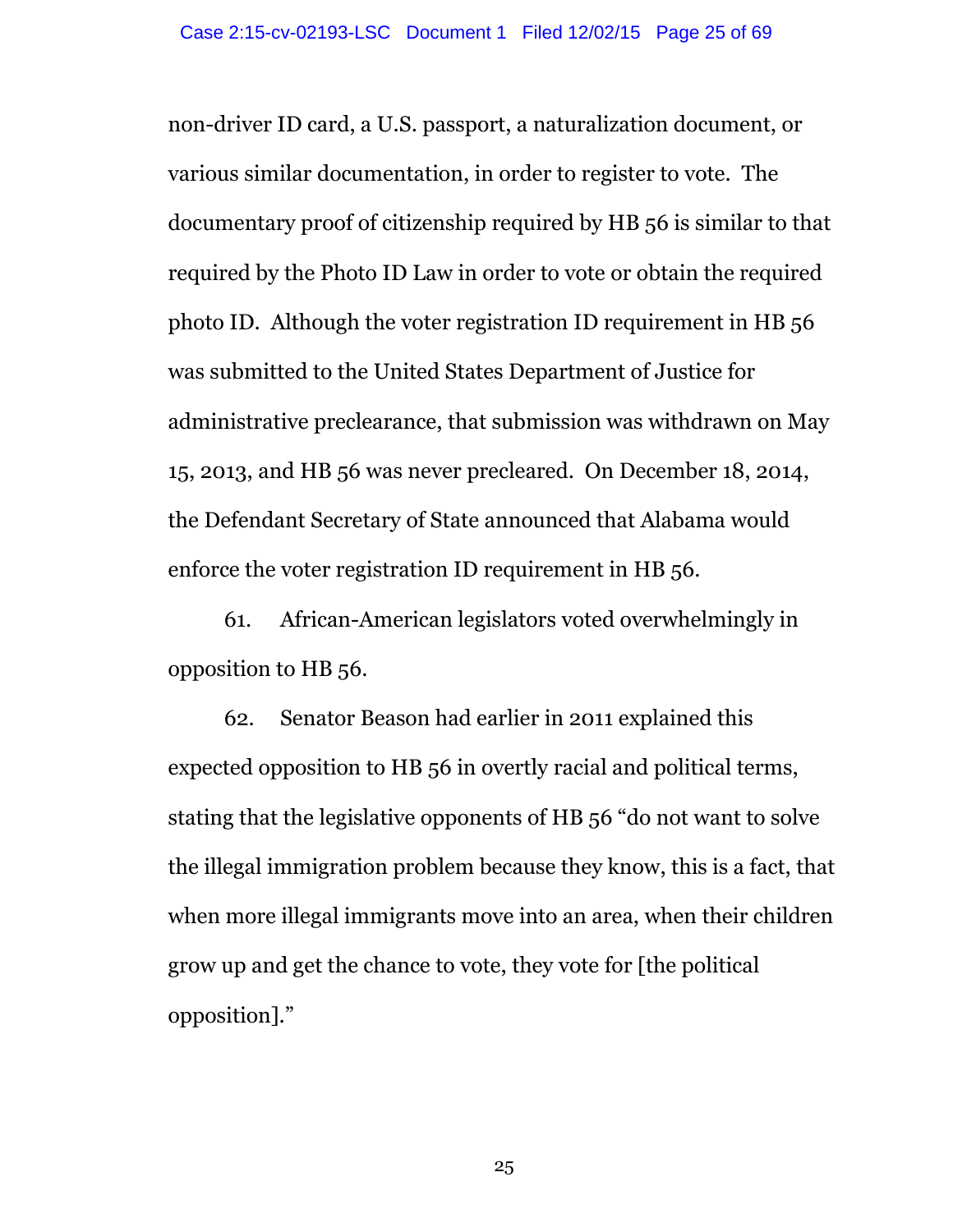non-driver ID card, a U.S. passport, a naturalization document, or various similar documentation, in order to register to vote. The documentary proof of citizenship required by HB 56 is similar to that required by the Photo ID Law in order to vote or obtain the required photo ID. Although the voter registration ID requirement in HB 56 was submitted to the United States Department of Justice for administrative preclearance, that submission was withdrawn on May 15, 2013, and HB 56 was never precleared. On December 18, 2014, the Defendant Secretary of State announced that Alabama would enforce the voter registration ID requirement in HB 56.

61. African-American legislators voted overwhelmingly in opposition to HB 56.

62. Senator Beason had earlier in 2011 explained this expected opposition to HB 56 in overtly racial and political terms, stating that the legislative opponents of HB 56 "do not want to solve the illegal immigration problem because they know, this is a fact, that when more illegal immigrants move into an area, when their children grow up and get the chance to vote, they vote for [the political opposition]."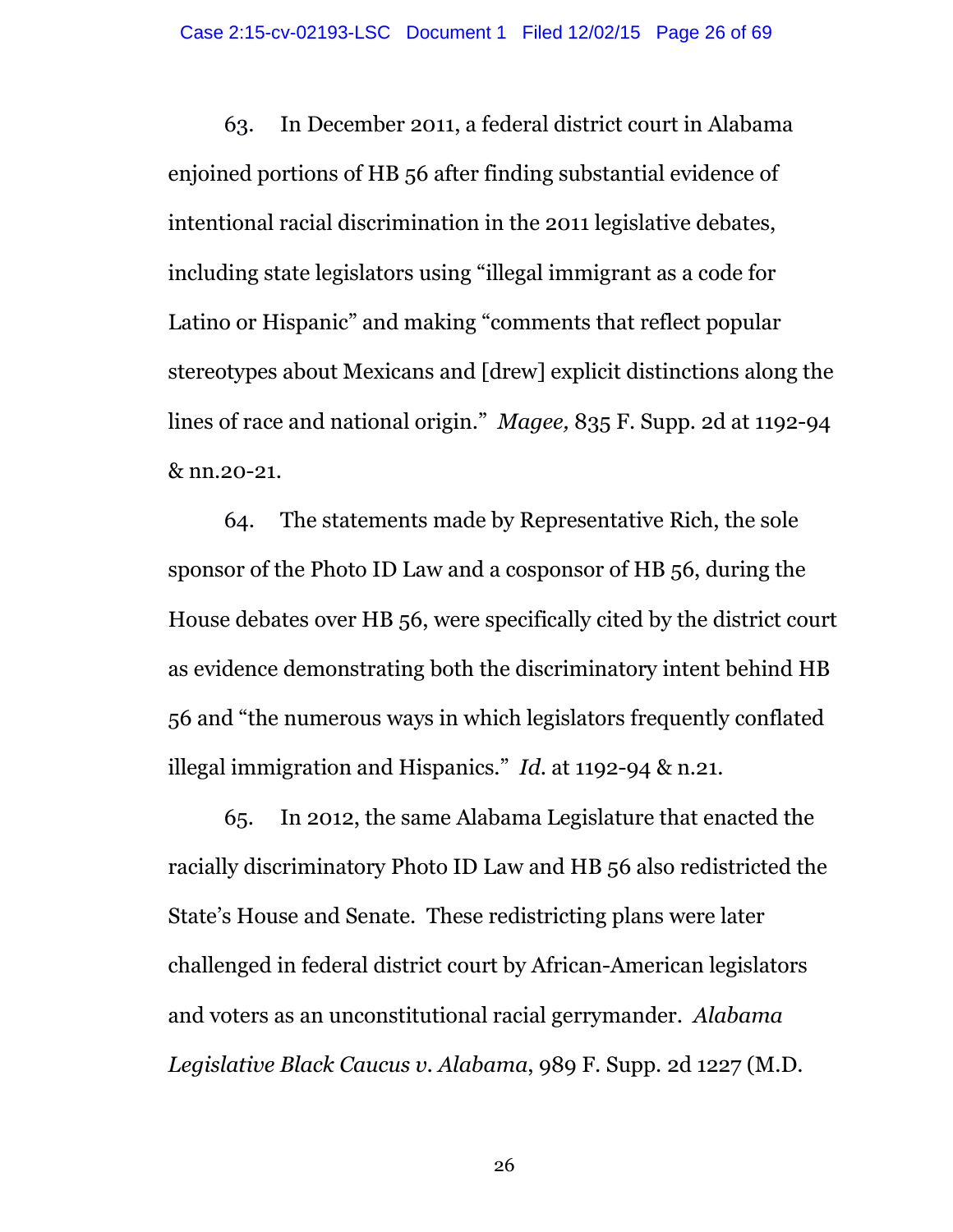63. In December 2011, a federal district court in Alabama enjoined portions of HB 56 after finding substantial evidence of intentional racial discrimination in the 2011 legislative debates, including state legislators using "illegal immigrant as a code for Latino or Hispanic" and making "comments that reflect popular stereotypes about Mexicans and [drew] explicit distinctions along the lines of race and national origin." *Magee,* 835 F. Supp. 2d at 1192-94 & nn.20-21.

64. The statements made by Representative Rich, the sole sponsor of the Photo ID Law and a cosponsor of HB 56, during the House debates over HB 56, were specifically cited by the district court as evidence demonstrating both the discriminatory intent behind HB 56 and "the numerous ways in which legislators frequently conflated illegal immigration and Hispanics." *Id.* at 1192-94 & n.21.

65. In 2012, the same Alabama Legislature that enacted the racially discriminatory Photo ID Law and HB 56 also redistricted the State's House and Senate. These redistricting plans were later challenged in federal district court by African-American legislators and voters as an unconstitutional racial gerrymander. *Alabama Legislative Black Caucus v. Alabama*, 989 F. Supp. 2d 1227 (M.D.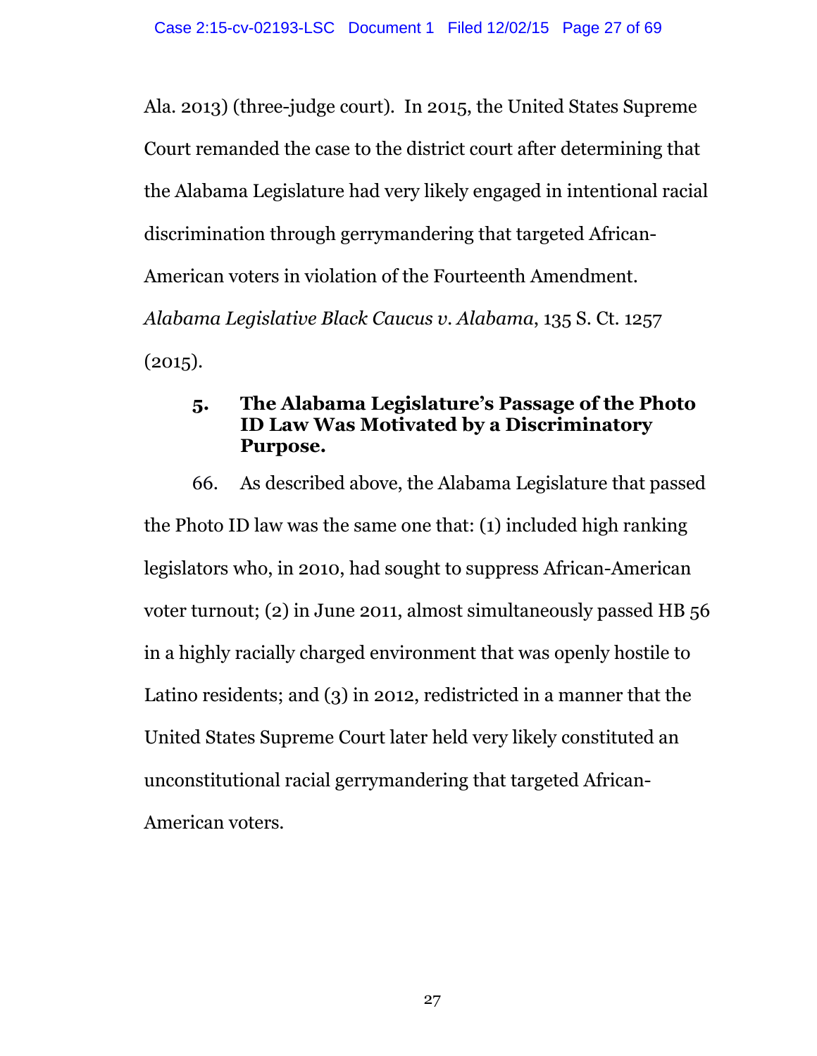Ala. 2013) (three-judge court). In 2015, the United States Supreme Court remanded the case to the district court after determining that the Alabama Legislature had very likely engaged in intentional racial discrimination through gerrymandering that targeted African-American voters in violation of the Fourteenth Amendment. *Alabama Legislative Black Caucus v. Alabama*, 135 S. Ct. 1257 (2015).

### 5. The Alabama Legislature's Passage of the Photo ID Law Was Motivated by a Discriminatory Purpose.

66. As described above, the Alabama Legislature that passed the Photo ID law was the same one that: (1) included high ranking legislators who, in 2010, had sought to suppress African-American voter turnout; (2) in June 2011, almost simultaneously passed HB 56 in a highly racially charged environment that was openly hostile to Latino residents; and (3) in 2012, redistricted in a manner that the United States Supreme Court later held very likely constituted an unconstitutional racial gerrymandering that targeted African-American voters.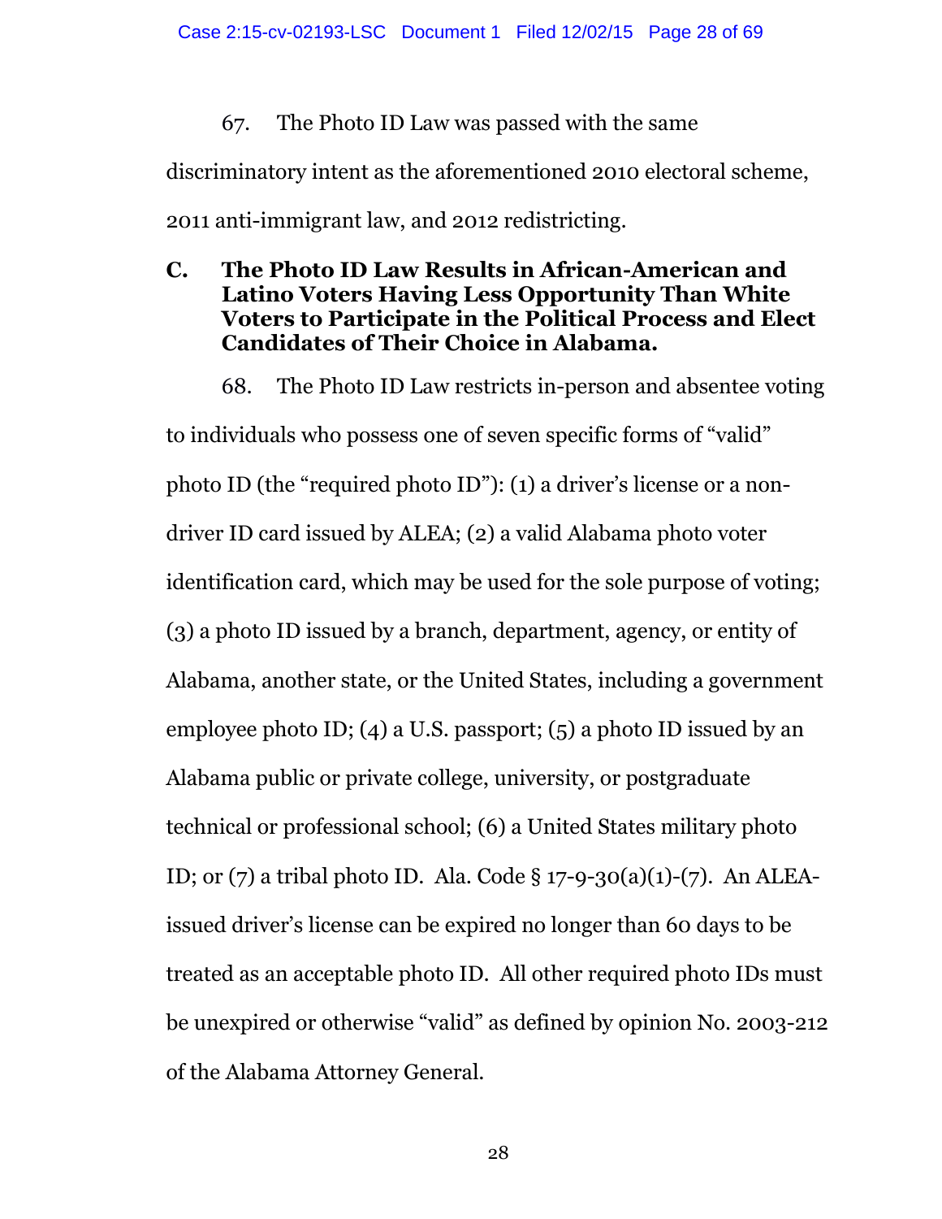67. The Photo ID Law was passed with the same discriminatory intent as the aforementioned 2010 electoral scheme, 2011 anti-immigrant law, and 2012 redistricting.

## C. The Photo ID Law Results in African-American and Latino Voters Having Less Opportunity Than White Voters to Participate in the Political Process and Elect Candidates of Their Choice in Alabama.

68. The Photo ID Law restricts in-person and absentee voting to individuals who possess one of seven specific forms of "valid" photo ID (the "required photo ID"): (1) a driver's license or a non-driver ID card issued by ALEA; (2) a valid Alabama photo voter identification card, which may be used for the sole purpose of voting; (3) a photo ID issued by a branch, department, agency, or entity of Alabama, another state, or the United States, including a government employee photo ID; (4) a U.S. passport; (5) a photo ID issued by an Alabama public or private college, university, or postgraduate technical or professional school; (6) a United States military photo ID; or (7) a tribal photo ID. Ala. Code § 17-9-30(a)(1)-(7). An ALEA-issued driver's license can be expired no longer than 60 days to be treated as an acceptable photo ID. All other required photo IDs must be unexpired or otherwise "valid" as defined by opinion No. 2003-212 of the Alabama Attorney General.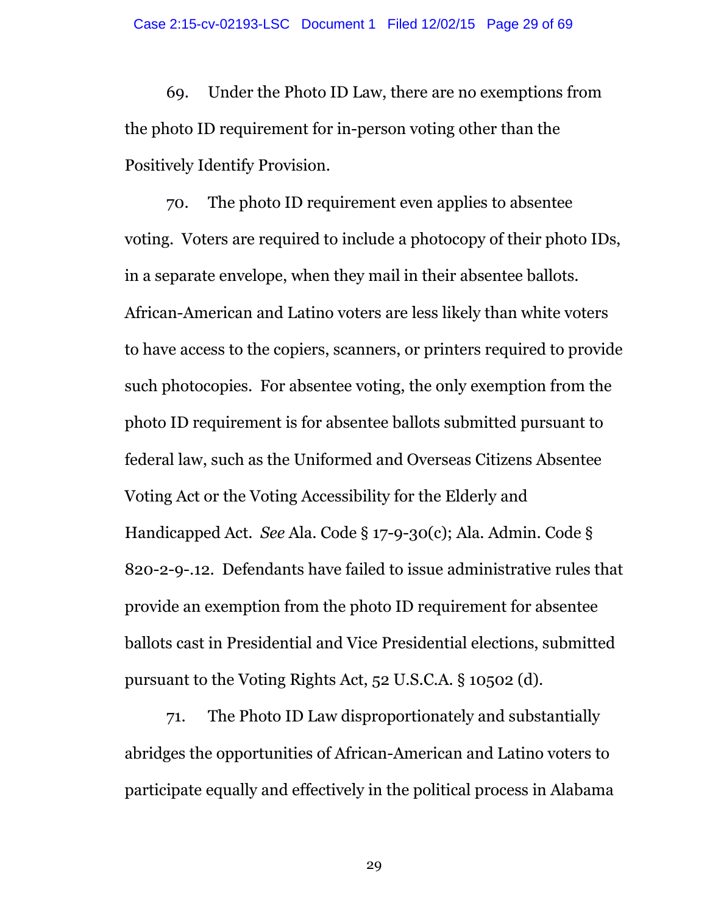69. Under the Photo ID Law, there are no exemptions from the photo ID requirement for in-person voting other than the Positively Identify Provision.

70. The photo ID requirement even applies to absentee voting. Voters are required to include a photocopy of their photo IDs, in a separate envelope, when they mail in their absentee ballots. African-American and Latino voters are less likely than white voters to have access to the copiers, scanners, or printers required to provide such photocopies. For absentee voting, the only exemption from the photo ID requirement is for absentee ballots submitted pursuant to federal law, such as the Uniformed and Overseas Citizens Absentee Voting Act or the Voting Accessibility for the Elderly and Handicapped Act. *See* Ala. Code § 17-9-30(c); Ala. Admin. Code § 820-2-9-.12. Defendants have failed to issue administrative rules that provide an exemption from the photo ID requirement for absentee ballots cast in Presidential and Vice Presidential elections, submitted pursuant to the Voting Rights Act, 52 U.S.C.A. § 10502 (d).

71. The Photo ID Law disproportionately and substantially abridges the opportunities of African-American and Latino voters to participate equally and effectively in the political process in Alabama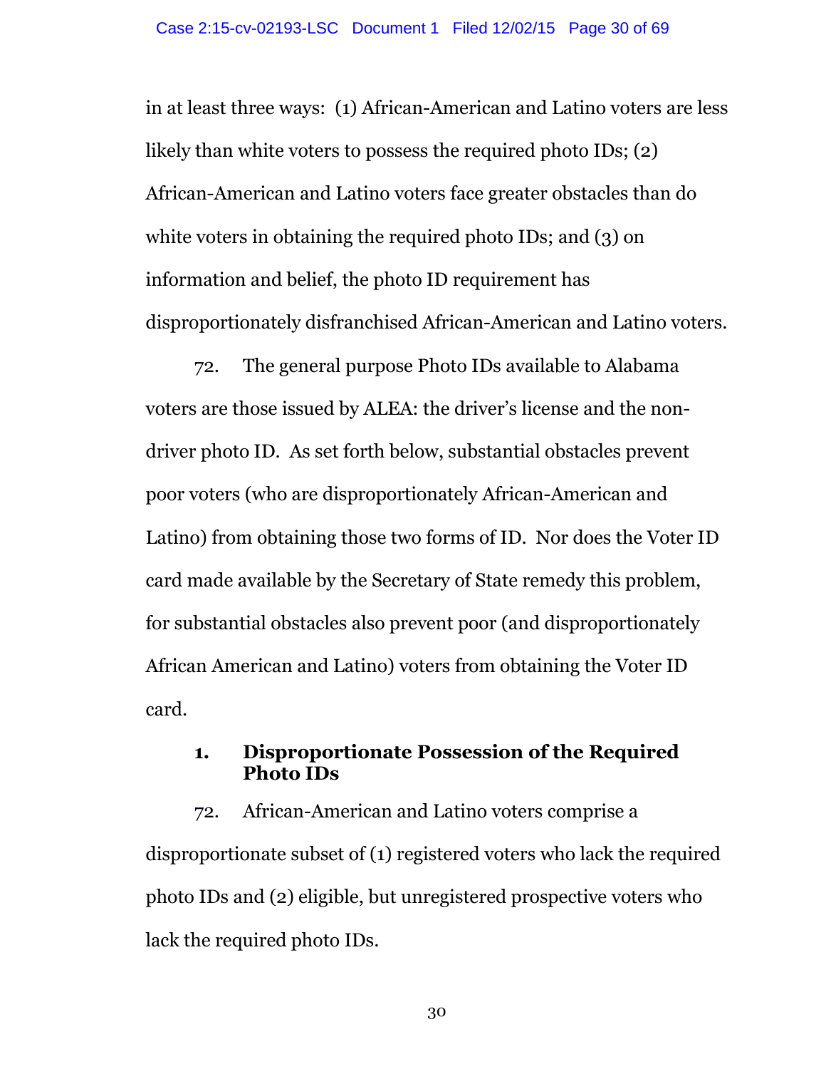in at least three ways: (1) African-American and Latino voters are less likely than white voters to possess the required photo IDs; (2) African-American and Latino voters face greater obstacles than do white voters in obtaining the required photo IDs; and (3) on information and belief, the photo ID requirement has disproportionately disfranchised African-American and Latino voters.

72. The general purpose Photo IDs available to Alabama voters are those issued by ALEA: the driver's license and the non-driver photo ID. As set forth below, substantial obstacles prevent poor voters (who are disproportionately African-American and Latino) from obtaining those two forms of ID. Nor does the Voter ID card made available by the Secretary of State remedy this problem, for substantial obstacles also prevent poor (and disproportionately African American and Latino) voters from obtaining the Voter ID card.

### 1. Disproportionate Possession of the Required Photo IDs

72. African-American and Latino voters comprise a disproportionate subset of (1) registered voters who lack the required photo IDs and (2) eligible, but unregistered prospective voters who lack the required photo IDs.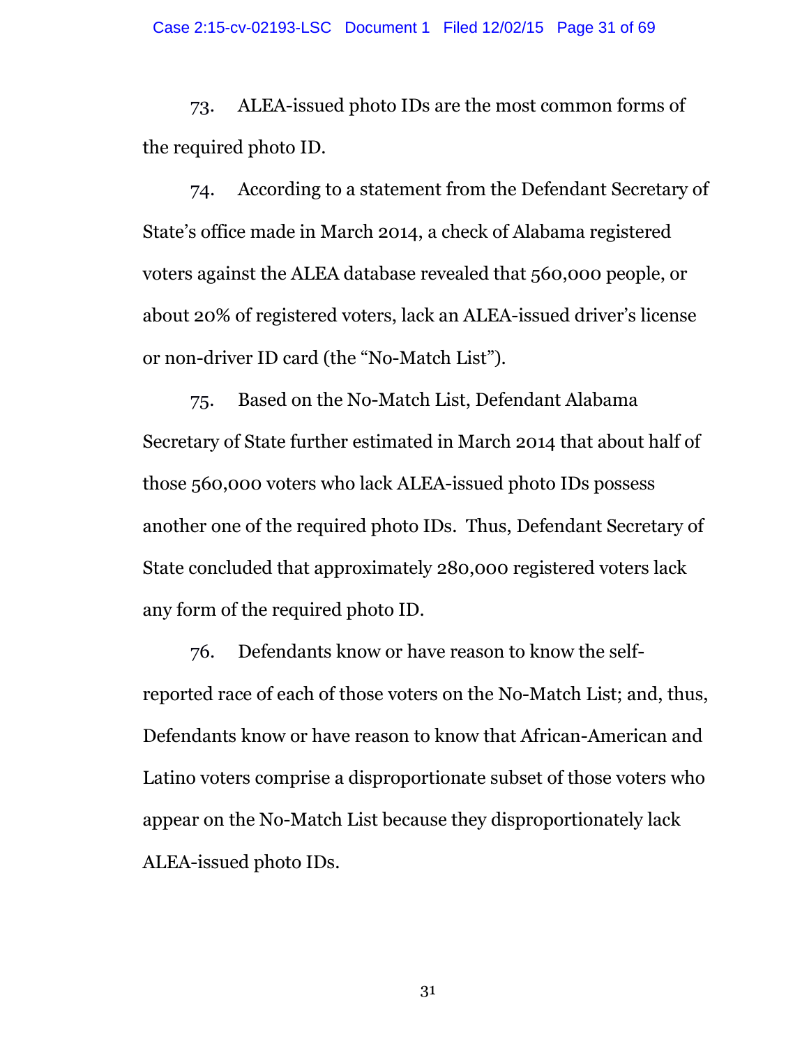73. ALEA-issued photo IDs are the most common forms of the required photo ID.

74. According to a statement from the Defendant Secretary of State's office made in March 2014, a check of Alabama registered voters against the ALEA database revealed that 560,000 people, or about 20% of registered voters, lack an ALEA-issued driver's license or non-driver ID card (the "No-Match List").

75. Based on the No-Match List, Defendant Alabama Secretary of State further estimated in March 2014 that about half of those 560,000 voters who lack ALEA-issued photo IDs possess another one of the required photo IDs. Thus, Defendant Secretary of State concluded that approximately 280,000 registered voters lack any form of the required photo ID.

76. Defendants know or have reason to know the self-reported race of each of those voters on the No-Match List; and, thus, Defendants know or have reason to know that African-American and Latino voters comprise a disproportionate subset of those voters who appear on the No-Match List because they disproportionately lack ALEA-issued photo IDs.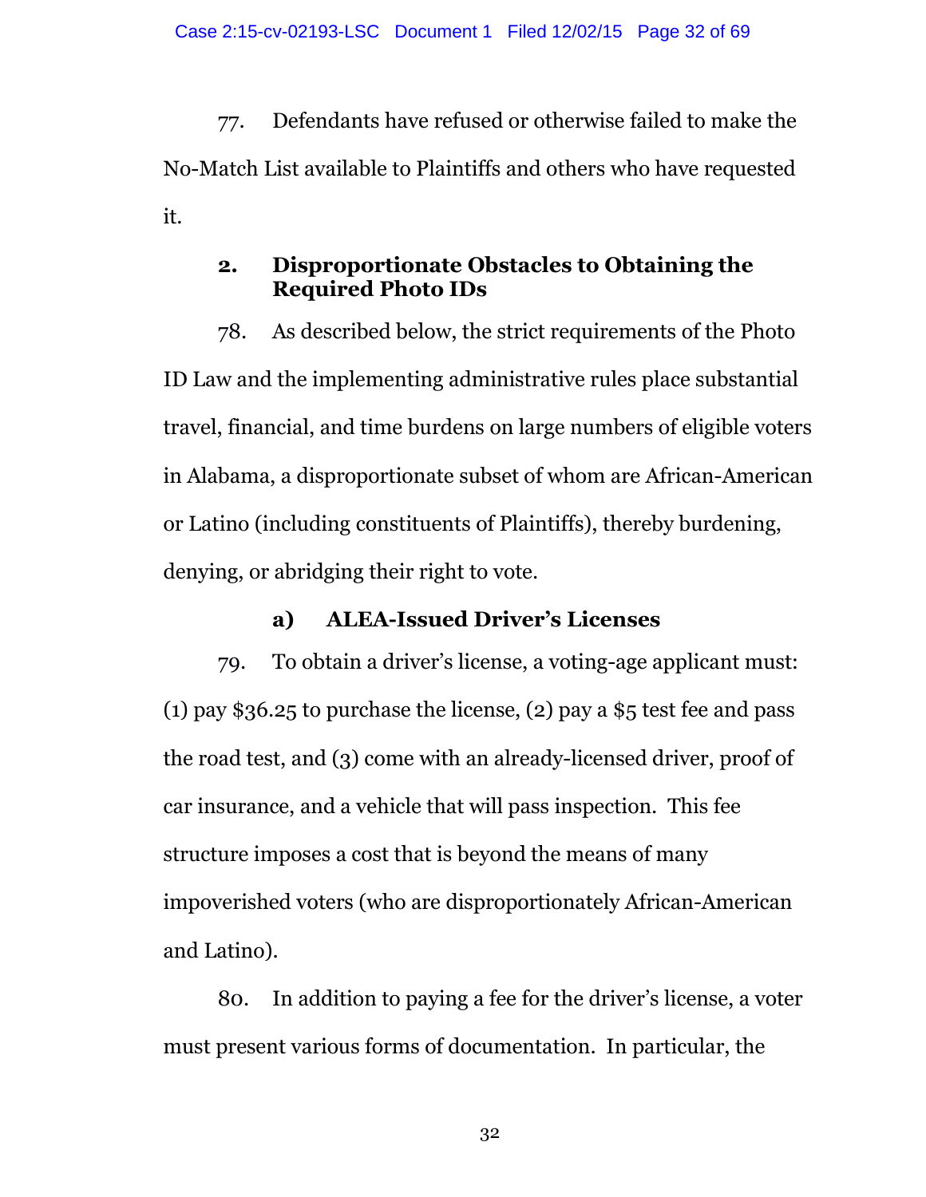77. Defendants have refused or otherwise failed to make the No-Match List available to Plaintiffs and others who have requested it.

### 2. Disproportionate Obstacles to Obtaining the Required Photo IDs

78. As described below, the strict requirements of the Photo ID Law and the implementing administrative rules place substantial travel, financial, and time burdens on large numbers of eligible voters in Alabama, a disproportionate subset of whom are African-American or Latino (including constituents of Plaintiffs), thereby burdening, denying, or abridging their right to vote.

#### a) ALEA-Issued Driver's Licenses

79. To obtain a driver's license, a voting-age applicant must: (1) pay $36.25 to purchase the license, (2) pay a $5 test fee and pass the road test, and (3) come with an already-licensed driver, proof of car insurance, and a vehicle that will pass inspection. This fee structure imposes a cost that is beyond the means of many impoverished voters (who are disproportionately African-American and Latino).

80. In addition to paying a fee for the driver's license, a voter must present various forms of documentation. In particular, the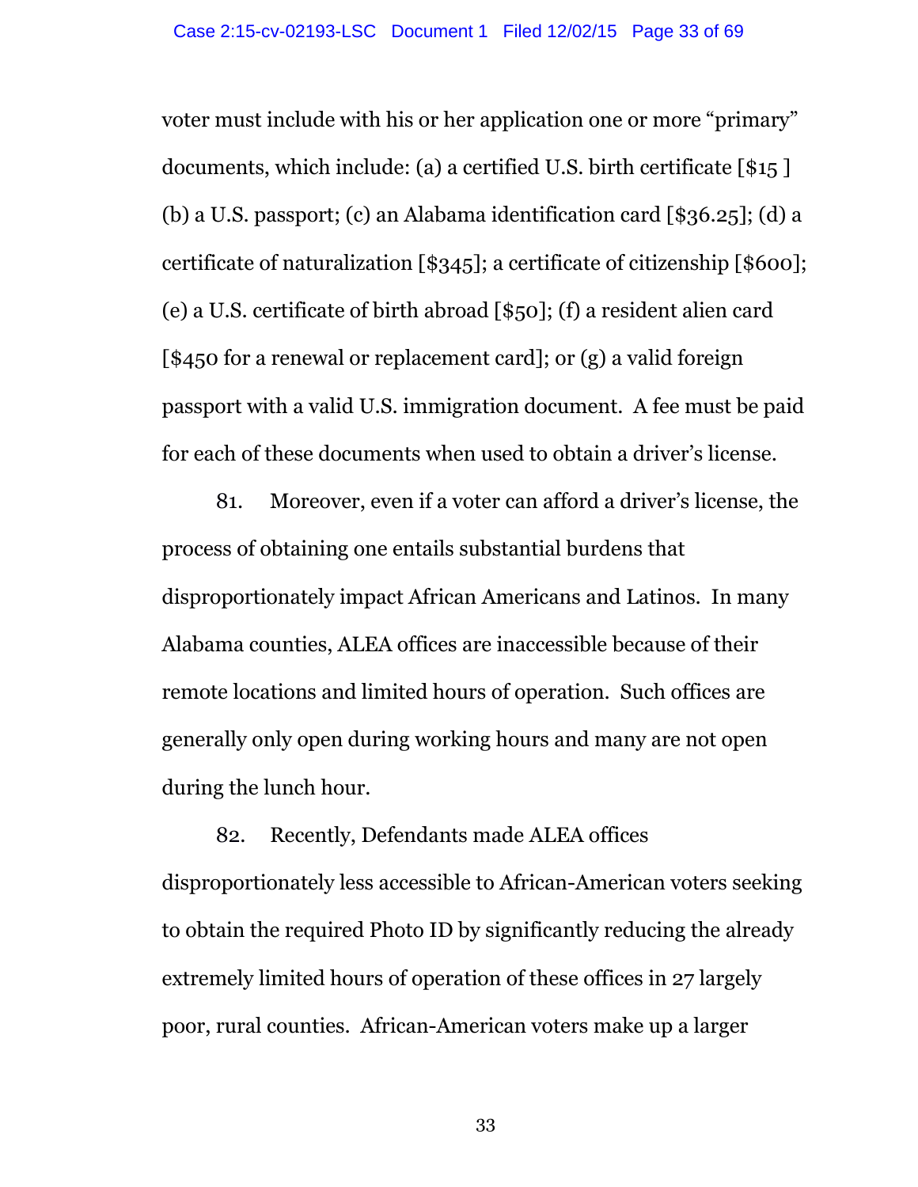voter must include with his or her application one or more "primary" documents, which include: (a) a certified U.S. birth certificate [$15 ] (b) a U.S. passport; (c) an Alabama identification card [$36.25]; (d) a certificate of naturalization [$345]; a certificate of citizenship [$600]; (e) a U.S. certificate of birth abroad [$50]; (f) a resident alien card [$450 for a renewal or replacement card]; or (g) a valid foreign passport with a valid U.S. immigration document. A fee must be paid for each of these documents when used to obtain a driver's license.

81. Moreover, even if a voter can afford a driver's license, the process of obtaining one entails substantial burdens that disproportionately impact African Americans and Latinos. In many Alabama counties, ALEA offices are inaccessible because of their remote locations and limited hours of operation. Such offices are generally only open during working hours and many are not open during the lunch hour.

82. Recently, Defendants made ALEA offices disproportionately less accessible to African-American voters seeking to obtain the required Photo ID by significantly reducing the already extremely limited hours of operation of these offices in 27 largely poor, rural counties. African-American voters make up a larger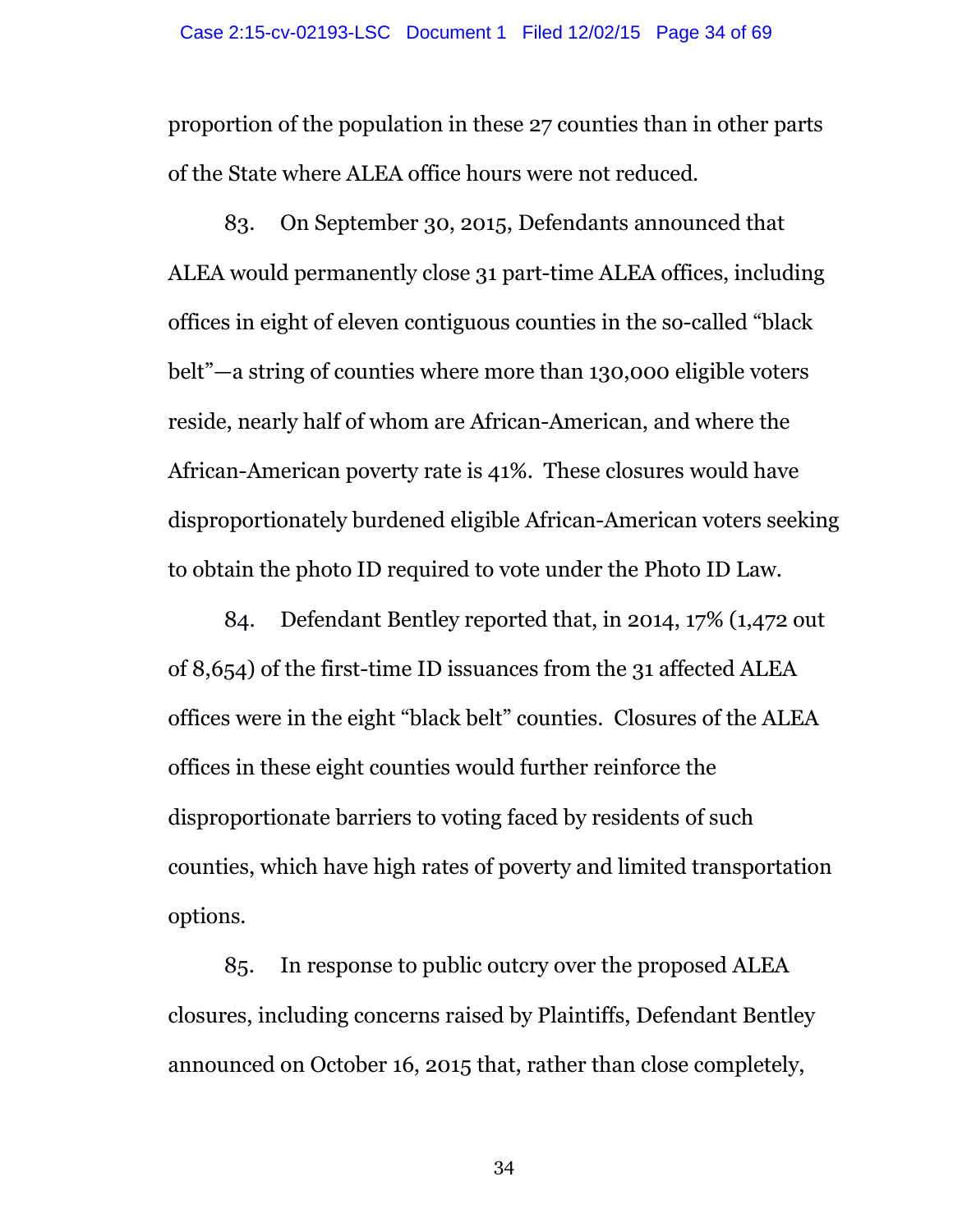proportion of the population in these 27 counties than in other parts of the State where ALEA office hours were not reduced.

83. On September 30, 2015, Defendants announced that ALEA would permanently close 31 part-time ALEA offices, including offices in eight of eleven contiguous counties in the so-called "black belt"—a string of counties where more than 130,000 eligible voters reside, nearly half of whom are African-American, and where the African-American poverty rate is 41%. These closures would have disproportionately burdened eligible African-American voters seeking to obtain the photo ID required to vote under the Photo ID Law.

84. Defendant Bentley reported that, in 2014, 17% (1,472 out of 8,654) of the first-time ID issuances from the 31 affected ALEA offices were in the eight "black belt" counties. Closures of the ALEA offices in these eight counties would further reinforce the disproportionate barriers to voting faced by residents of such counties, which have high rates of poverty and limited transportation options.

85. In response to public outcry over the proposed ALEA closures, including concerns raised by Plaintiffs, Defendant Bentley announced on October 16, 2015 that, rather than close completely,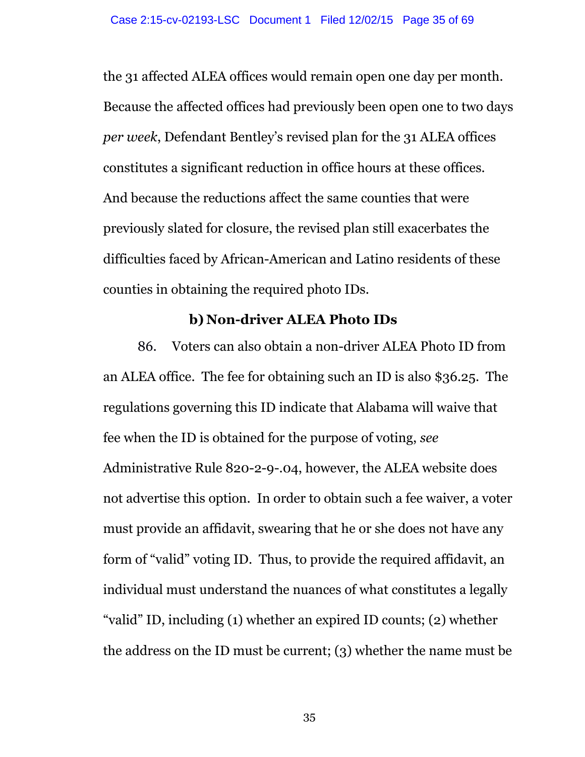the 31 affected ALEA offices would remain open one day per month. Because the affected offices had previously been open one to two days *per week*, Defendant Bentley's revised plan for the 31 ALEA offices constitutes a significant reduction in office hours at these offices. And because the reductions affect the same counties that were previously slated for closure, the revised plan still exacerbates the difficulties faced by African-American and Latino residents of these counties in obtaining the required photo IDs.

### b) Non-driver ALEA Photo IDs

86. Voters can also obtain a non-driver ALEA Photo ID from an ALEA office. The fee for obtaining such an ID is also $36.25. The regulations governing this ID indicate that Alabama will waive that fee when the ID is obtained for the purpose of voting, *see* Administrative Rule 820-2-9-.04, however, the ALEA website does not advertise this option. In order to obtain such a fee waiver, a voter must provide an affidavit, swearing that he or she does not have any form of "valid" voting ID. Thus, to provide the required affidavit, an individual must understand the nuances of what constitutes a legally "valid" ID, including (1) whether an expired ID counts; (2) whether the address on the ID must be current; (3) whether the name must be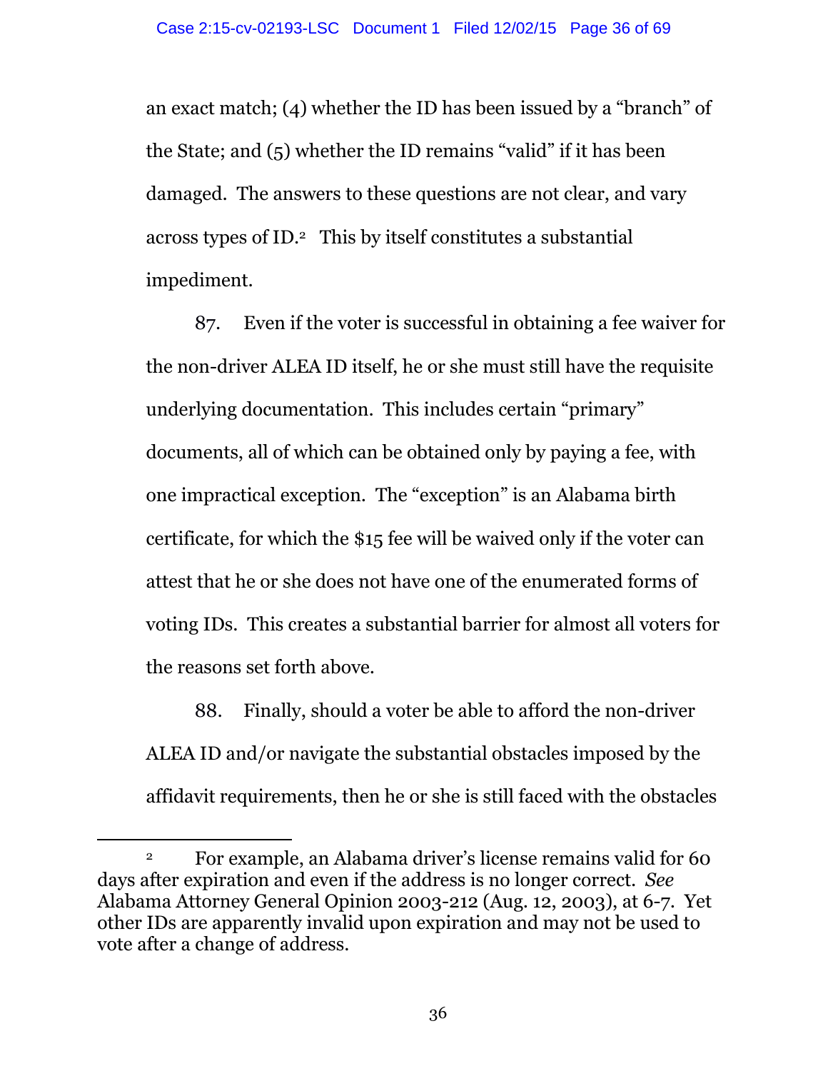an exact match; (4) whether the ID has been issued by a "branch" of the State; and (5) whether the ID remains "valid" if it has been damaged. The answers to these questions are not clear, and vary across types of ID.[2] This by itself constitutes a substantial impediment.

87. Even if the voter is successful in obtaining a fee waiver for the non-driver ALEA ID itself, he or she must still have the requisite underlying documentation. This includes certain "primary" documents, all of which can be obtained only by paying a fee, with one impractical exception. The "exception" is an Alabama birth certificate, for which the $15 fee will be waived only if the voter can attest that he or she does not have one of the enumerated forms of voting IDs. This creates a substantial barrier for almost all voters for the reasons set forth above.

88. Finally, should a voter be able to afford the non-driver ALEA ID and/or navigate the substantial obstacles imposed by the affidavit requirements, then he or she is still faced with the obstacles

---

[2] For example, an Alabama driver's license remains valid for 60 days after expiration and even if the address is no longer correct. *See* Alabama Attorney General Opinion 2003-212 (Aug. 12, 2003), at 6-7. Yet other IDs are apparently invalid upon expiration and may not be used to vote after a change of address.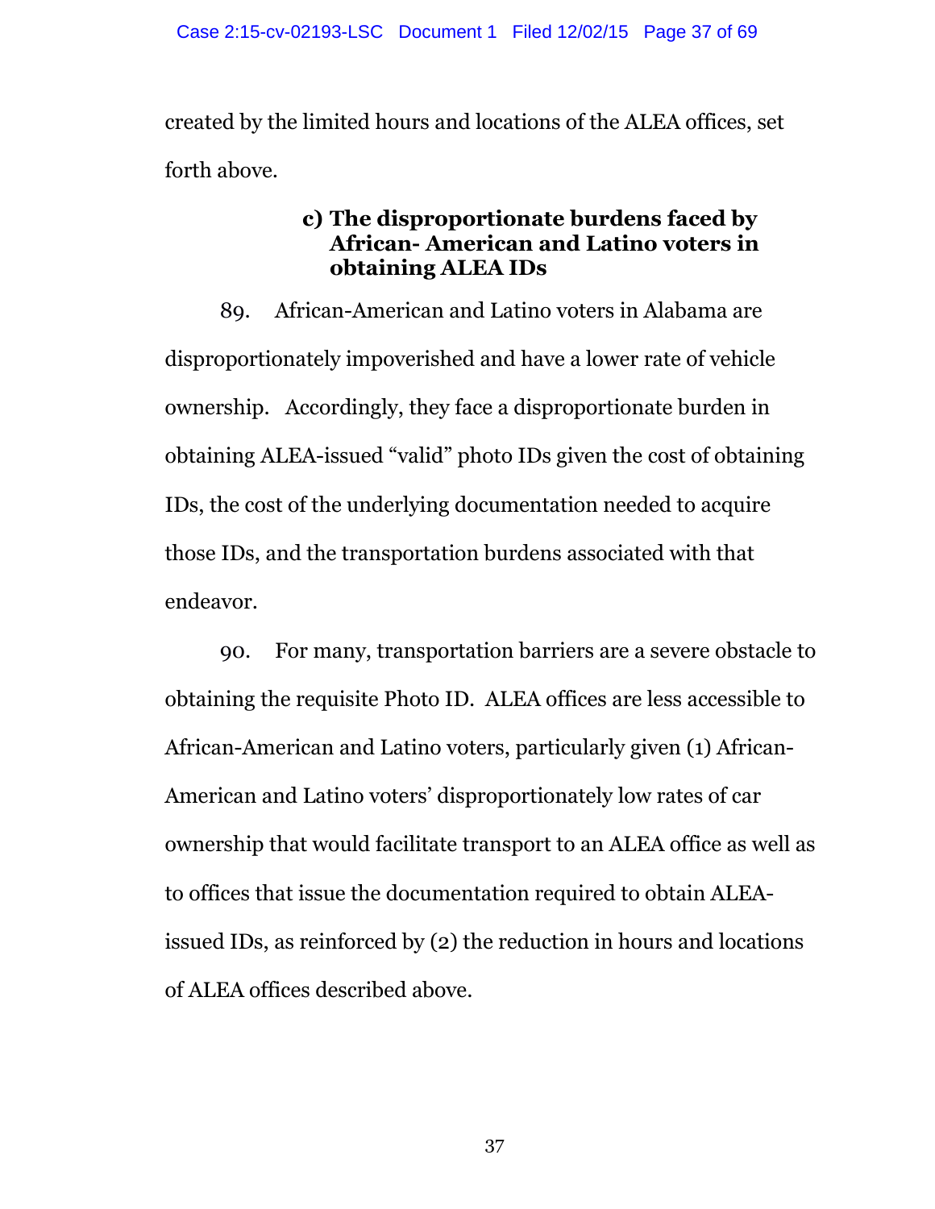created by the limited hours and locations of the ALEA offices, set forth above.

### c) The disproportionate burdens faced by African- American and Latino voters in obtaining ALEA IDs

89. African-American and Latino voters in Alabama are disproportionately impoverished and have a lower rate of vehicle ownership. Accordingly, they face a disproportionate burden in obtaining ALEA-issued "valid" photo IDs given the cost of obtaining IDs, the cost of the underlying documentation needed to acquire those IDs, and the transportation burdens associated with that endeavor.

90. For many, transportation barriers are a severe obstacle to obtaining the requisite Photo ID. ALEA offices are less accessible to African-American and Latino voters, particularly given (1) African-American and Latino voters' disproportionately low rates of car ownership that would facilitate transport to an ALEA office as well as to offices that issue the documentation required to obtain ALEA-issued IDs, as reinforced by (2) the reduction in hours and locations of ALEA offices described above.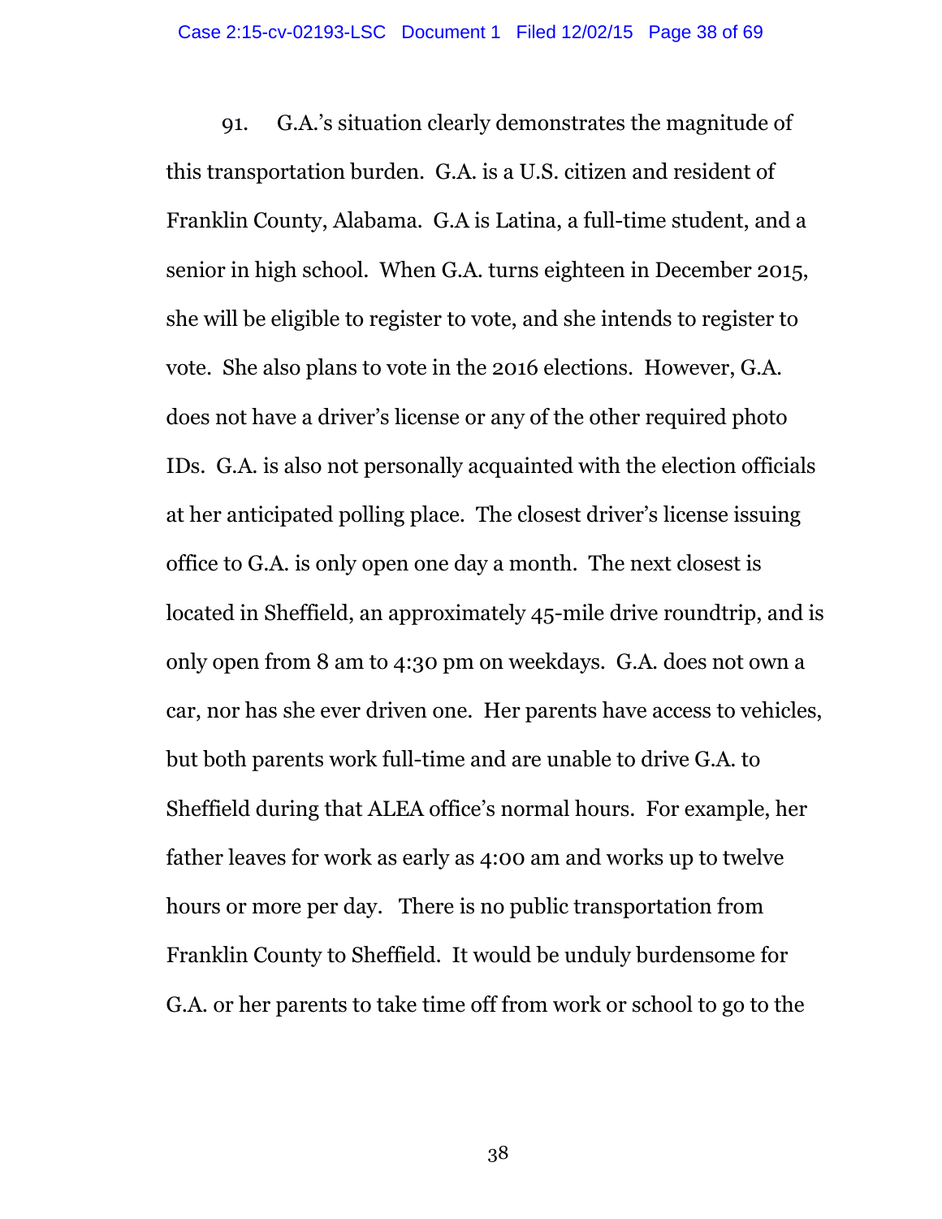91. G.A.'s situation clearly demonstrates the magnitude of this transportation burden. G.A. is a U.S. citizen and resident of Franklin County, Alabama. G.A is Latina, a full-time student, and a senior in high school. When G.A. turns eighteen in December 2015, she will be eligible to register to vote, and she intends to register to vote. She also plans to vote in the 2016 elections. However, G.A. does not have a driver's license or any of the other required photo IDs. G.A. is also not personally acquainted with the election officials at her anticipated polling place. The closest driver's license issuing office to G.A. is only open one day a month. The next closest is located in Sheffield, an approximately 45-mile drive roundtrip, and is only open from 8 am to 4:30 pm on weekdays. G.A. does not own a car, nor has she ever driven one. Her parents have access to vehicles, but both parents work full-time and are unable to drive G.A. to Sheffield during that ALEA office's normal hours. For example, her father leaves for work as early as 4:00 am and works up to twelve hours or more per day. There is no public transportation from Franklin County to Sheffield. It would be unduly burdensome for G.A. or her parents to take time off from work or school to go to the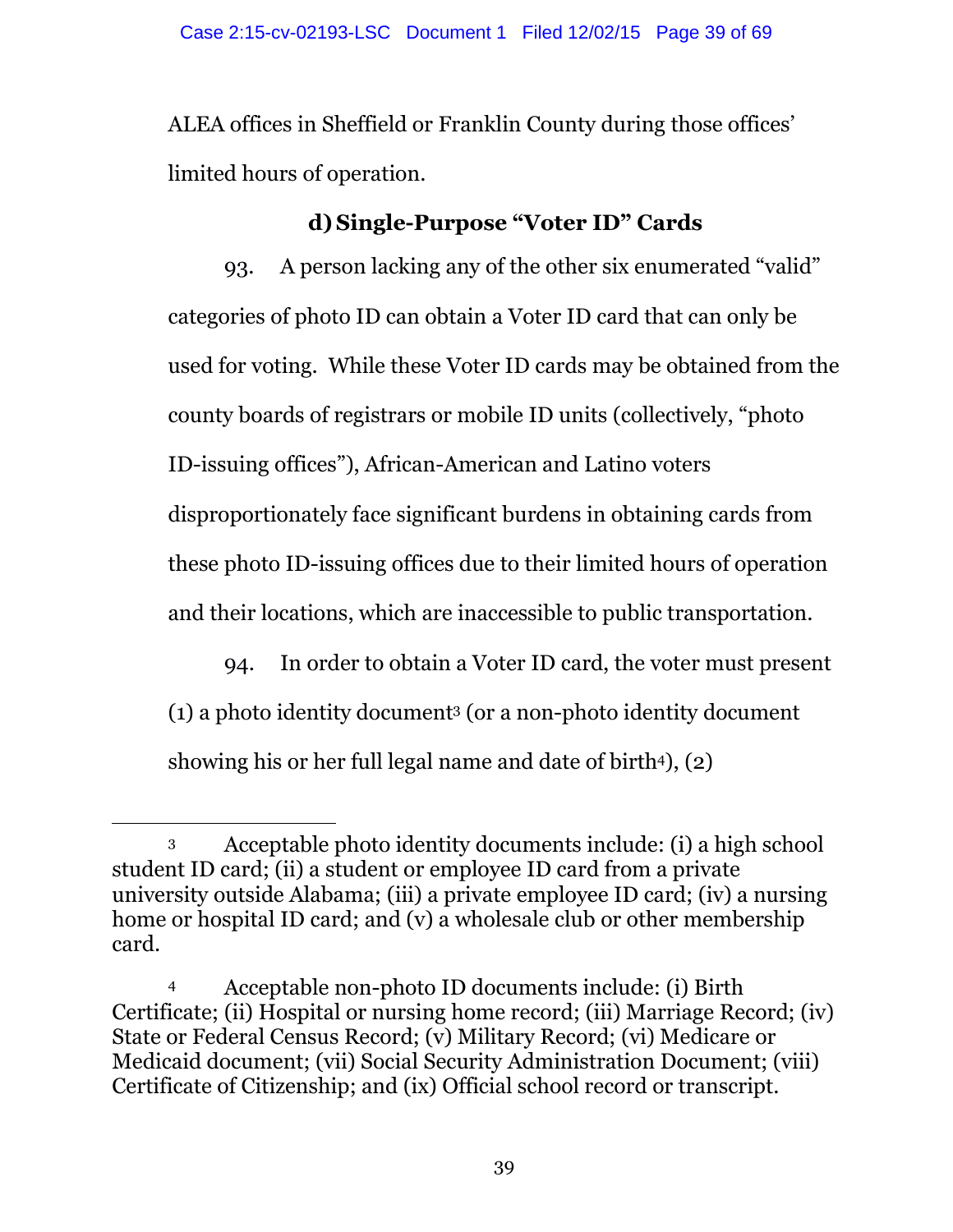ALEA offices in Sheffield or Franklin County during those offices' limited hours of operation.

### d) Single-Purpose "Voter ID" Cards

93. A person lacking any of the other six enumerated "valid" categories of photo ID can obtain a Voter ID card that can only be used for voting. While these Voter ID cards may be obtained from the county boards of registrars or mobile ID units (collectively, "photo ID-issuing offices"), African-American and Latino voters disproportionately face significant burdens in obtaining cards from these photo ID-issuing offices due to their limited hours of operation and their locations, which are inaccessible to public transportation.

94. In order to obtain a Voter ID card, the voter must present (1) a photo identity document[3] (or a non-photo identity document showing his or her full legal name and date of birth[4]), (2)

---

[3] Acceptable photo identity documents include: (i) a high school student ID card; (ii) a student or employee ID card from a private university outside Alabama; (iii) a private employee ID card; (iv) a nursing home or hospital ID card; and (v) a wholesale club or other membership card.

[4] Acceptable non-photo ID documents include: (i) Birth Certificate; (ii) Hospital or nursing home record; (iii) Marriage Record; (iv) State or Federal Census Record; (v) Military Record; (vi) Medicare or Medicaid document; (vii) Social Security Administration Document; (viii) Certificate of Citizenship; and (ix) Official school record or transcript.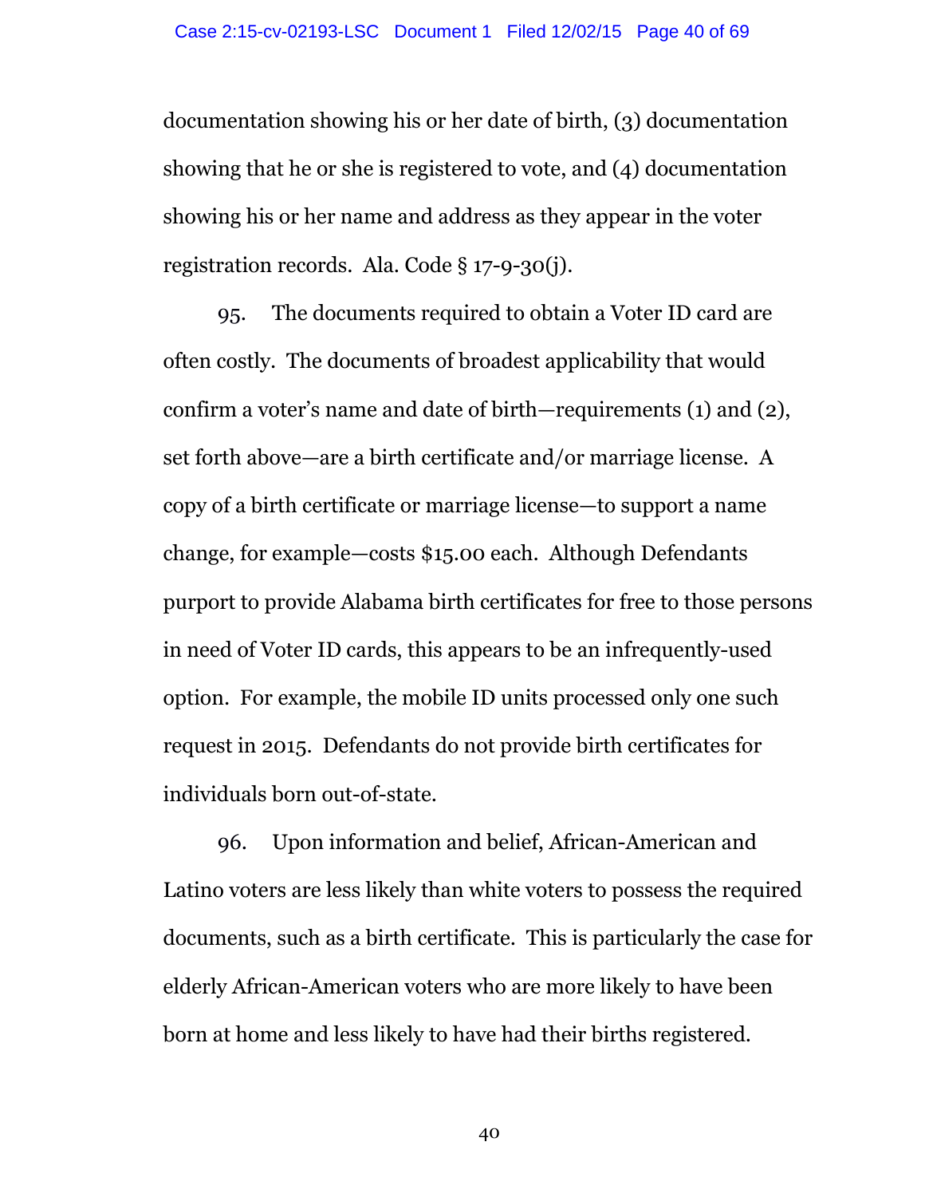documentation showing his or her date of birth, (3) documentation showing that he or she is registered to vote, and (4) documentation showing his or her name and address as they appear in the voter registration records. Ala. Code § 17-9-30(j).

95. The documents required to obtain a Voter ID card are often costly. The documents of broadest applicability that would confirm a voter's name and date of birth—requirements (1) and (2), set forth above—are a birth certificate and/or marriage license. A copy of a birth certificate or marriage license—to support a name change, for example—costs $15.00 each. Although Defendants purport to provide Alabama birth certificates for free to those persons in need of Voter ID cards, this appears to be an infrequently-used option. For example, the mobile ID units processed only one such request in 2015. Defendants do not provide birth certificates for individuals born out-of-state.

96. Upon information and belief, African-American and Latino voters are less likely than white voters to possess the required documents, such as a birth certificate. This is particularly the case for elderly African-American voters who are more likely to have been born at home and less likely to have had their births registered.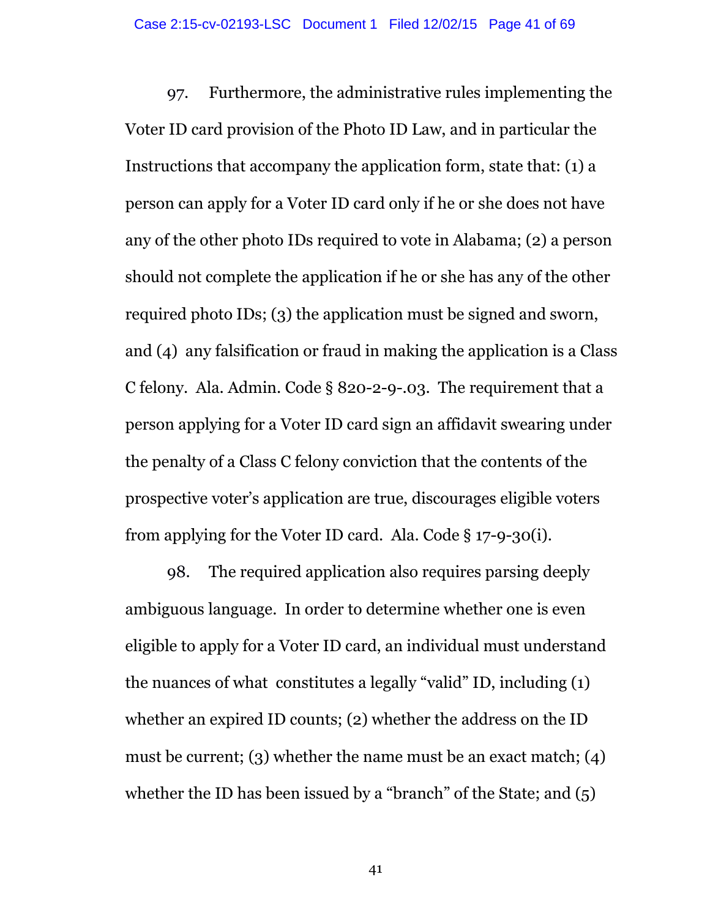97. Furthermore, the administrative rules implementing the Voter ID card provision of the Photo ID Law, and in particular the Instructions that accompany the application form, state that: (1) a person can apply for a Voter ID card only if he or she does not have any of the other photo IDs required to vote in Alabama; (2) a person should not complete the application if he or she has any of the other required photo IDs; (3) the application must be signed and sworn, and (4) any falsification or fraud in making the application is a Class C felony. Ala. Admin. Code § 820-2-9-.03. The requirement that a person applying for a Voter ID card sign an affidavit swearing under the penalty of a Class C felony conviction that the contents of the prospective voter's application are true, discourages eligible voters from applying for the Voter ID card. Ala. Code § 17-9-30(i).

98. The required application also requires parsing deeply ambiguous language. In order to determine whether one is even eligible to apply for a Voter ID card, an individual must understand the nuances of what constitutes a legally "valid" ID, including (1) whether an expired ID counts; (2) whether the address on the ID must be current; (3) whether the name must be an exact match; (4) whether the ID has been issued by a "branch" of the State; and (5)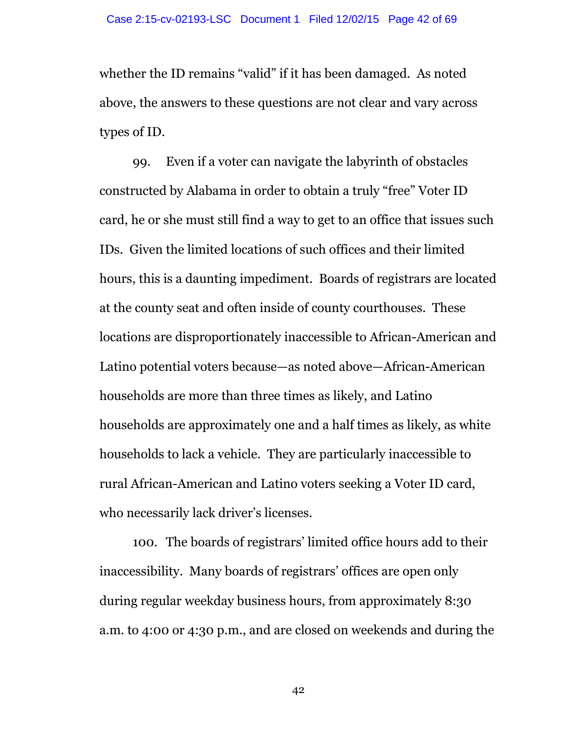whether the ID remains "valid" if it has been damaged. As noted above, the answers to these questions are not clear and vary across types of ID.

99. Even if a voter can navigate the labyrinth of obstacles constructed by Alabama in order to obtain a truly "free" Voter ID card, he or she must still find a way to get to an office that issues such IDs. Given the limited locations of such offices and their limited hours, this is a daunting impediment. Boards of registrars are located at the county seat and often inside of county courthouses. These locations are disproportionately inaccessible to African-American and Latino potential voters because—as noted above—African-American households are more than three times as likely, and Latino households are approximately one and a half times as likely, as white households to lack a vehicle. They are particularly inaccessible to rural African-American and Latino voters seeking a Voter ID card, who necessarily lack driver's licenses.

100. The boards of registrars' limited office hours add to their inaccessibility. Many boards of registrars' offices are open only during regular weekday business hours, from approximately 8:30 a.m. to 4:00 or 4:30 p.m., and are closed on weekends and during the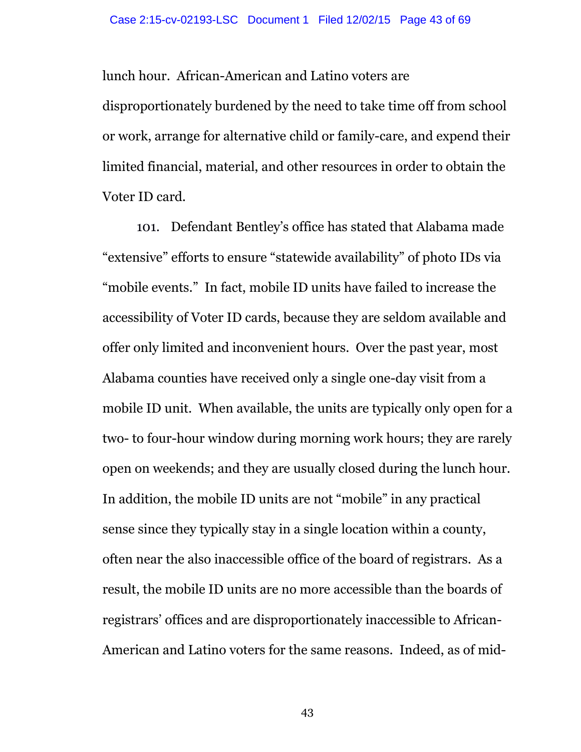lunch hour. African-American and Latino voters are disproportionately burdened by the need to take time off from school or work, arrange for alternative child or family-care, and expend their limited financial, material, and other resources in order to obtain the Voter ID card.

101. Defendant Bentley's office has stated that Alabama made "extensive" efforts to ensure "statewide availability" of photo IDs via "mobile events." In fact, mobile ID units have failed to increase the accessibility of Voter ID cards, because they are seldom available and offer only limited and inconvenient hours. Over the past year, most Alabama counties have received only a single one-day visit from a mobile ID unit. When available, the units are typically only open for a two- to four-hour window during morning work hours; they are rarely open on weekends; and they are usually closed during the lunch hour. In addition, the mobile ID units are not "mobile" in any practical sense since they typically stay in a single location within a county, often near the also inaccessible office of the board of registrars. As a result, the mobile ID units are no more accessible than the boards of registrars' offices and are disproportionately inaccessible to African-American and Latino voters for the same reasons. Indeed, as of mid-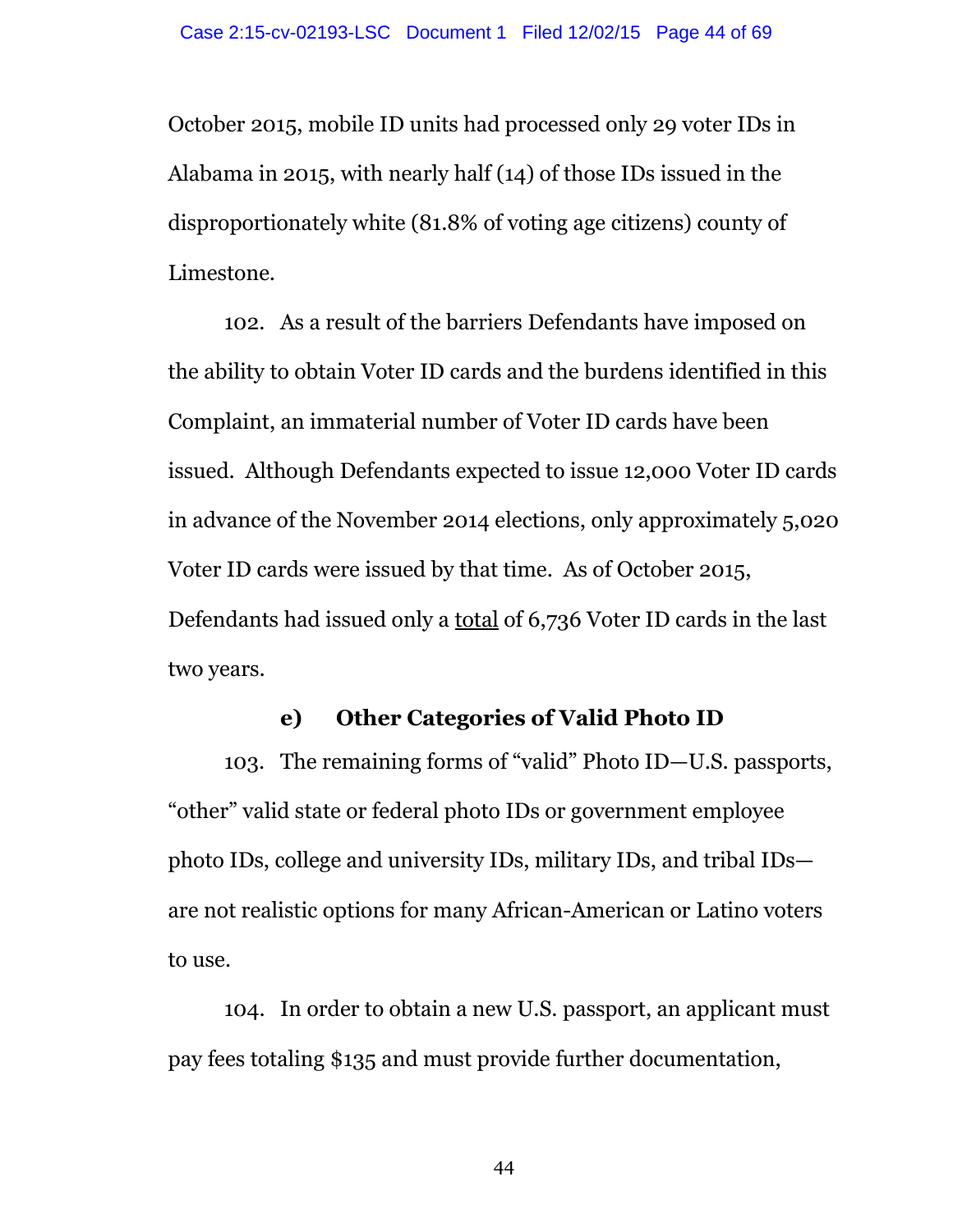October 2015, mobile ID units had processed only 29 voter IDs in Alabama in 2015, with nearly half (14) of those IDs issued in the disproportionately white (81.8% of voting age citizens) county of Limestone.

102. As a result of the barriers Defendants have imposed on the ability to obtain Voter ID cards and the burdens identified in this Complaint, an immaterial number of Voter ID cards have been issued. Although Defendants expected to issue 12,000 Voter ID cards in advance of the November 2014 elections, only approximately 5,020 Voter ID cards were issued by that time. As of October 2015, Defendants had issued only a <u>total</u> of 6,736 Voter ID cards in the last two years.

### e) Other Categories of Valid Photo ID

103. The remaining forms of "valid" Photo ID—U.S. passports, "other" valid state or federal photo IDs or government employee photo IDs, college and university IDs, military IDs, and tribal IDs—are not realistic options for many African-American or Latino voters to use.

104. In order to obtain a new U.S. passport, an applicant must pay fees totaling $135 and must provide further documentation,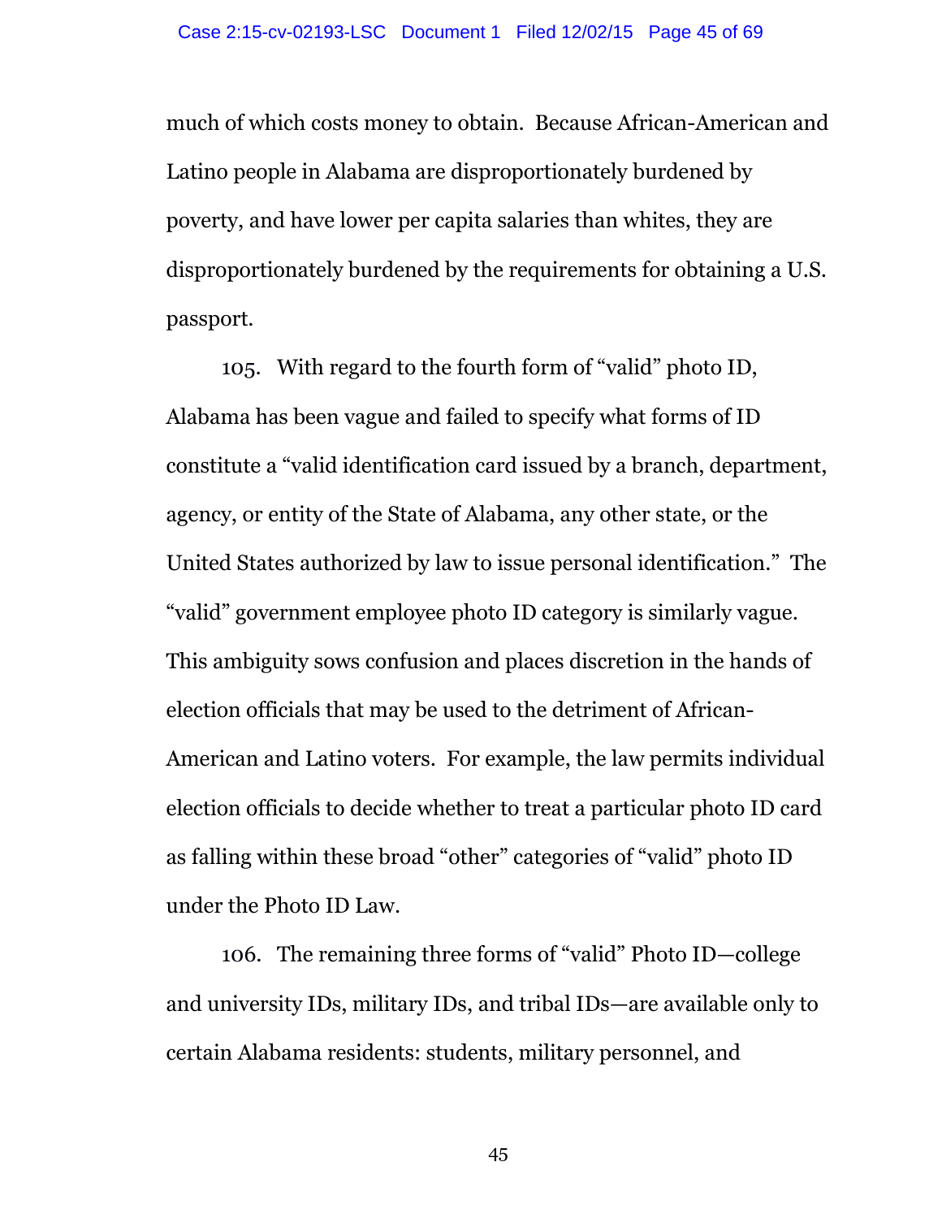much of which costs money to obtain. Because African-American and Latino people in Alabama are disproportionately burdened by poverty, and have lower per capita salaries than whites, they are disproportionately burdened by the requirements for obtaining a U.S. passport.

105. With regard to the fourth form of "valid" photo ID, Alabama has been vague and failed to specify what forms of ID constitute a "valid identification card issued by a branch, department, agency, or entity of the State of Alabama, any other state, or the United States authorized by law to issue personal identification." The "valid" government employee photo ID category is similarly vague. This ambiguity sows confusion and places discretion in the hands of election officials that may be used to the detriment of African-American and Latino voters. For example, the law permits individual election officials to decide whether to treat a particular photo ID card as falling within these broad "other" categories of "valid" photo ID under the Photo ID Law.

106. The remaining three forms of "valid" Photo ID—college and university IDs, military IDs, and tribal IDs—are available only to certain Alabama residents: students, military personnel, and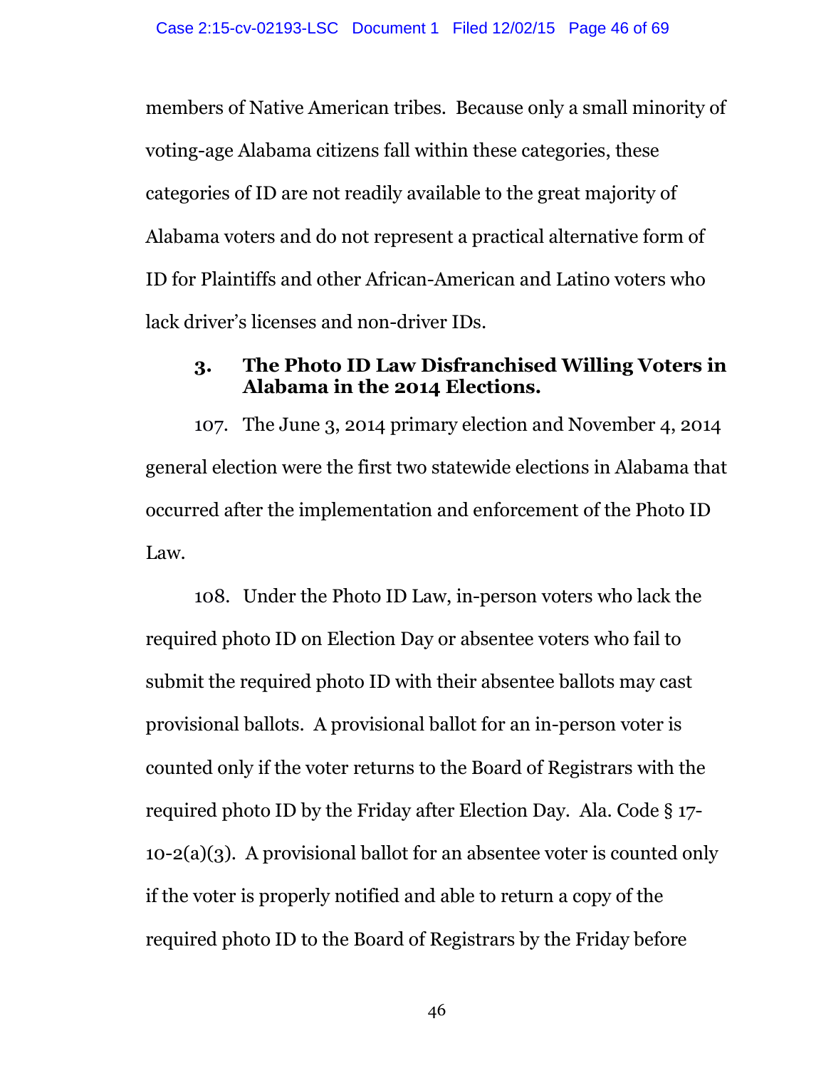members of Native American tribes. Because only a small minority of voting-age Alabama citizens fall within these categories, these categories of ID are not readily available to the great majority of Alabama voters and do not represent a practical alternative form of ID for Plaintiffs and other African-American and Latino voters who lack driver's licenses and non-driver IDs.

### 3. The Photo ID Law Disfranchised Willing Voters in Alabama in the 2014 Elections.

107. The June 3, 2014 primary election and November 4, 2014 general election were the first two statewide elections in Alabama that occurred after the implementation and enforcement of the Photo ID Law.

108. Under the Photo ID Law, in-person voters who lack the required photo ID on Election Day or absentee voters who fail to submit the required photo ID with their absentee ballots may cast provisional ballots. A provisional ballot for an in-person voter is counted only if the voter returns to the Board of Registrars with the required photo ID by the Friday after Election Day. Ala. Code § 17-10-2(a)(3). A provisional ballot for an absentee voter is counted only if the voter is properly notified and able to return a copy of the required photo ID to the Board of Registrars by the Friday before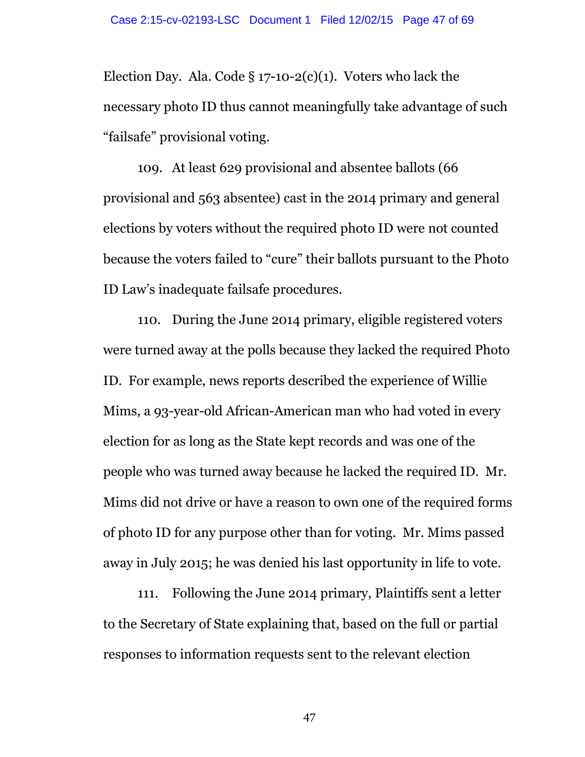Election Day. Ala. Code § 17-10-2(c)(1). Voters who lack the necessary photo ID thus cannot meaningfully take advantage of such "failsafe" provisional voting.

109. At least 629 provisional and absentee ballots (66 provisional and 563 absentee) cast in the 2014 primary and general elections by voters without the required photo ID were not counted because the voters failed to "cure" their ballots pursuant to the Photo ID Law's inadequate failsafe procedures.

110. During the June 2014 primary, eligible registered voters were turned away at the polls because they lacked the required Photo ID. For example, news reports described the experience of Willie Mims, a 93-year-old African-American man who had voted in every election for as long as the State kept records and was one of the people who was turned away because he lacked the required ID. Mr. Mims did not drive or have a reason to own one of the required forms of photo ID for any purpose other than for voting. Mr. Mims passed away in July 2015; he was denied his last opportunity in life to vote.

111. Following the June 2014 primary, Plaintiffs sent a letter to the Secretary of State explaining that, based on the full or partial responses to information requests sent to the relevant election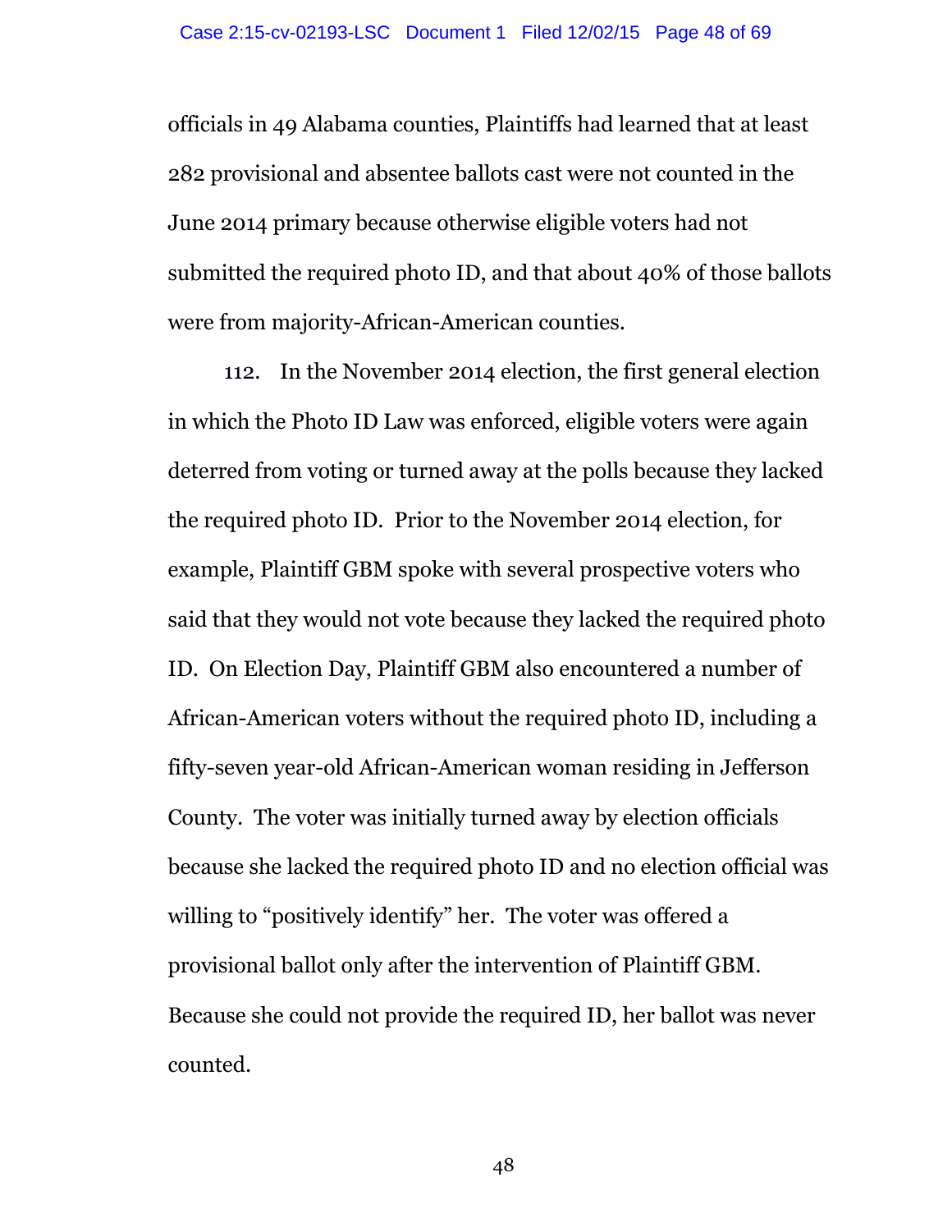officials in 49 Alabama counties, Plaintiffs had learned that at least 282 provisional and absentee ballots cast were not counted in the June 2014 primary because otherwise eligible voters had not submitted the required photo ID, and that about 40% of those ballots were from majority-African-American counties.

112. In the November 2014 election, the first general election in which the Photo ID Law was enforced, eligible voters were again deterred from voting or turned away at the polls because they lacked the required photo ID. Prior to the November 2014 election, for example, Plaintiff GBM spoke with several prospective voters who said that they would not vote because they lacked the required photo ID. On Election Day, Plaintiff GBM also encountered a number of African-American voters without the required photo ID, including a fifty-seven year-old African-American woman residing in Jefferson County. The voter was initially turned away by election officials because she lacked the required photo ID and no election official was willing to "positively identify" her. The voter was offered a provisional ballot only after the intervention of Plaintiff GBM. Because she could not provide the required ID, her ballot was never counted.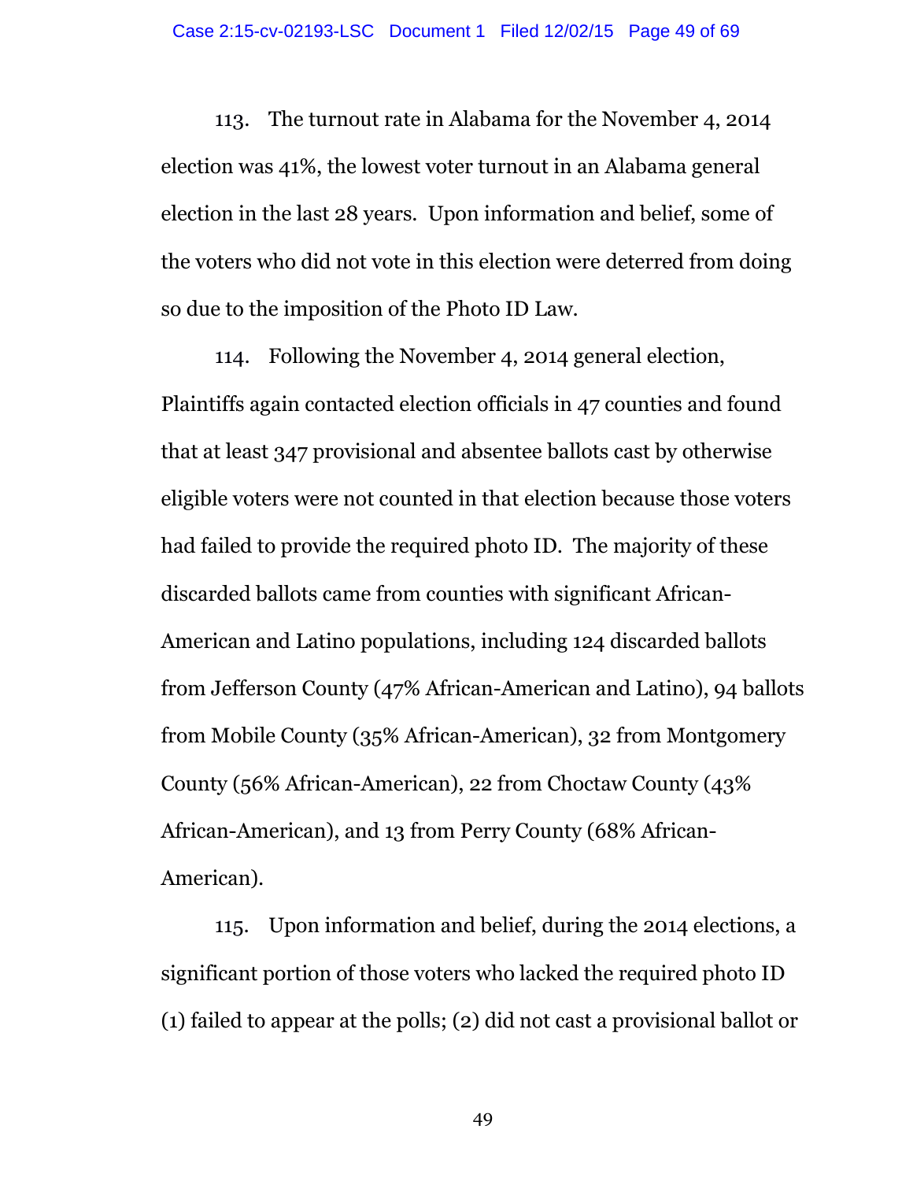113. The turnout rate in Alabama for the November 4, 2014 election was 41%, the lowest voter turnout in an Alabama general election in the last 28 years. Upon information and belief, some of the voters who did not vote in this election were deterred from doing so due to the imposition of the Photo ID Law.

114. Following the November 4, 2014 general election, Plaintiffs again contacted election officials in 47 counties and found that at least 347 provisional and absentee ballots cast by otherwise eligible voters were not counted in that election because those voters had failed to provide the required photo ID. The majority of these discarded ballots came from counties with significant African-American and Latino populations, including 124 discarded ballots from Jefferson County (47% African-American and Latino), 94 ballots from Mobile County (35% African-American), 32 from Montgomery County (56% African-American), 22 from Choctaw County (43% African-American), and 13 from Perry County (68% African-American).

115. Upon information and belief, during the 2014 elections, a significant portion of those voters who lacked the required photo ID (1) failed to appear at the polls; (2) did not cast a provisional ballot or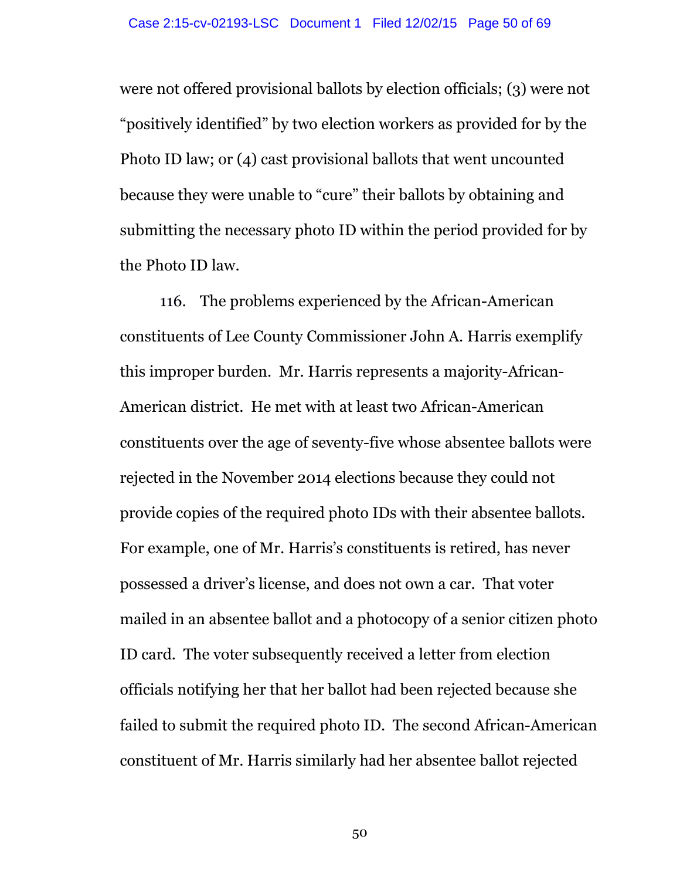were not offered provisional ballots by election officials; (3) were not "positively identified" by two election workers as provided for by the Photo ID law; or (4) cast provisional ballots that went uncounted because they were unable to "cure" their ballots by obtaining and submitting the necessary photo ID within the period provided for by the Photo ID law.

116. The problems experienced by the African-American constituents of Lee County Commissioner John A. Harris exemplify this improper burden. Mr. Harris represents a majority-African-American district. He met with at least two African-American constituents over the age of seventy-five whose absentee ballots were rejected in the November 2014 elections because they could not provide copies of the required photo IDs with their absentee ballots. For example, one of Mr. Harris's constituents is retired, has never possessed a driver's license, and does not own a car. That voter mailed in an absentee ballot and a photocopy of a senior citizen photo ID card. The voter subsequently received a letter from election officials notifying her that her ballot had been rejected because she failed to submit the required photo ID. The second African-American constituent of Mr. Harris similarly had her absentee ballot rejected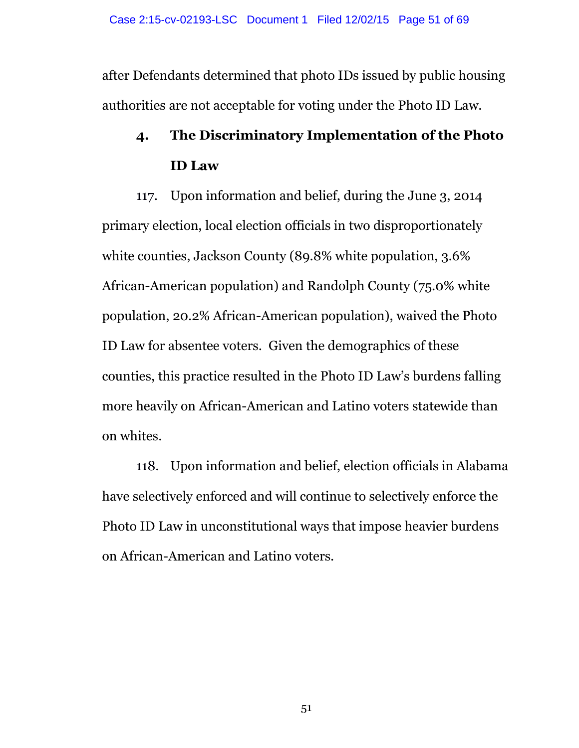after Defendants determined that photo IDs issued by public housing authorities are not acceptable for voting under the Photo ID Law.

### 4. The Discriminatory Implementation of the Photo ID Law

117. Upon information and belief, during the June 3, 2014 primary election, local election officials in two disproportionately white counties, Jackson County (89.8% white population, 3.6% African-American population) and Randolph County (75.0% white population, 20.2% African-American population), waived the Photo ID Law for absentee voters. Given the demographics of these counties, this practice resulted in the Photo ID Law's burdens falling more heavily on African-American and Latino voters statewide than on whites.

118. Upon information and belief, election officials in Alabama have selectively enforced and will continue to selectively enforce the Photo ID Law in unconstitutional ways that impose heavier burdens on African-American and Latino voters.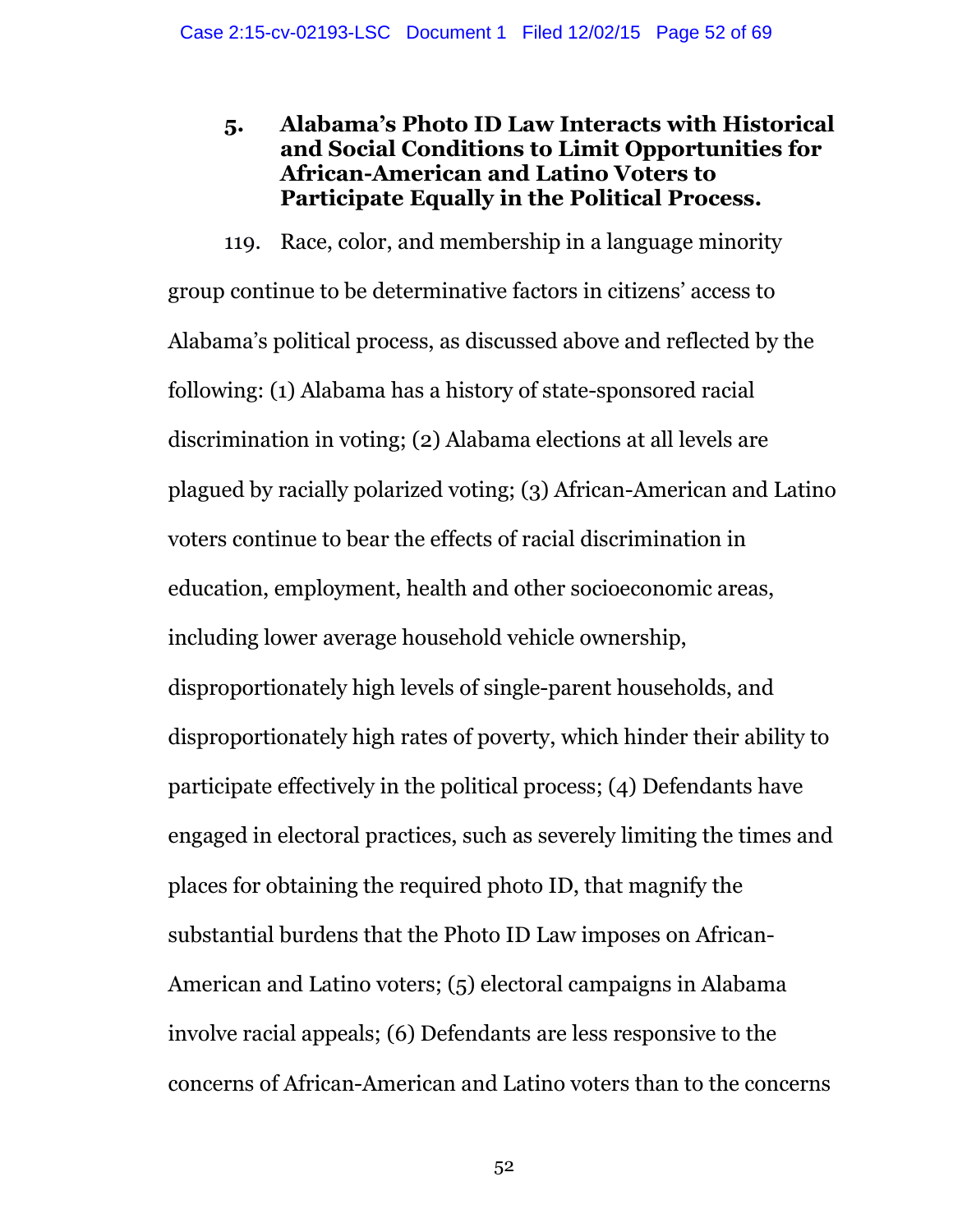### 5. Alabama's Photo ID Law Interacts with Historical and Social Conditions to Limit Opportunities for African-American and Latino Voters to Participate Equally in the Political Process.

119. Race, color, and membership in a language minority group continue to be determinative factors in citizens' access to Alabama's political process, as discussed above and reflected by the following: (1) Alabama has a history of state-sponsored racial discrimination in voting; (2) Alabama elections at all levels are plagued by racially polarized voting; (3) African-American and Latino voters continue to bear the effects of racial discrimination in education, employment, health and other socioeconomic areas, including lower average household vehicle ownership, disproportionately high levels of single-parent households, and disproportionately high rates of poverty, which hinder their ability to participate effectively in the political process; (4) Defendants have engaged in electoral practices, such as severely limiting the times and places for obtaining the required photo ID, that magnify the substantial burdens that the Photo ID Law imposes on African-American and Latino voters; (5) electoral campaigns in Alabama involve racial appeals; (6) Defendants are less responsive to the concerns of African-American and Latino voters than to the concerns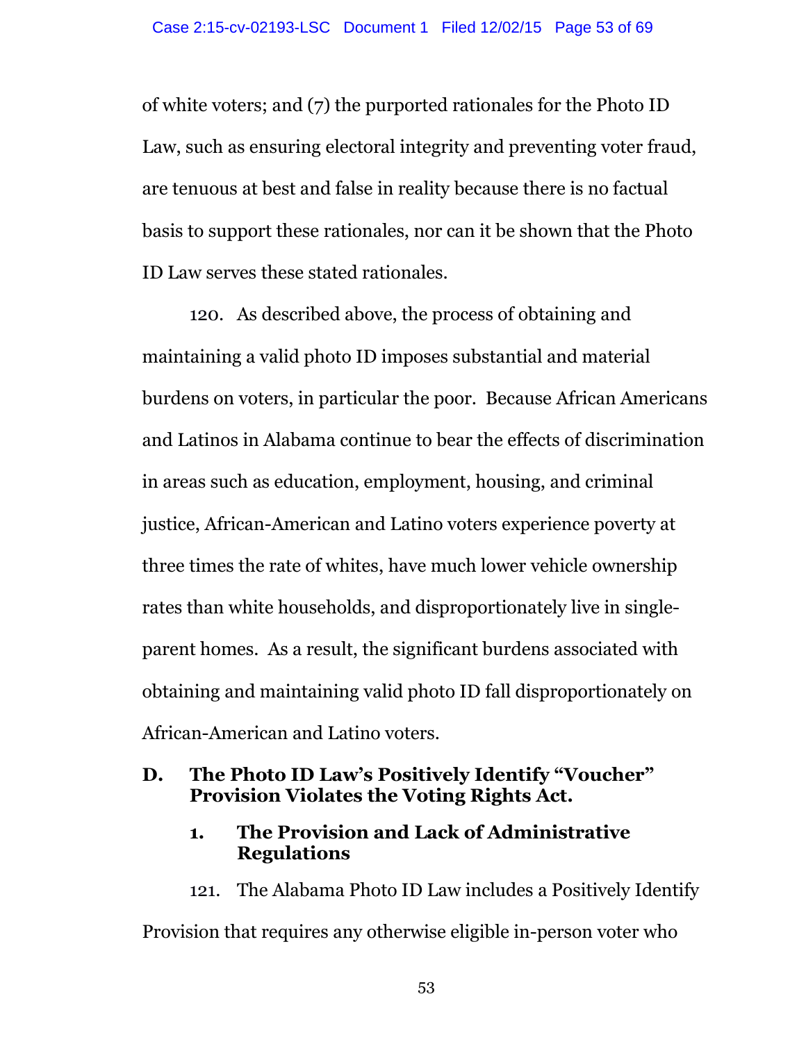of white voters; and (7) the purported rationales for the Photo ID Law, such as ensuring electoral integrity and preventing voter fraud, are tenuous at best and false in reality because there is no factual basis to support these rationales, nor can it be shown that the Photo ID Law serves these stated rationales.

120. As described above, the process of obtaining and maintaining a valid photo ID imposes substantial and material burdens on voters, in particular the poor. Because African Americans and Latinos in Alabama continue to bear the effects of discrimination in areas such as education, employment, housing, and criminal justice, African-American and Latino voters experience poverty at three times the rate of whites, have much lower vehicle ownership rates than white households, and disproportionately live in single-parent homes. As a result, the significant burdens associated with obtaining and maintaining valid photo ID fall disproportionately on African-American and Latino voters.

## D. The Photo ID Law's Positively Identify "Voucher" Provision Violates the Voting Rights Act.

### 1. The Provision and Lack of Administrative Regulations

121. The Alabama Photo ID Law includes a Positively Identify Provision that requires any otherwise eligible in-person voter who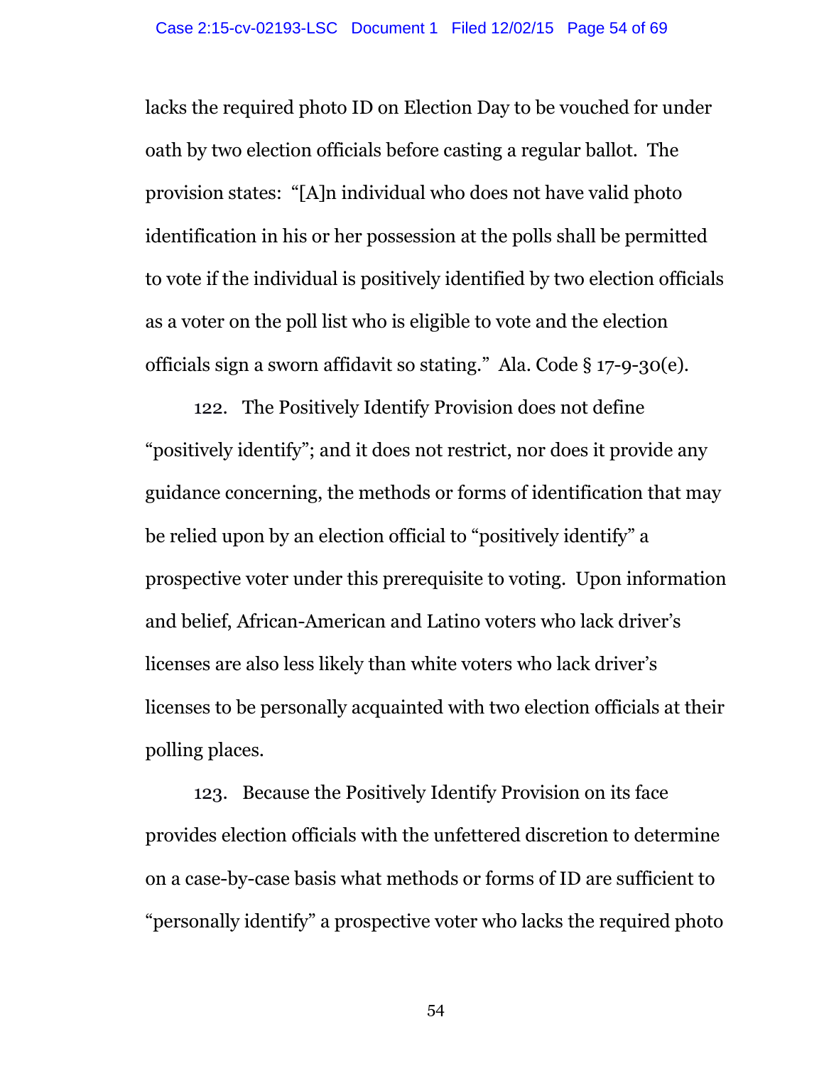lacks the required photo ID on Election Day to be vouched for under oath by two election officials before casting a regular ballot. The provision states: "[A]n individual who does not have valid photo identification in his or her possession at the polls shall be permitted to vote if the individual is positively identified by two election officials as a voter on the poll list who is eligible to vote and the election officials sign a sworn affidavit so stating." Ala. Code § 17-9-30(e).

122. The Positively Identify Provision does not define "positively identify"; and it does not restrict, nor does it provide any guidance concerning, the methods or forms of identification that may be relied upon by an election official to "positively identify" a prospective voter under this prerequisite to voting. Upon information and belief, African-American and Latino voters who lack driver's licenses are also less likely than white voters who lack driver's licenses to be personally acquainted with two election officials at their polling places.

123. Because the Positively Identify Provision on its face provides election officials with the unfettered discretion to determine on a case-by-case basis what methods or forms of ID are sufficient to "personally identify" a prospective voter who lacks the required photo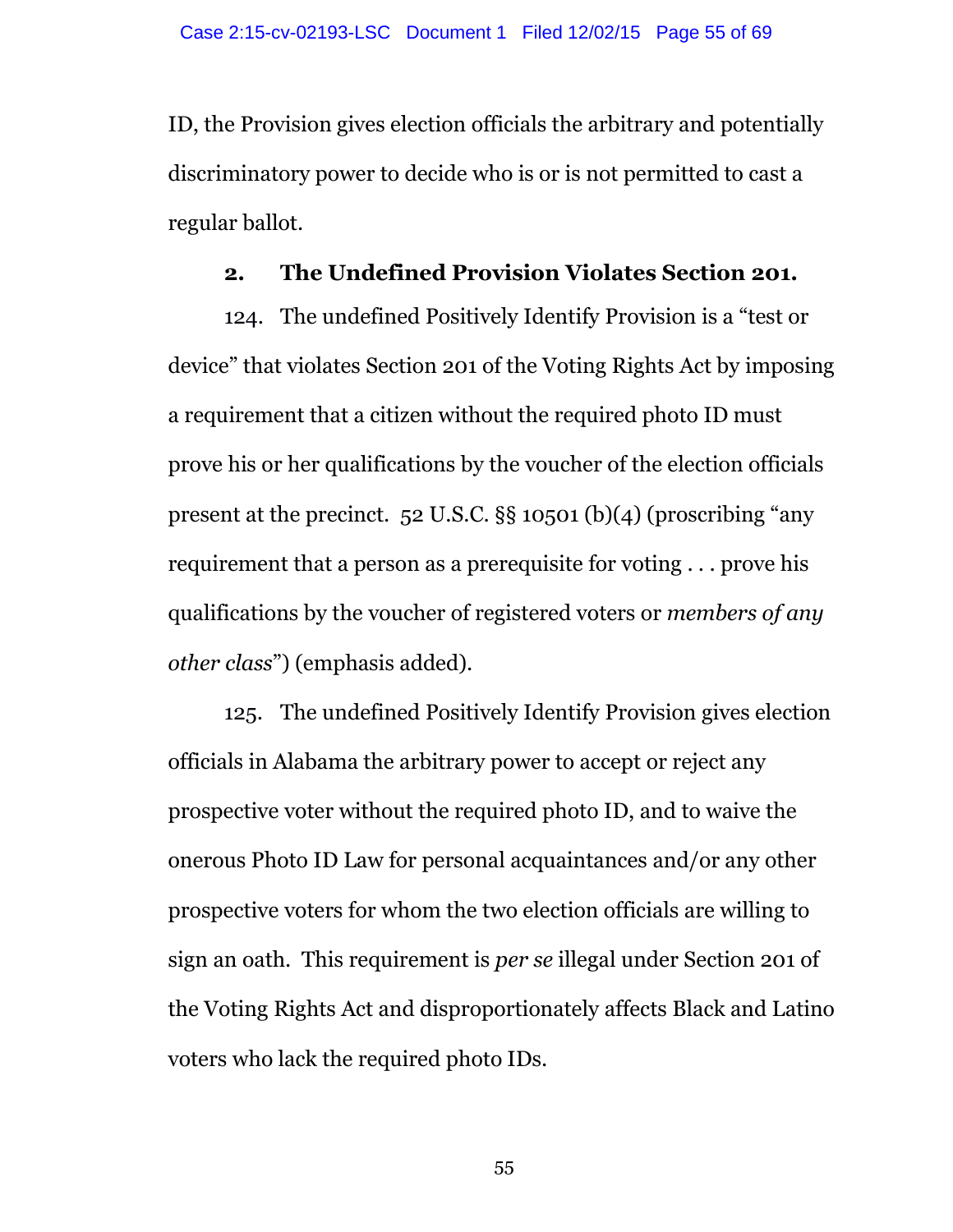ID, the Provision gives election officials the arbitrary and potentially discriminatory power to decide who is or is not permitted to cast a regular ballot.

### 2. The Undefined Provision Violates Section 201.

124. The undefined Positively Identify Provision is a "test or device" that violates Section 201 of the Voting Rights Act by imposing a requirement that a citizen without the required photo ID must prove his or her qualifications by the voucher of the election officials present at the precinct. 52 U.S.C. §§ 10501 (b)(4) (proscribing "any requirement that a person as a prerequisite for voting . . . prove his qualifications by the voucher of registered voters or *members of any other class*") (emphasis added).

125. The undefined Positively Identify Provision gives election officials in Alabama the arbitrary power to accept or reject any prospective voter without the required photo ID, and to waive the onerous Photo ID Law for personal acquaintances and/or any other prospective voters for whom the two election officials are willing to sign an oath. This requirement is *per se* illegal under Section 201 of the Voting Rights Act and disproportionately affects Black and Latino voters who lack the required photo IDs.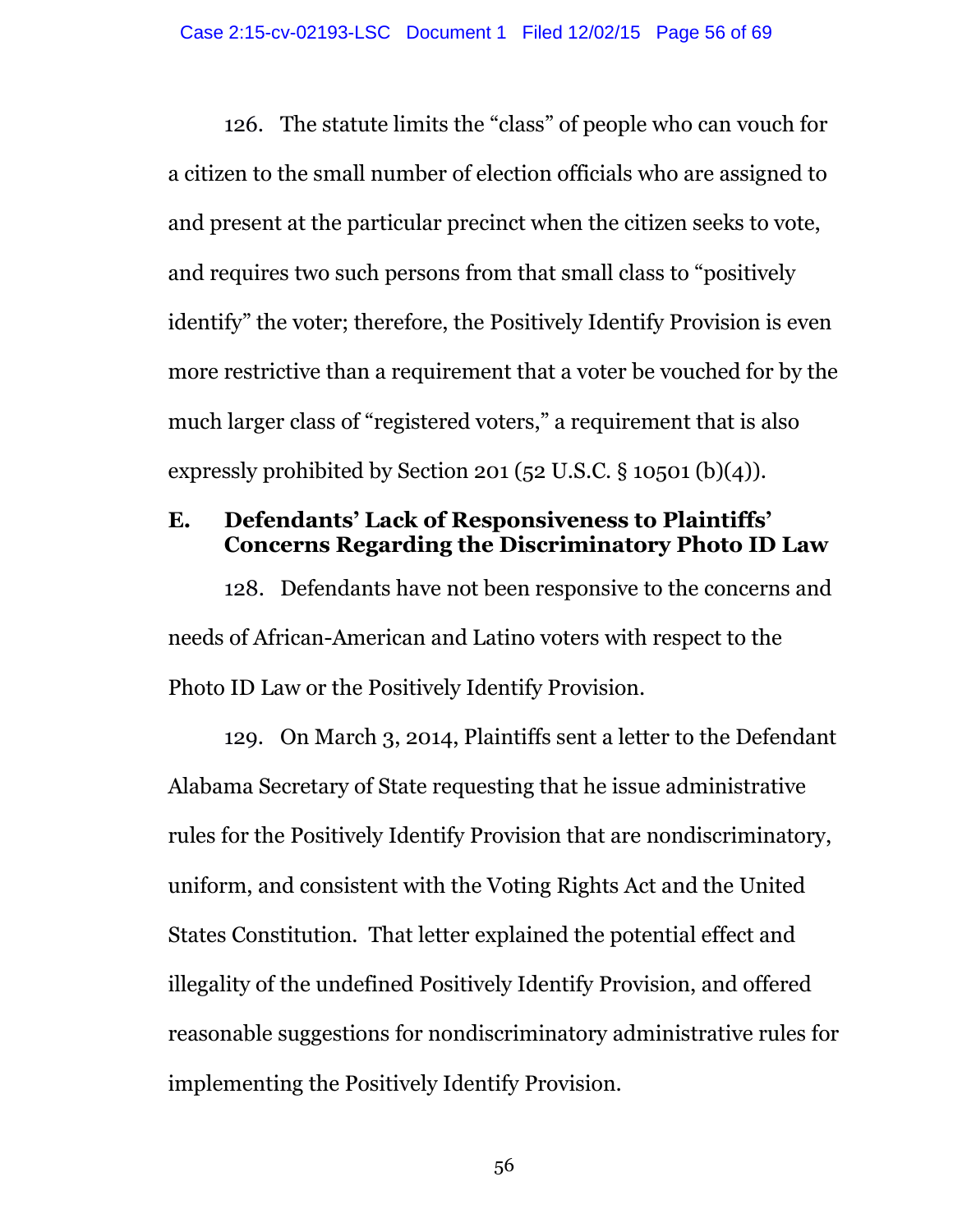126. The statute limits the "class" of people who can vouch for a citizen to the small number of election officials who are assigned to and present at the particular precinct when the citizen seeks to vote, and requires two such persons from that small class to "positively identify" the voter; therefore, the Positively Identify Provision is even more restrictive than a requirement that a voter be vouched for by the much larger class of "registered voters," a requirement that is also expressly prohibited by Section 201 (52 U.S.C. § 10501 (b)(4)).

### E. Defendants' Lack of Responsiveness to Plaintiffs' Concerns Regarding the Discriminatory Photo ID Law

128. Defendants have not been responsive to the concerns and needs of African-American and Latino voters with respect to the Photo ID Law or the Positively Identify Provision.

129. On March 3, 2014, Plaintiffs sent a letter to the Defendant Alabama Secretary of State requesting that he issue administrative rules for the Positively Identify Provision that are nondiscriminatory, uniform, and consistent with the Voting Rights Act and the United States Constitution. That letter explained the potential effect and illegality of the undefined Positively Identify Provision, and offered reasonable suggestions for nondiscriminatory administrative rules for implementing the Positively Identify Provision.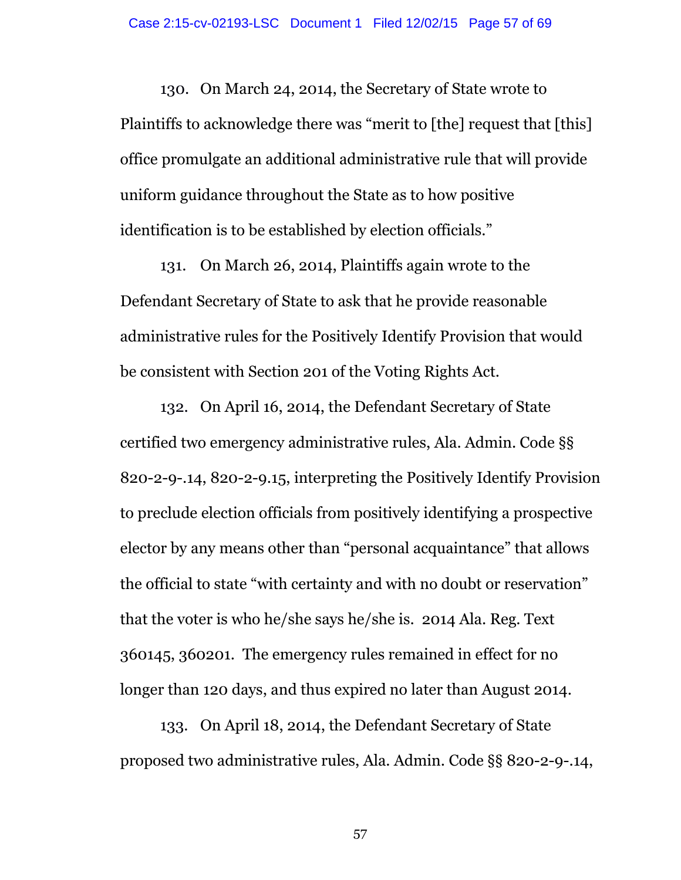130. On March 24, 2014, the Secretary of State wrote to Plaintiffs to acknowledge there was "merit to [the] request that [this] office promulgate an additional administrative rule that will provide uniform guidance throughout the State as to how positive identification is to be established by election officials."

131. On March 26, 2014, Plaintiffs again wrote to the Defendant Secretary of State to ask that he provide reasonable administrative rules for the Positively Identify Provision that would be consistent with Section 201 of the Voting Rights Act.

132. On April 16, 2014, the Defendant Secretary of State certified two emergency administrative rules, Ala. Admin. Code §§ 820-2-9-.14, 820-2-9.15, interpreting the Positively Identify Provision to preclude election officials from positively identifying a prospective elector by any means other than "personal acquaintance" that allows the official to state "with certainty and with no doubt or reservation" that the voter is who he/she says he/she is. 2014 Ala. Reg. Text 360145, 360201. The emergency rules remained in effect for no longer than 120 days, and thus expired no later than August 2014.

133. On April 18, 2014, the Defendant Secretary of State proposed two administrative rules, Ala. Admin. Code §§ 820-2-9-.14,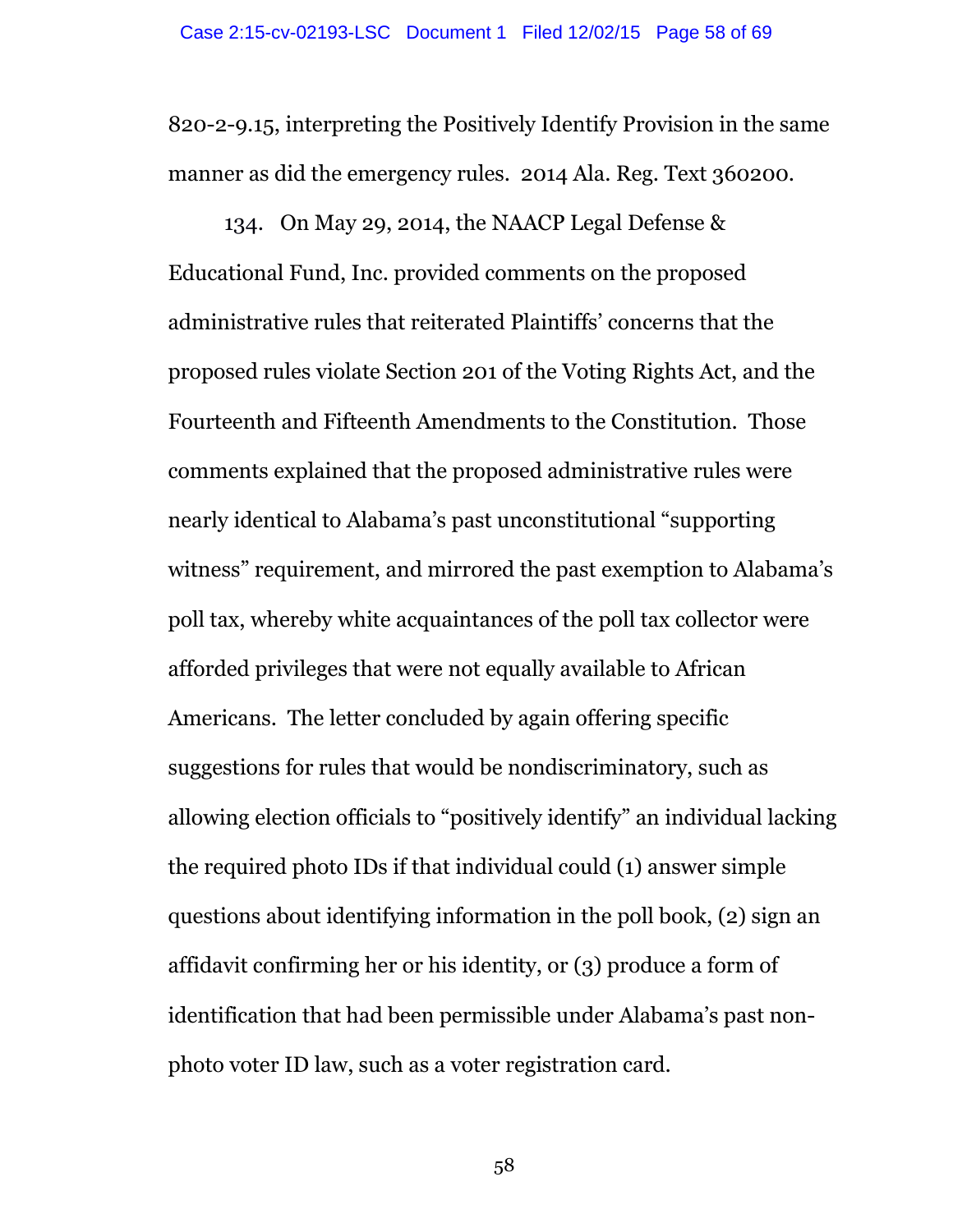820-2-9.15, interpreting the Positively Identify Provision in the same manner as did the emergency rules. 2014 Ala. Reg. Text 360200.

134. On May 29, 2014, the NAACP Legal Defense & Educational Fund, Inc. provided comments on the proposed administrative rules that reiterated Plaintiffs' concerns that the proposed rules violate Section 201 of the Voting Rights Act, and the Fourteenth and Fifteenth Amendments to the Constitution. Those comments explained that the proposed administrative rules were nearly identical to Alabama's past unconstitutional "supporting witness" requirement, and mirrored the past exemption to Alabama's poll tax, whereby white acquaintances of the poll tax collector were afforded privileges that were not equally available to African Americans. The letter concluded by again offering specific suggestions for rules that would be nondiscriminatory, such as allowing election officials to "positively identify" an individual lacking the required photo IDs if that individual could (1) answer simple questions about identifying information in the poll book, (2) sign an affidavit confirming her or his identity, or (3) produce a form of identification that had been permissible under Alabama's past non-photo voter ID law, such as a voter registration card.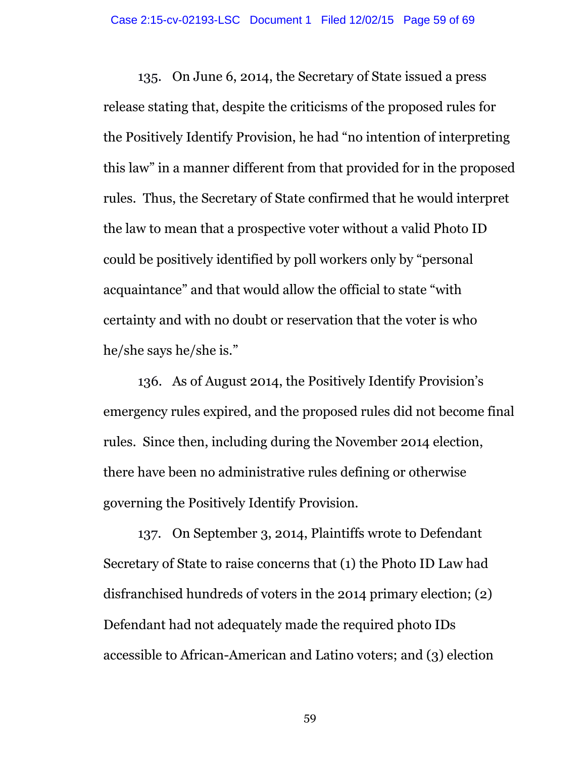135. On June 6, 2014, the Secretary of State issued a press release stating that, despite the criticisms of the proposed rules for the Positively Identify Provision, he had "no intention of interpreting this law" in a manner different from that provided for in the proposed rules. Thus, the Secretary of State confirmed that he would interpret the law to mean that a prospective voter without a valid Photo ID could be positively identified by poll workers only by "personal acquaintance" and that would allow the official to state "with certainty and with no doubt or reservation that the voter is who he/she says he/she is."

136. As of August 2014, the Positively Identify Provision's emergency rules expired, and the proposed rules did not become final rules. Since then, including during the November 2014 election, there have been no administrative rules defining or otherwise governing the Positively Identify Provision.

137. On September 3, 2014, Plaintiffs wrote to Defendant Secretary of State to raise concerns that (1) the Photo ID Law had disfranchised hundreds of voters in the 2014 primary election; (2) Defendant had not adequately made the required photo IDs accessible to African-American and Latino voters; and (3) election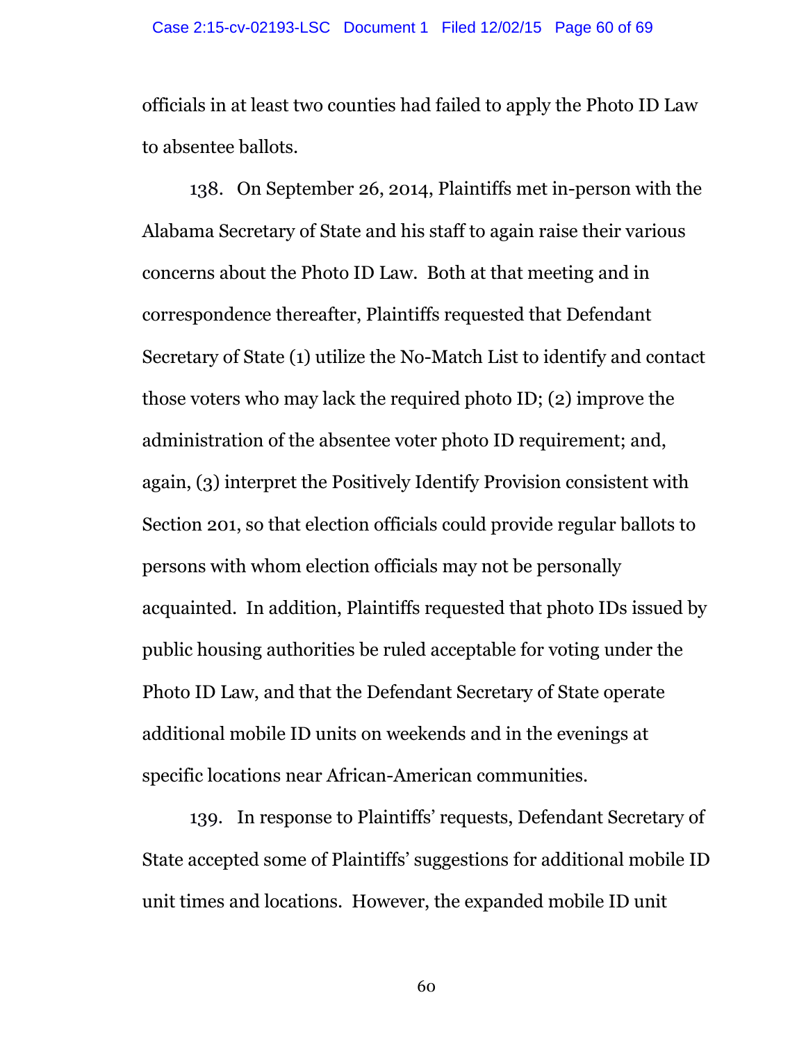officials in at least two counties had failed to apply the Photo ID Law to absentee ballots.

138. On September 26, 2014, Plaintiffs met in-person with the Alabama Secretary of State and his staff to again raise their various concerns about the Photo ID Law. Both at that meeting and in correspondence thereafter, Plaintiffs requested that Defendant Secretary of State (1) utilize the No-Match List to identify and contact those voters who may lack the required photo ID; (2) improve the administration of the absentee voter photo ID requirement; and, again, (3) interpret the Positively Identify Provision consistent with Section 201, so that election officials could provide regular ballots to persons with whom election officials may not be personally acquainted. In addition, Plaintiffs requested that photo IDs issued by public housing authorities be ruled acceptable for voting under the Photo ID Law, and that the Defendant Secretary of State operate additional mobile ID units on weekends and in the evenings at specific locations near African-American communities.

139. In response to Plaintiffs' requests, Defendant Secretary of State accepted some of Plaintiffs' suggestions for additional mobile ID unit times and locations. However, the expanded mobile ID unit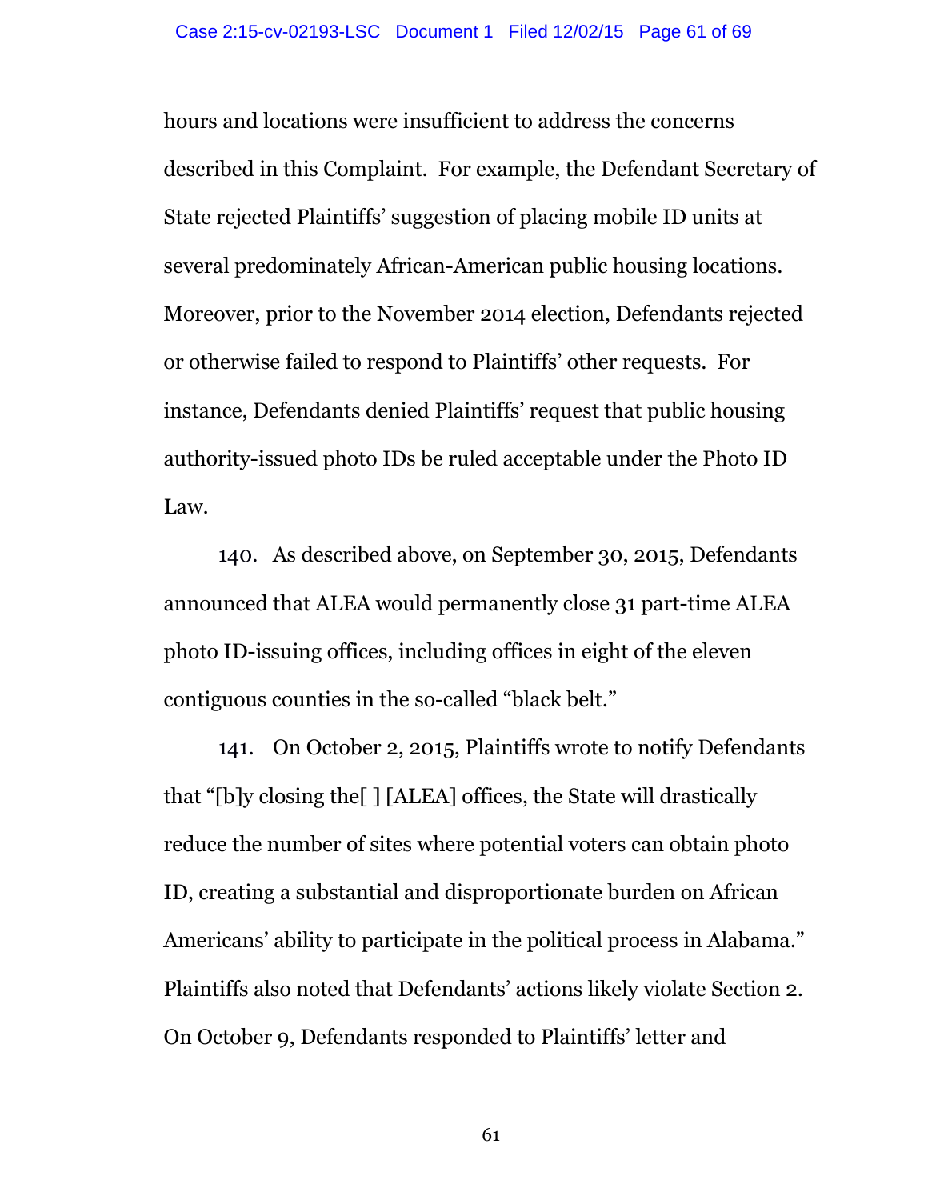hours and locations were insufficient to address the concerns described in this Complaint. For example, the Defendant Secretary of State rejected Plaintiffs' suggestion of placing mobile ID units at several predominately African-American public housing locations. Moreover, prior to the November 2014 election, Defendants rejected or otherwise failed to respond to Plaintiffs' other requests. For instance, Defendants denied Plaintiffs' request that public housing authority-issued photo IDs be ruled acceptable under the Photo ID Law.

140. As described above, on September 30, 2015, Defendants announced that ALEA would permanently close 31 part-time ALEA photo ID-issuing offices, including offices in eight of the eleven contiguous counties in the so-called "black belt."

141. On October 2, 2015, Plaintiffs wrote to notify Defendants that "[b]y closing the[ ] [ALEA] offices, the State will drastically reduce the number of sites where potential voters can obtain photo ID, creating a substantial and disproportionate burden on African Americans' ability to participate in the political process in Alabama." Plaintiffs also noted that Defendants' actions likely violate Section 2. On October 9, Defendants responded to Plaintiffs' letter and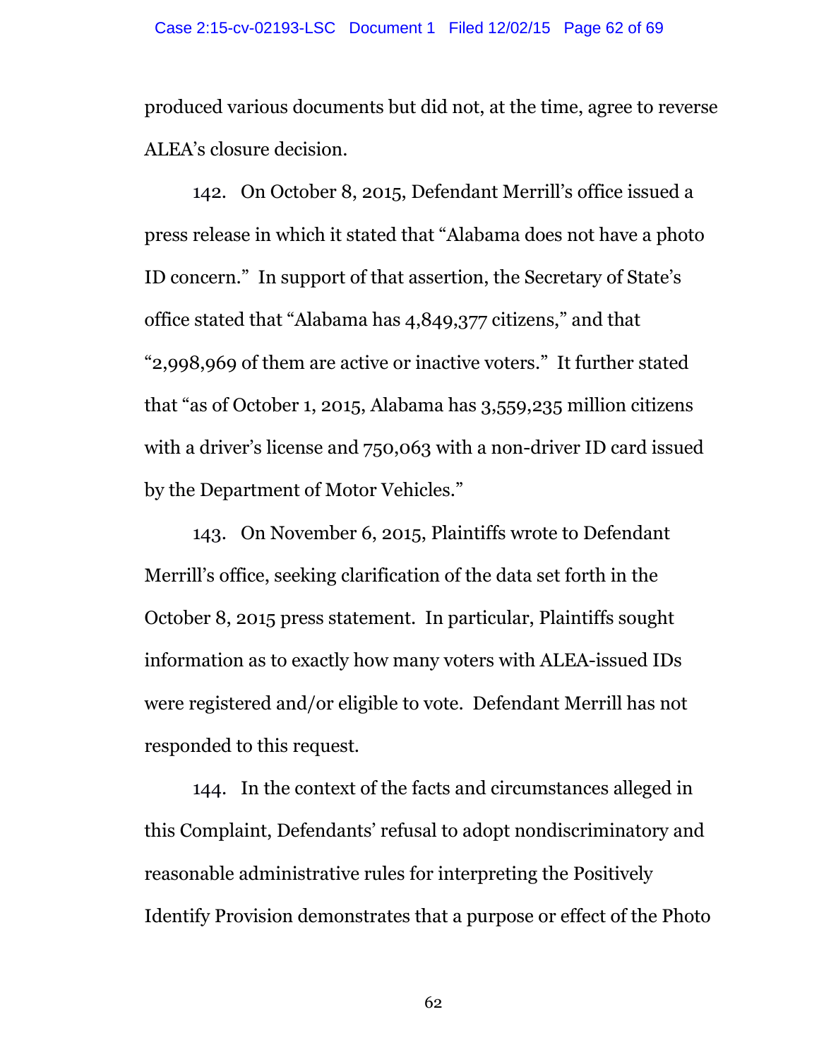produced various documents but did not, at the time, agree to reverse ALEA's closure decision.

142. On October 8, 2015, Defendant Merrill's office issued a press release in which it stated that "Alabama does not have a photo ID concern." In support of that assertion, the Secretary of State's office stated that "Alabama has 4,849,377 citizens," and that "2,998,969 of them are active or inactive voters." It further stated that "as of October 1, 2015, Alabama has 3,559,235 million citizens with a driver's license and 750,063 with a non-driver ID card issued by the Department of Motor Vehicles."

143. On November 6, 2015, Plaintiffs wrote to Defendant Merrill's office, seeking clarification of the data set forth in the October 8, 2015 press statement. In particular, Plaintiffs sought information as to exactly how many voters with ALEA-issued IDs were registered and/or eligible to vote. Defendant Merrill has not responded to this request.

144. In the context of the facts and circumstances alleged in this Complaint, Defendants' refusal to adopt nondiscriminatory and reasonable administrative rules for interpreting the Positively Identify Provision demonstrates that a purpose or effect of the Photo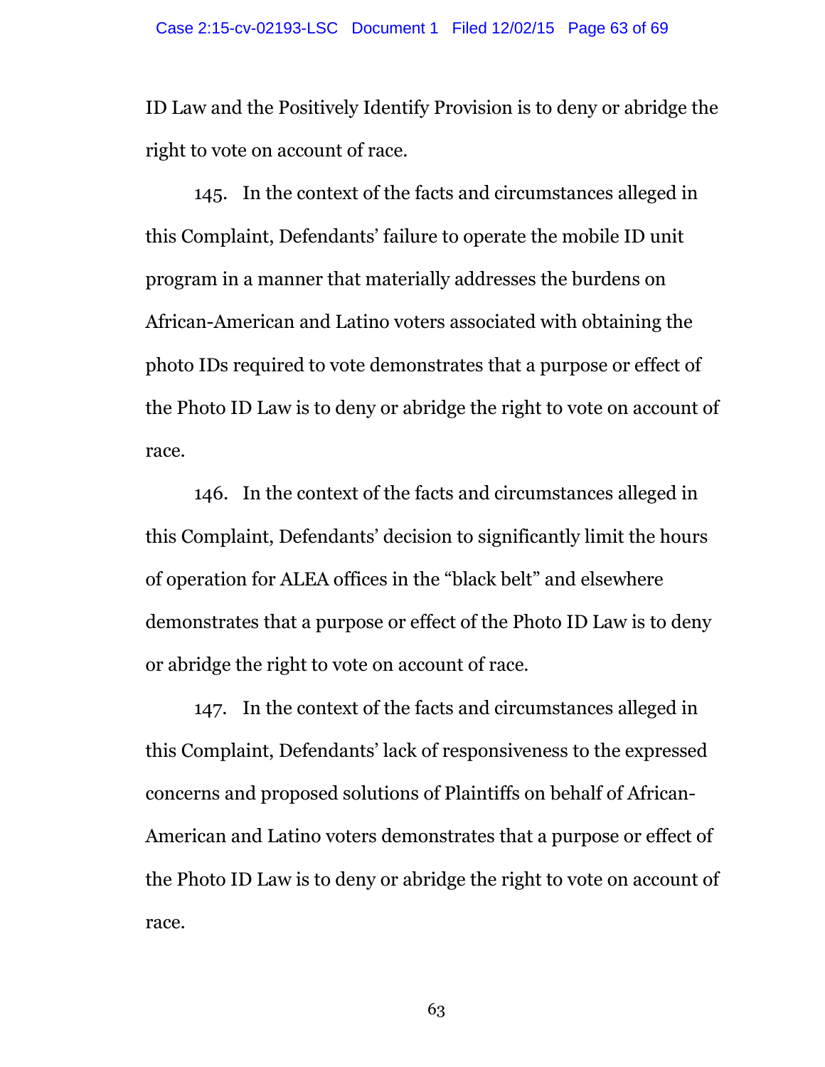ID Law and the Positively Identify Provision is to deny or abridge the right to vote on account of race.

145. In the context of the facts and circumstances alleged in this Complaint, Defendants' failure to operate the mobile ID unit program in a manner that materially addresses the burdens on African-American and Latino voters associated with obtaining the photo IDs required to vote demonstrates that a purpose or effect of the Photo ID Law is to deny or abridge the right to vote on account of race.

146. In the context of the facts and circumstances alleged in this Complaint, Defendants' decision to significantly limit the hours of operation for ALEA offices in the "black belt" and elsewhere demonstrates that a purpose or effect of the Photo ID Law is to deny or abridge the right to vote on account of race.

147. In the context of the facts and circumstances alleged in this Complaint, Defendants' lack of responsiveness to the expressed concerns and proposed solutions of Plaintiffs on behalf of African-American and Latino voters demonstrates that a purpose or effect of the Photo ID Law is to deny or abridge the right to vote on account of race.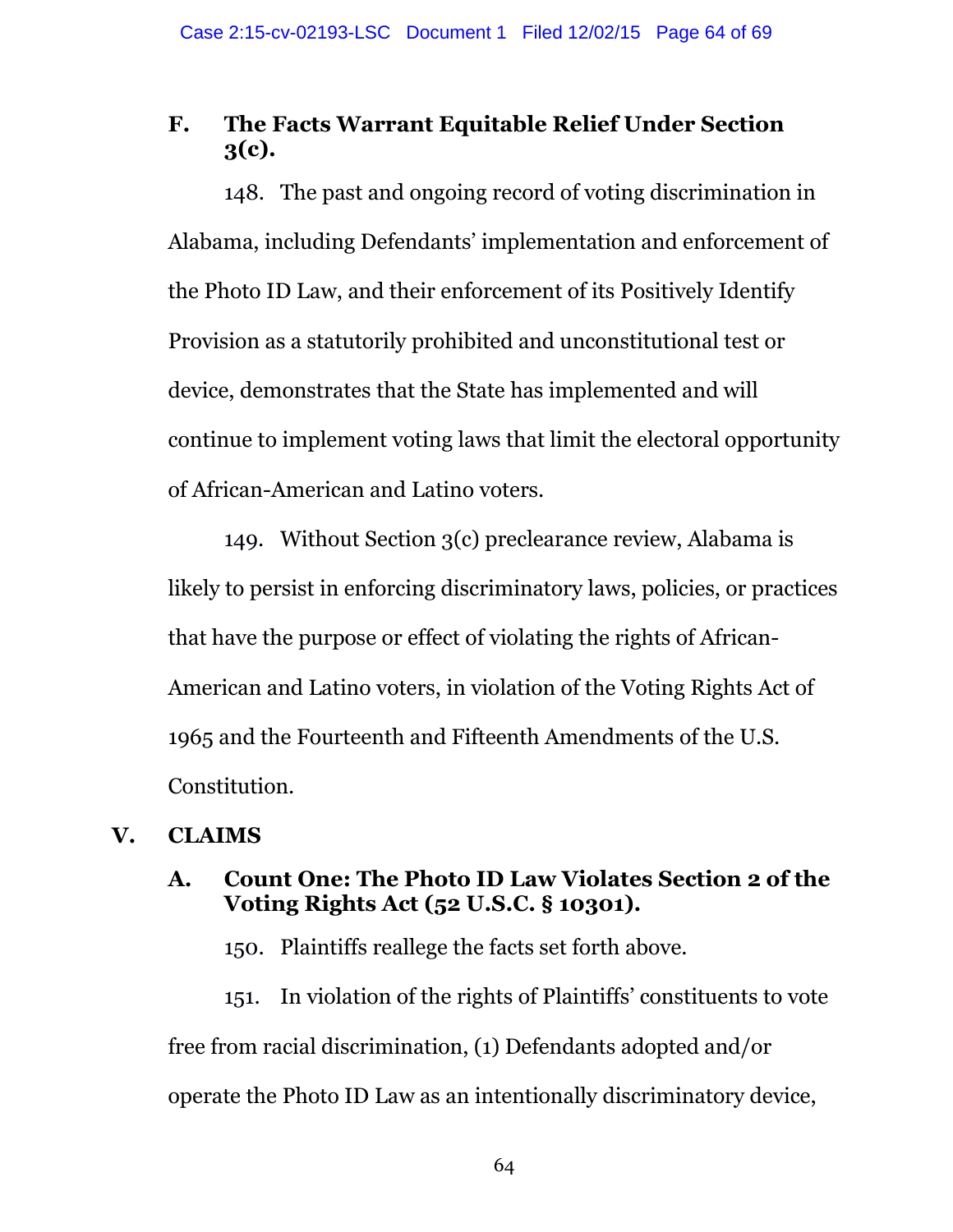### F. The Facts Warrant Equitable Relief Under Section 3(c).

148. The past and ongoing record of voting discrimination in Alabama, including Defendants' implementation and enforcement of the Photo ID Law, and their enforcement of its Positively Identify Provision as a statutorily prohibited and unconstitutional test or device, demonstrates that the State has implemented and will continue to implement voting laws that limit the electoral opportunity of African-American and Latino voters.

149. Without Section 3(c) preclearance review, Alabama is likely to persist in enforcing discriminatory laws, policies, or practices that have the purpose or effect of violating the rights of African-American and Latino voters, in violation of the Voting Rights Act of 1965 and the Fourteenth and Fifteenth Amendments of the U.S. Constitution.

## V. CLAIMS

### A. Count One: The Photo ID Law Violates Section 2 of the Voting Rights Act (52 U.S.C. § 10301).

150. Plaintiffs reallege the facts set forth above.

151. In violation of the rights of Plaintiffs' constituents to vote free from racial discrimination, (1) Defendants adopted and/or operate the Photo ID Law as an intentionally discriminatory device,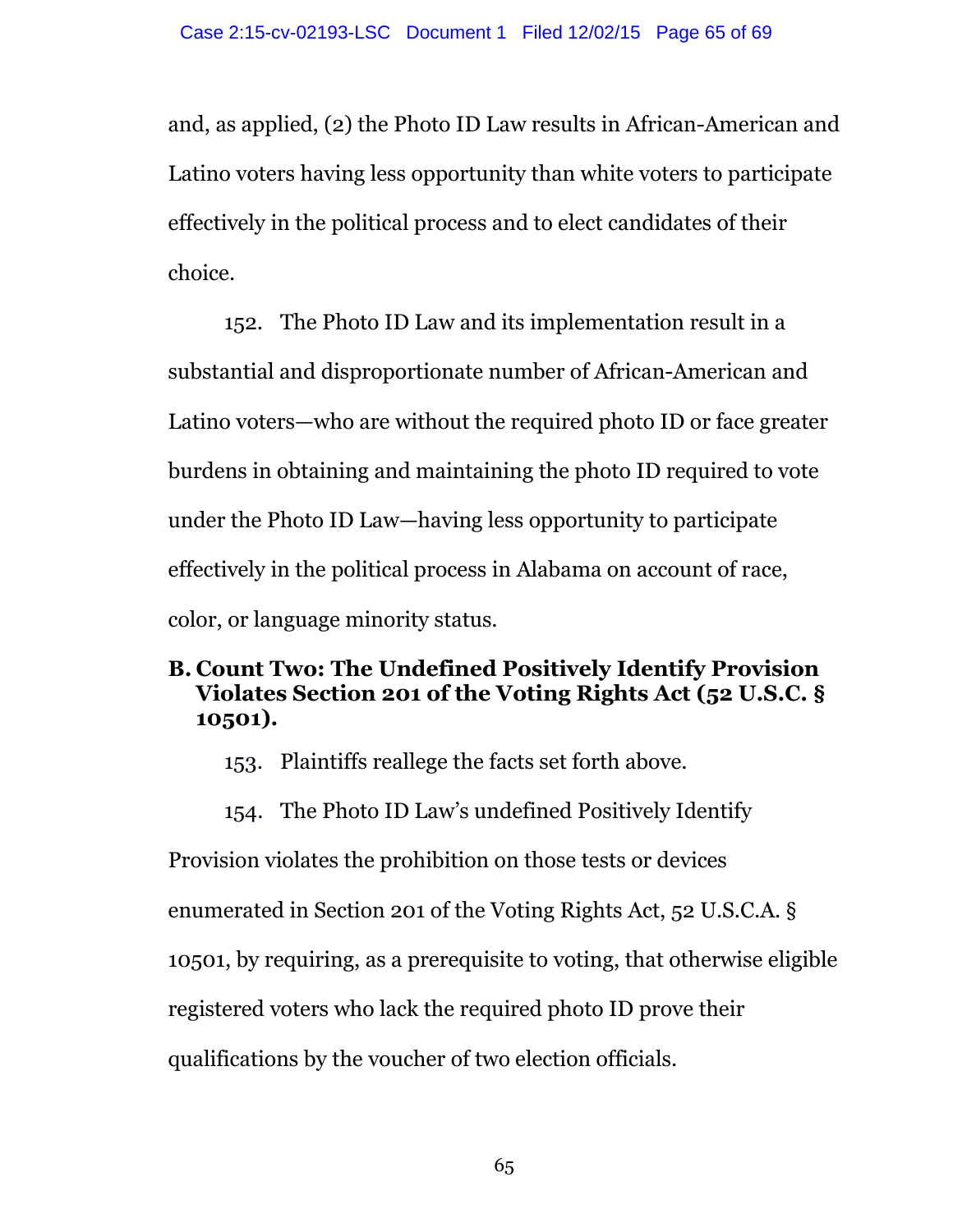and, as applied, (2) the Photo ID Law results in African-American and Latino voters having less opportunity than white voters to participate effectively in the political process and to elect candidates of their choice.

152. The Photo ID Law and its implementation result in a substantial and disproportionate number of African-American and Latino voters—who are without the required photo ID or face greater burdens in obtaining and maintaining the photo ID required to vote under the Photo ID Law—having less opportunity to participate effectively in the political process in Alabama on account of race, color, or language minority status.

### B. Count Two: The Undefined Positively Identify Provision Violates Section 201 of the Voting Rights Act (52 U.S.C. § 10501).

153. Plaintiffs reallege the facts set forth above.

154. The Photo ID Law's undefined Positively Identify Provision violates the prohibition on those tests or devices enumerated in Section 201 of the Voting Rights Act, 52 U.S.C.A. § 10501, by requiring, as a prerequisite to voting, that otherwise eligible registered voters who lack the required photo ID prove their qualifications by the voucher of two election officials.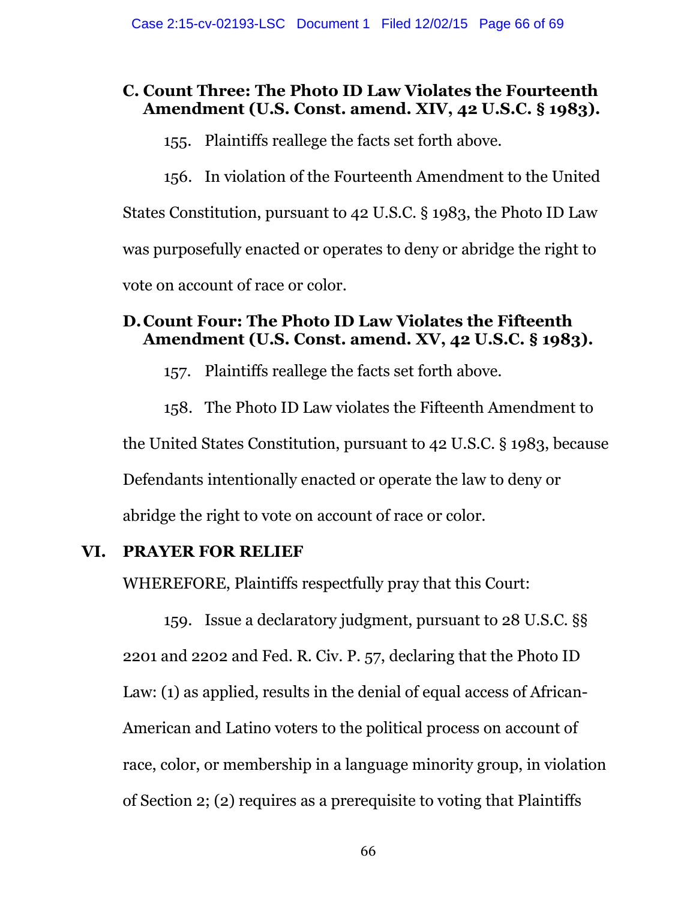### C. Count Three: The Photo ID Law Violates the Fourteenth Amendment (U.S. Const. amend. XIV, 42 U.S.C. § 1983).

155. Plaintiffs reallege the facts set forth above.

156. In violation of the Fourteenth Amendment to the United States Constitution, pursuant to 42 U.S.C. § 1983, the Photo ID Law was purposefully enacted or operates to deny or abridge the right to vote on account of race or color.

### D. Count Four: The Photo ID Law Violates the Fifteenth Amendment (U.S. Const. amend. XV, 42 U.S.C. § 1983).

157. Plaintiffs reallege the facts set forth above.

158. The Photo ID Law violates the Fifteenth Amendment to the United States Constitution, pursuant to 42 U.S.C. § 1983, because Defendants intentionally enacted or operate the law to deny or abridge the right to vote on account of race or color.

## VI. PRAYER FOR RELIEF

WHEREFORE, Plaintiffs respectfully pray that this Court:

159. Issue a declaratory judgment, pursuant to 28 U.S.C. §§ 2201 and 2202 and Fed. R. Civ. P. 57, declaring that the Photo ID Law: (1) as applied, results in the denial of equal access of African-American and Latino voters to the political process on account of race, color, or membership in a language minority group, in violation of Section 2; (2) requires as a prerequisite to voting that Plaintiffs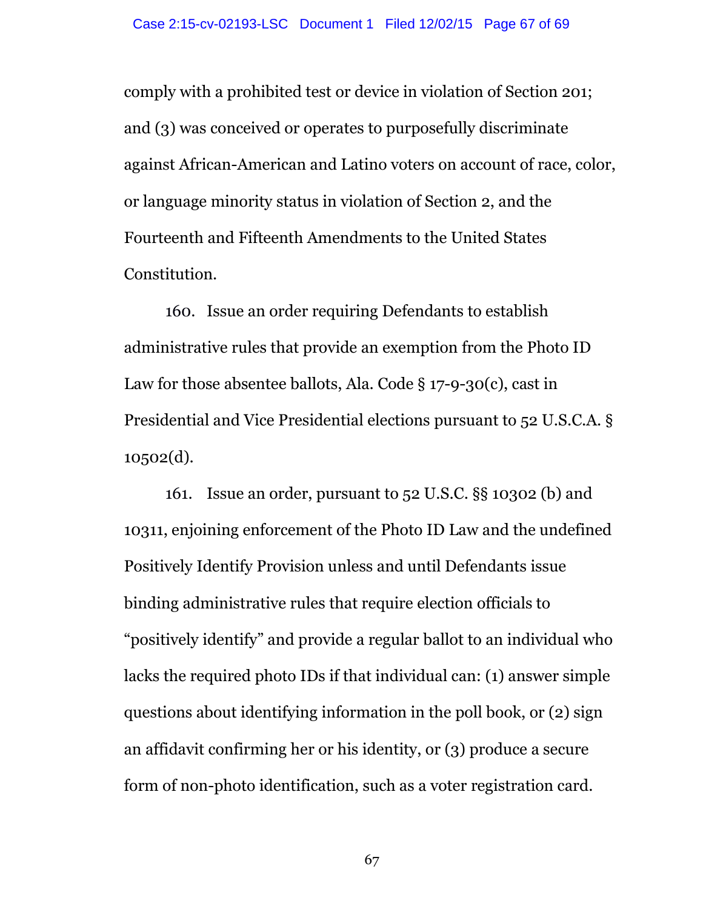comply with a prohibited test or device in violation of Section 201; and (3) was conceived or operates to purposefully discriminate against African-American and Latino voters on account of race, color, or language minority status in violation of Section 2, and the Fourteenth and Fifteenth Amendments to the United States Constitution.

160. Issue an order requiring Defendants to establish administrative rules that provide an exemption from the Photo ID Law for those absentee ballots, Ala. Code § 17-9-30(c), cast in Presidential and Vice Presidential elections pursuant to 52 U.S.C.A. § 10502(d).

161. Issue an order, pursuant to 52 U.S.C. §§ 10302 (b) and 10311, enjoining enforcement of the Photo ID Law and the undefined Positively Identify Provision unless and until Defendants issue binding administrative rules that require election officials to "positively identify" and provide a regular ballot to an individual who lacks the required photo IDs if that individual can: (1) answer simple questions about identifying information in the poll book, or (2) sign an affidavit confirming her or his identity, or (3) produce a secure form of non-photo identification, such as a voter registration card.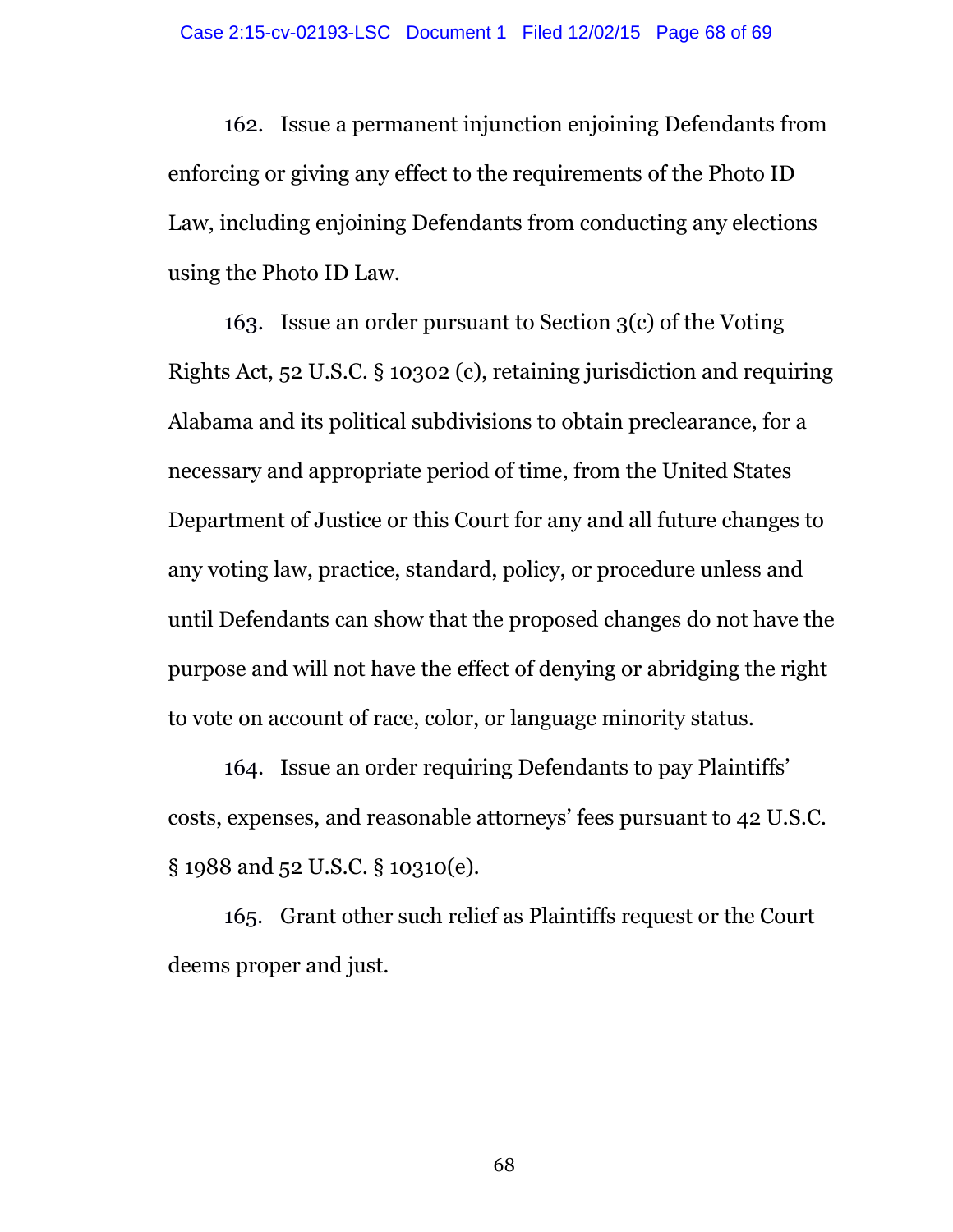162. Issue a permanent injunction enjoining Defendants from enforcing or giving any effect to the requirements of the Photo ID Law, including enjoining Defendants from conducting any elections using the Photo ID Law.

163. Issue an order pursuant to Section 3(c) of the Voting Rights Act, 52 U.S.C. § 10302 (c), retaining jurisdiction and requiring Alabama and its political subdivisions to obtain preclearance, for a necessary and appropriate period of time, from the United States Department of Justice or this Court for any and all future changes to any voting law, practice, standard, policy, or procedure unless and until Defendants can show that the proposed changes do not have the purpose and will not have the effect of denying or abridging the right to vote on account of race, color, or language minority status.

164. Issue an order requiring Defendants to pay Plaintiffs' costs, expenses, and reasonable attorneys' fees pursuant to 42 U.S.C. § 1988 and 52 U.S.C. § 10310(e).

165. Grant other such relief as Plaintiffs request or the Court deems proper and just.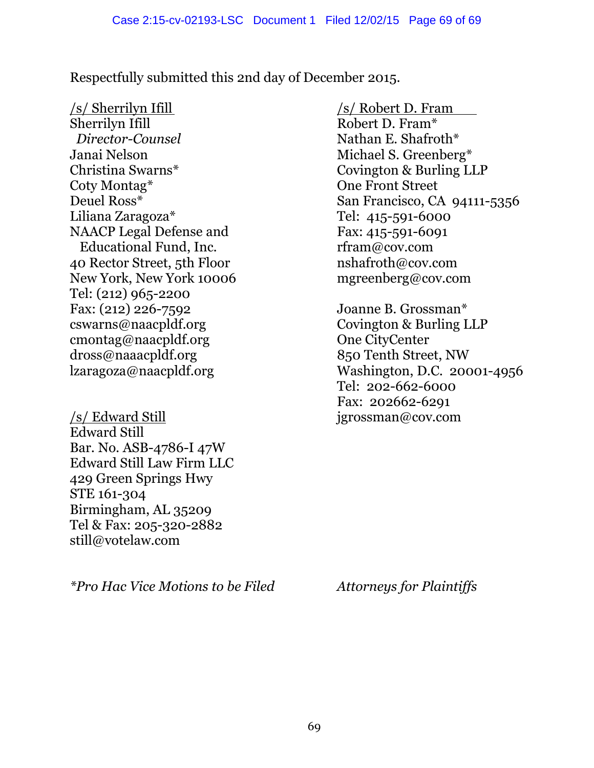Respectfully submitted this 2nd day of December 2015.

/s/ Sherrilyn Ifill
Sherrilyn Ifill
*Director-Counsel*
Janai Nelson
Christina Swarns*
Coty Montag*
Deuel Ross*
Liliana Zaragoza*
NAACP Legal Defense and
Educational Fund, Inc.
40 Rector Street, 5th Floor
New York, New York 10006
Tel: (212) 965-2200
Fax: (212) 226-7592
cswarns@naacpldf.org
cmontag@naacpldf.org
dross@naaacpldf.org
lzaragoza@naacpldf.org

/s/ Edward Still
Edward Still
Bar. No. ASB-4786-I 47W
Edward Still Law Firm LLC
429 Green Springs Hwy
STE 161-304
Birmingham, AL 35209
Tel & Fax: 205-320-2882
still@votelaw.com

/s/ Robert D. Fram
Robert D. Fram*
Nathan E. Shafroth*
Michael S. Greenberg*
Covington & Burling LLP
One Front Street
San Francisco, CA 94111-5356
Tel: 415-591-6000
Fax: 415-591-6091
rfram@cov.com
nshafroth@cov.com
mgreenberg@cov.com

Joanne B. Grossman*
Covington & Burling LLP
One CityCenter
850 Tenth Street, NW
Washington, D.C. 20001-4956
Tel: 202-662-6000
Fax: 202662-6291
jgrossman@cov.com

*\*Pro Hac Vice Motions to be Filed*

*Attorneys for Plaintiffs*